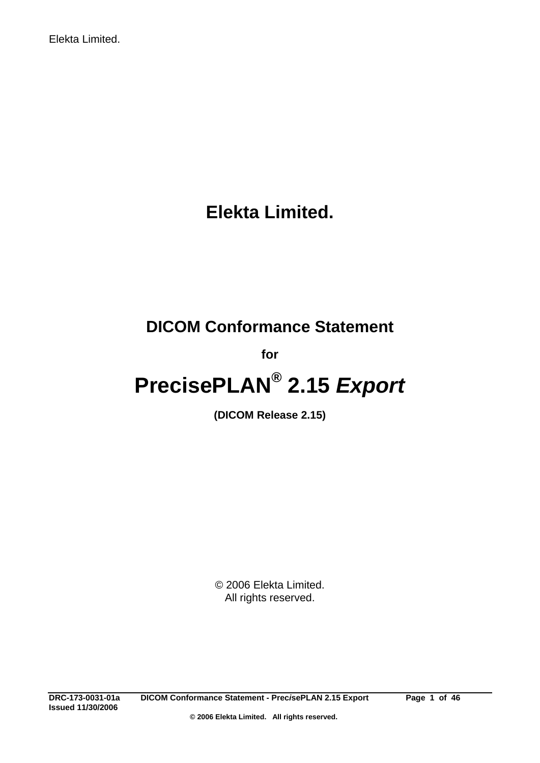# Elekta Limited.

## DICOM Conformance Statement

**for**

# PrecisePLAN® 2.15 *Export*

**(DICOM Release 2.15)**

© 2006 Elekta Limited.
All rights reserved.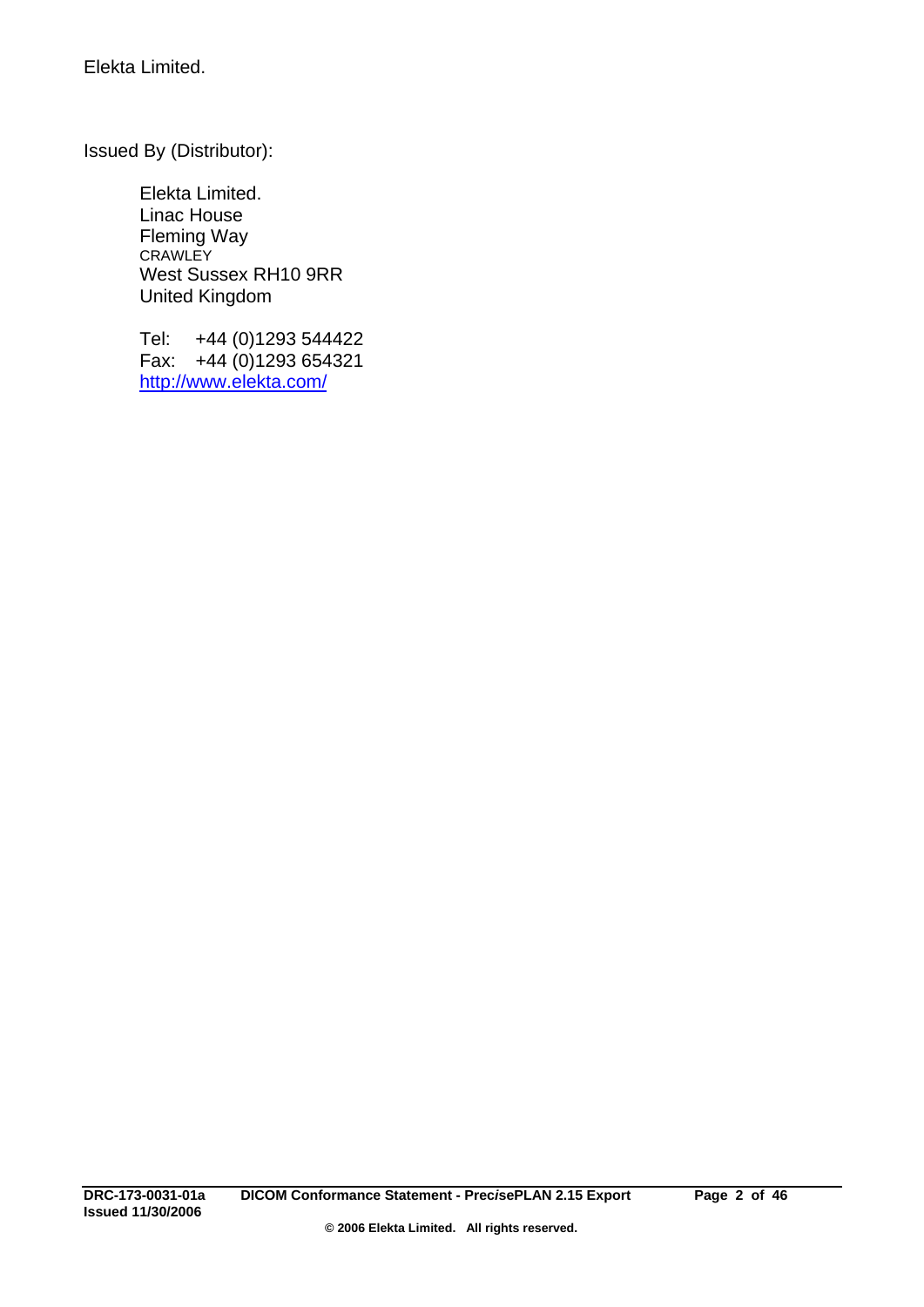Elekta Limited.

Issued By (Distributor):

Elekta Limited.
Linac House
Fleming Way
CRAWLEY
West Sussex RH10 9RR
United Kingdom

Tel: +44 (0)1293 544422
Fax: +44 (0)1293 654321
http://www.elekta.com/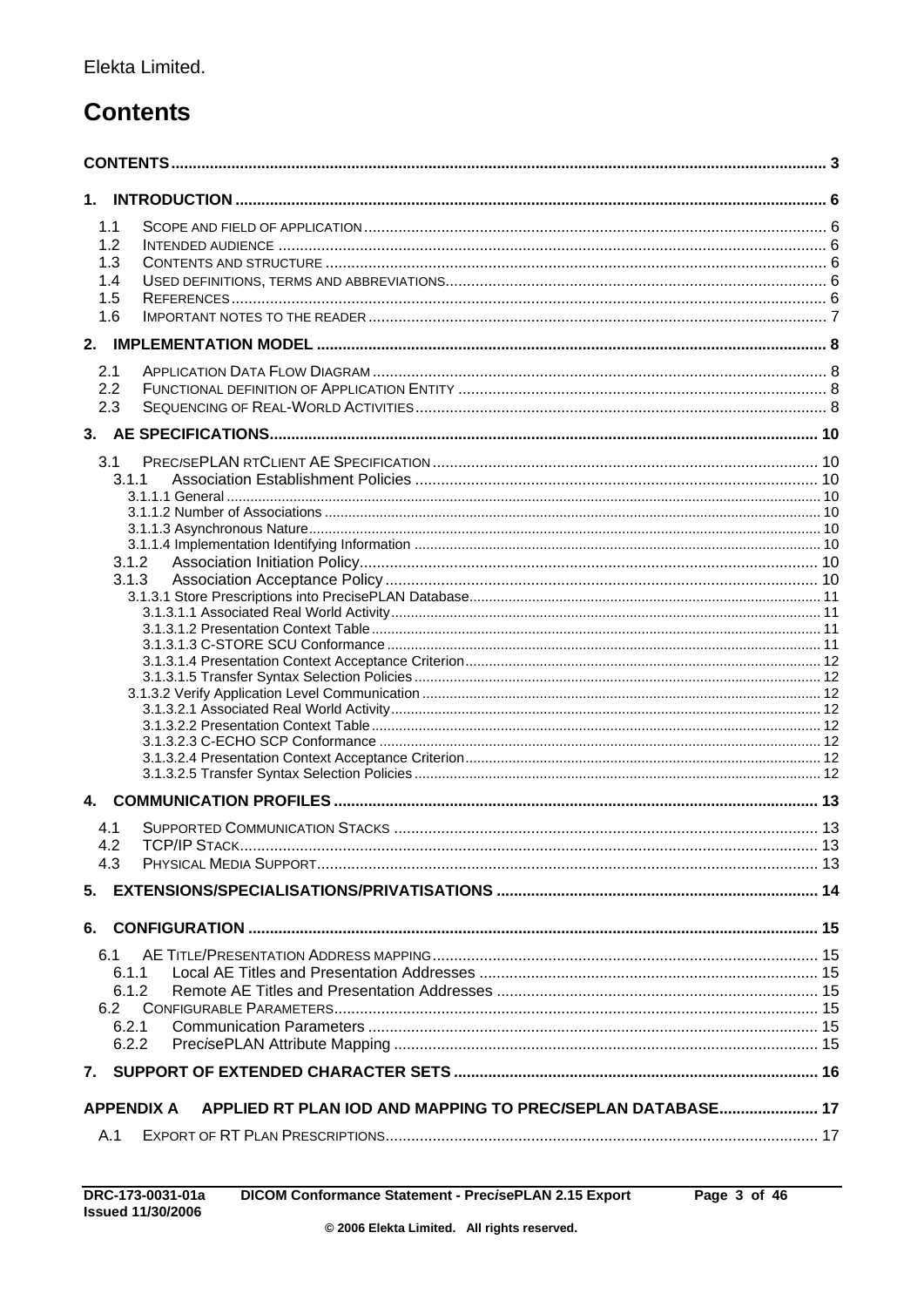Elekta Limited.

# Contents

CONTENTS ..... 3

1. INTRODUCTION ..... 6
   - 1.1 SCOPE AND FIELD OF APPLICATION ..... 6
   - 1.2 INTENDED AUDIENCE ..... 6
   - 1.3 CONTENTS AND STRUCTURE ..... 6
   - 1.4 USED DEFINITIONS, TERMS AND ABBREVIATIONS ..... 6
   - 1.5 REFERENCES ..... 6
   - 1.6 IMPORTANT NOTES TO THE READER ..... 7
2. IMPLEMENTATION MODEL ..... 8
   - 2.1 APPLICATION DATA FLOW DIAGRAM ..... 8
   - 2.2 FUNCTIONAL DEFINITION OF APPLICATION ENTITY ..... 8
   - 2.3 SEQUENCING OF REAL-WORLD ACTIVITIES ..... 8
3. AE SPECIFICATIONS ..... 10
   - 3.1 PREC*ISE*PLAN RTCLIENT AE SPECIFICATION ..... 10
     - 3.1.1 Association Establishment Policies ..... 10
       - 3.1.1.1 General ..... 10
       - 3.1.1.2 Number of Associations ..... 10
       - 3.1.1.3 Asynchronous Nature ..... 10
       - 3.1.1.4 Implementation Identifying Information ..... 10
     - 3.1.2 Association Initiation Policy ..... 10
     - 3.1.3 Association Acceptance Policy ..... 10
       - 3.1.3.1 Store Prescriptions into PrecisePLAN Database ..... 11
         - 3.1.3.1.1 Associated Real World Activity ..... 11
         - 3.1.3.1.2 Presentation Context Table ..... 11
         - 3.1.3.1.3 C-STORE SCU Conformance ..... 11
         - 3.1.3.1.4 Presentation Context Acceptance Criterion ..... 12
         - 3.1.3.1.5 Transfer Syntax Selection Policies ..... 12
       - 3.1.3.2 Verify Application Level Communication ..... 12
         - 3.1.3.2.1 Associated Real World Activity ..... 12
         - 3.1.3.2.2 Presentation Context Table ..... 12
         - 3.1.3.2.3 C-ECHO SCP Conformance ..... 12
         - 3.1.3.2.4 Presentation Context Acceptance Criterion ..... 12
         - 3.1.3.2.5 Transfer Syntax Selection Policies ..... 12
4. COMMUNICATION PROFILES ..... 13
   - 4.1 SUPPORTED COMMUNICATION STACKS ..... 13
   - 4.2 TCP/IP STACK ..... 13
   - 4.3 PHYSICAL MEDIA SUPPORT ..... 13
5. EXTENSIONS/SPECIALISATIONS/PRIVATISATIONS ..... 14
6. CONFIGURATION ..... 15
   - 6.1 AE TITLE/PRESENTATION ADDRESS MAPPING ..... 15
     - 6.1.1 Local AE Titles and Presentation Addresses ..... 15
     - 6.1.2 Remote AE Titles and Presentation Addresses ..... 15
   - 6.2 CONFIGURABLE PARAMETERS ..... 15
     - 6.2.1 Communication Parameters ..... 15
     - 6.2.2 Prec*ise*PLAN Attribute Mapping ..... 15
7. SUPPORT OF EXTENDED CHARACTER SETS ..... 16

APPENDIX A APPLIED RT PLAN IOD AND MAPPING TO PREC*ISE*PLAN DATABASE ..... 17
   - A.1 EXPORT OF RT PLAN PRESCRIPTIONS ..... 17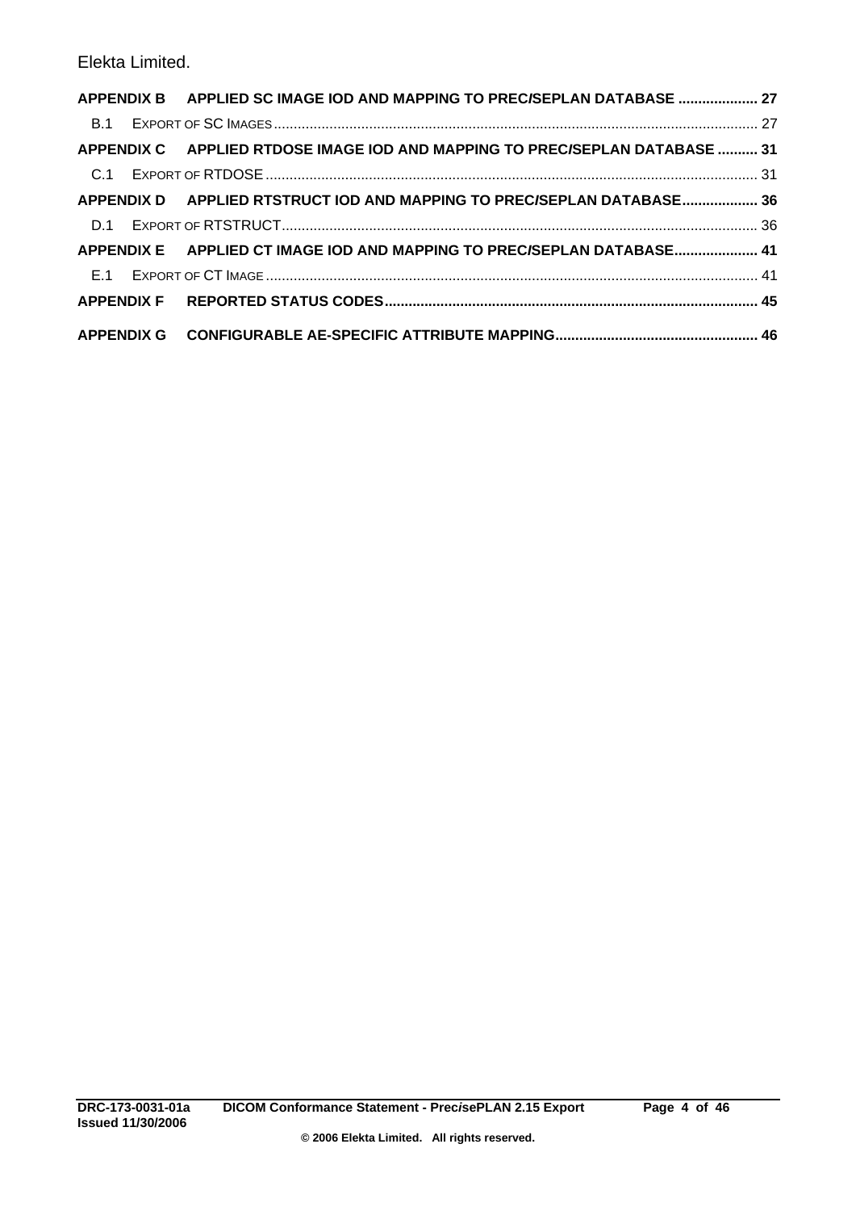APPENDIX B APPLIED SC IMAGE IOD AND MAPPING TO PREC*I*SEPLAN DATABASE .................... 27

B.1 EXPORT OF SC IMAGES ........................................................................................................... 27

APPENDIX C APPLIED RTDOSE IMAGE IOD AND MAPPING TO PREC*I*SEPLAN DATABASE .......... 31

C.1 EXPORT OF RTDOSE .............................................................................................................. 31

APPENDIX D APPLIED RTSTRUCT IOD AND MAPPING TO PREC*I*SEPLAN DATABASE................... 36

D.1 EXPORT OF RTSTRUCT.......................................................................................................... 36

APPENDIX E APPLIED CT IMAGE IOD AND MAPPING TO PREC*I*SEPLAN DATABASE..................... 41

E.1 EXPORT OF CT IMAGE ............................................................................................................ 41

APPENDIX F REPORTED STATUS CODES............................................................................................. 45

APPENDIX G CONFIGURABLE AE-SPECIFIC ATTRIBUTE MAPPING.................................................. 46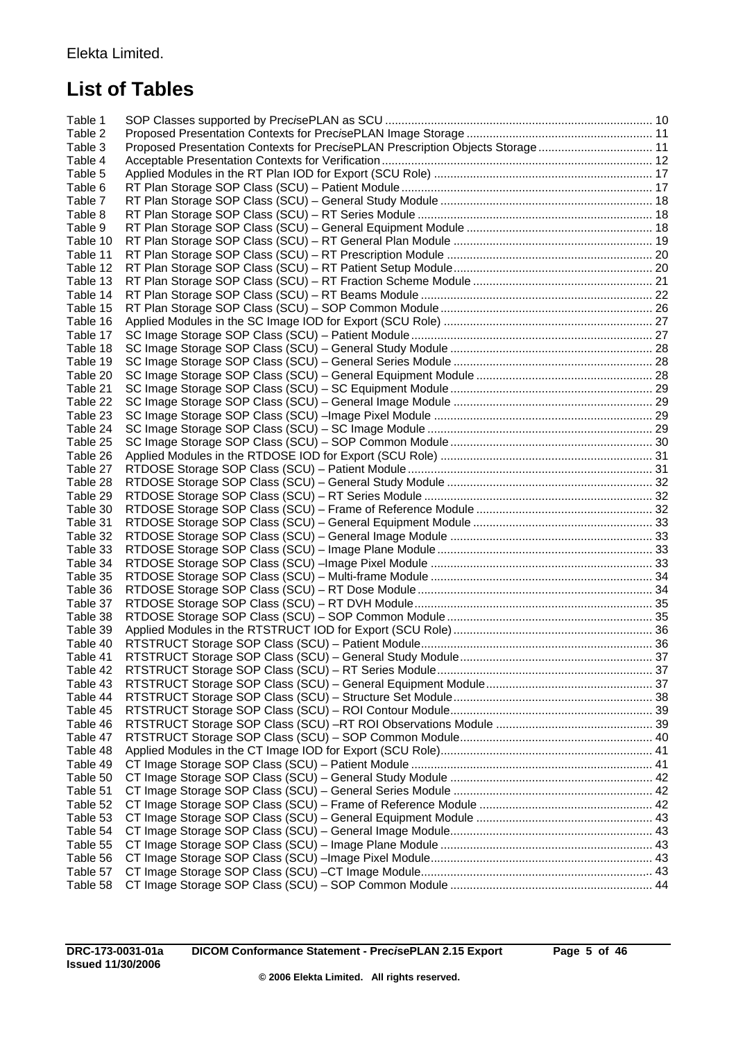# List of Tables

| | | |
|---|---|---|
| Table 1 | SOP Classes supported by Prec*is*ePLAN as SCU | 10 |
| Table 2 | Proposed Presentation Contexts for Prec*is*ePLAN Image Storage | 11 |
| Table 3 | Proposed Presentation Contexts for Prec*is*ePLAN Prescription Objects Storage | 11 |
| Table 4 | Acceptable Presentation Contexts for Verification | 12 |
| Table 5 | Applied Modules in the RT Plan IOD for Export (SCU Role) | 17 |
| Table 6 | RT Plan Storage SOP Class (SCU) – Patient Module | 17 |
| Table 7 | RT Plan Storage SOP Class (SCU) – General Study Module | 18 |
| Table 8 | RT Plan Storage SOP Class (SCU) – RT Series Module | 18 |
| Table 9 | RT Plan Storage SOP Class (SCU) – General Equipment Module | 18 |
| Table 10 | RT Plan Storage SOP Class (SCU) – RT General Plan Module | 19 |
| Table 11 | RT Plan Storage SOP Class (SCU) – RT Prescription Module | 20 |
| Table 12 | RT Plan Storage SOP Class (SCU) – RT Patient Setup Module | 20 |
| Table 13 | RT Plan Storage SOP Class (SCU) – RT Fraction Scheme Module | 21 |
| Table 14 | RT Plan Storage SOP Class (SCU) – RT Beams Module | 22 |
| Table 15 | RT Plan Storage SOP Class (SCU) – SOP Common Module | 26 |
| Table 16 | Applied Modules in the SC Image IOD for Export (SCU Role) | 27 |
| Table 17 | SC Image Storage SOP Class (SCU) – Patient Module | 27 |
| Table 18 | SC Image Storage SOP Class (SCU) – General Study Module | 28 |
| Table 19 | SC Image Storage SOP Class (SCU) – General Series Module | 28 |
| Table 20 | SC Image Storage SOP Class (SCU) – General Equipment Module | 28 |
| Table 21 | SC Image Storage SOP Class (SCU) – SC Equipment Module | 29 |
| Table 22 | SC Image Storage SOP Class (SCU) – General Image Module | 29 |
| Table 23 | SC Image Storage SOP Class (SCU) –Image Pixel Module | 29 |
| Table 24 | SC Image Storage SOP Class (SCU) – SC Image Module | 29 |
| Table 25 | SC Image Storage SOP Class (SCU) – SOP Common Module | 30 |
| Table 26 | Applied Modules in the RTDOSE IOD for Export (SCU Role) | 31 |
| Table 27 | RTDOSE Storage SOP Class (SCU) – Patient Module | 31 |
| Table 28 | RTDOSE Storage SOP Class (SCU) – General Study Module | 32 |
| Table 29 | RTDOSE Storage SOP Class (SCU) – RT Series Module | 32 |
| Table 30 | RTDOSE Storage SOP Class (SCU) – Frame of Reference Module | 32 |
| Table 31 | RTDOSE Storage SOP Class (SCU) – General Equipment Module | 33 |
| Table 32 | RTDOSE Storage SOP Class (SCU) – General Image Module | 33 |
| Table 33 | RTDOSE Storage SOP Class (SCU) – Image Plane Module | 33 |
| Table 34 | RTDOSE Storage SOP Class (SCU) –Image Pixel Module | 33 |
| Table 35 | RTDOSE Storage SOP Class (SCU) – Multi-frame Module | 34 |
| Table 36 | RTDOSE Storage SOP Class (SCU) – RT Dose Module | 34 |
| Table 37 | RTDOSE Storage SOP Class (SCU) – RT DVH Module | 35 |
| Table 38 | RTDOSE Storage SOP Class (SCU) – SOP Common Module | 35 |
| Table 39 | Applied Modules in the RTSTRUCT IOD for Export (SCU Role) | 36 |
| Table 40 | RTSTRUCT Storage SOP Class (SCU) – Patient Module | 36 |
| Table 41 | RTSTRUCT Storage SOP Class (SCU) – General Study Module | 37 |
| Table 42 | RTSTRUCT Storage SOP Class (SCU) – RT Series Module | 37 |
| Table 43 | RTSTRUCT Storage SOP Class (SCU) – General Equipment Module | 37 |
| Table 44 | RTSTRUCT Storage SOP Class (SCU) – Structure Set Module | 38 |
| Table 45 | RTSTRUCT Storage SOP Class (SCU) – ROI Contour Module | 39 |
| Table 46 | RTSTRUCT Storage SOP Class (SCU) –RT ROI Observations Module | 39 |
| Table 47 | RTSTRUCT Storage SOP Class (SCU) – SOP Common Module | 40 |
| Table 48 | Applied Modules in the CT Image IOD for Export (SCU Role) | 41 |
| Table 49 | CT Image Storage SOP Class (SCU) – Patient Module | 41 |
| Table 50 | CT Image Storage SOP Class (SCU) – General Study Module | 42 |
| Table 51 | CT Image Storage SOP Class (SCU) – General Series Module | 42 |
| Table 52 | CT Image Storage SOP Class (SCU) – Frame of Reference Module | 42 |
| Table 53 | CT Image Storage SOP Class (SCU) – General Equipment Module | 43 |
| Table 54 | CT Image Storage SOP Class (SCU) – General Image Module | 43 |
| Table 55 | CT Image Storage SOP Class (SCU) – Image Plane Module | 43 |
| Table 56 | CT Image Storage SOP Class (SCU) –Image Pixel Module | 43 |
| Table 57 | CT Image Storage SOP Class (SCU) –CT Image Module | 43 |
| Table 58 | CT Image Storage SOP Class (SCU) – SOP Common Module | 44 |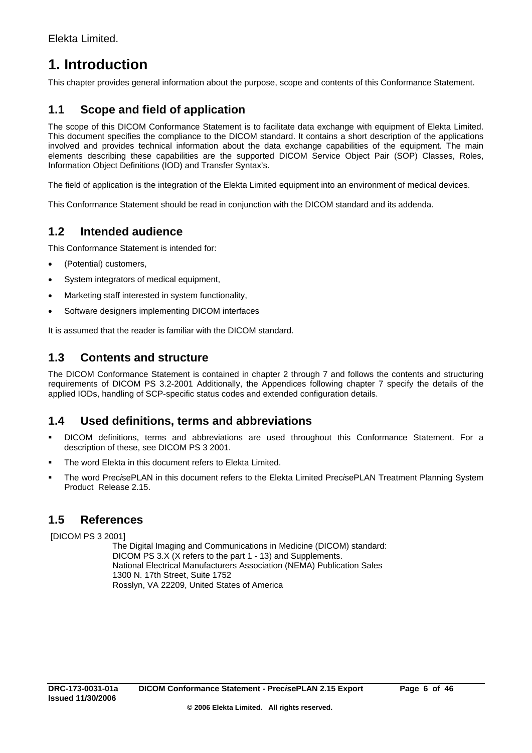# 1. Introduction

This chapter provides general information about the purpose, scope and contents of this Conformance Statement.

## 1.1 Scope and field of application

The scope of this DICOM Conformance Statement is to facilitate data exchange with equipment of Elekta Limited. This document specifies the compliance to the DICOM standard. It contains a short description of the applications involved and provides technical information about the data exchange capabilities of the equipment. The main elements describing these capabilities are the supported DICOM Service Object Pair (SOP) Classes, Roles, Information Object Definitions (IOD) and Transfer Syntax's.

The field of application is the integration of the Elekta Limited equipment into an environment of medical devices.

This Conformance Statement should be read in conjunction with the DICOM standard and its addenda.

## 1.2 Intended audience

This Conformance Statement is intended for:

- (Potential) customers,
- System integrators of medical equipment,
- Marketing staff interested in system functionality,
- Software designers implementing DICOM interfaces

It is assumed that the reader is familiar with the DICOM standard.

## 1.3 Contents and structure

The DICOM Conformance Statement is contained in chapter 2 through 7 and follows the contents and structuring requirements of DICOM PS 3.2-2001 Additionally, the Appendices following chapter 7 specify the details of the applied IODs, handling of SCP-specific status codes and extended configuration details.

## 1.4 Used definitions, terms and abbreviations

- DICOM definitions, terms and abbreviations are used throughout this Conformance Statement. For a description of these, see DICOM PS 3 2001.
- The word Elekta in this document refers to Elekta Limited.
- The word Prec*is*ePLAN in this document refers to the Elekta Limited Prec*is*ePLAN Treatment Planning System Product Release 2.15.

## 1.5 References

[DICOM PS 3 2001]

The Digital Imaging and Communications in Medicine (DICOM) standard:
DICOM PS 3.X (X refers to the part 1 - 13) and Supplements.
National Electrical Manufacturers Association (NEMA) Publication Sales
1300 N. 17th Street, Suite 1752
Rosslyn, VA 22209, United States of America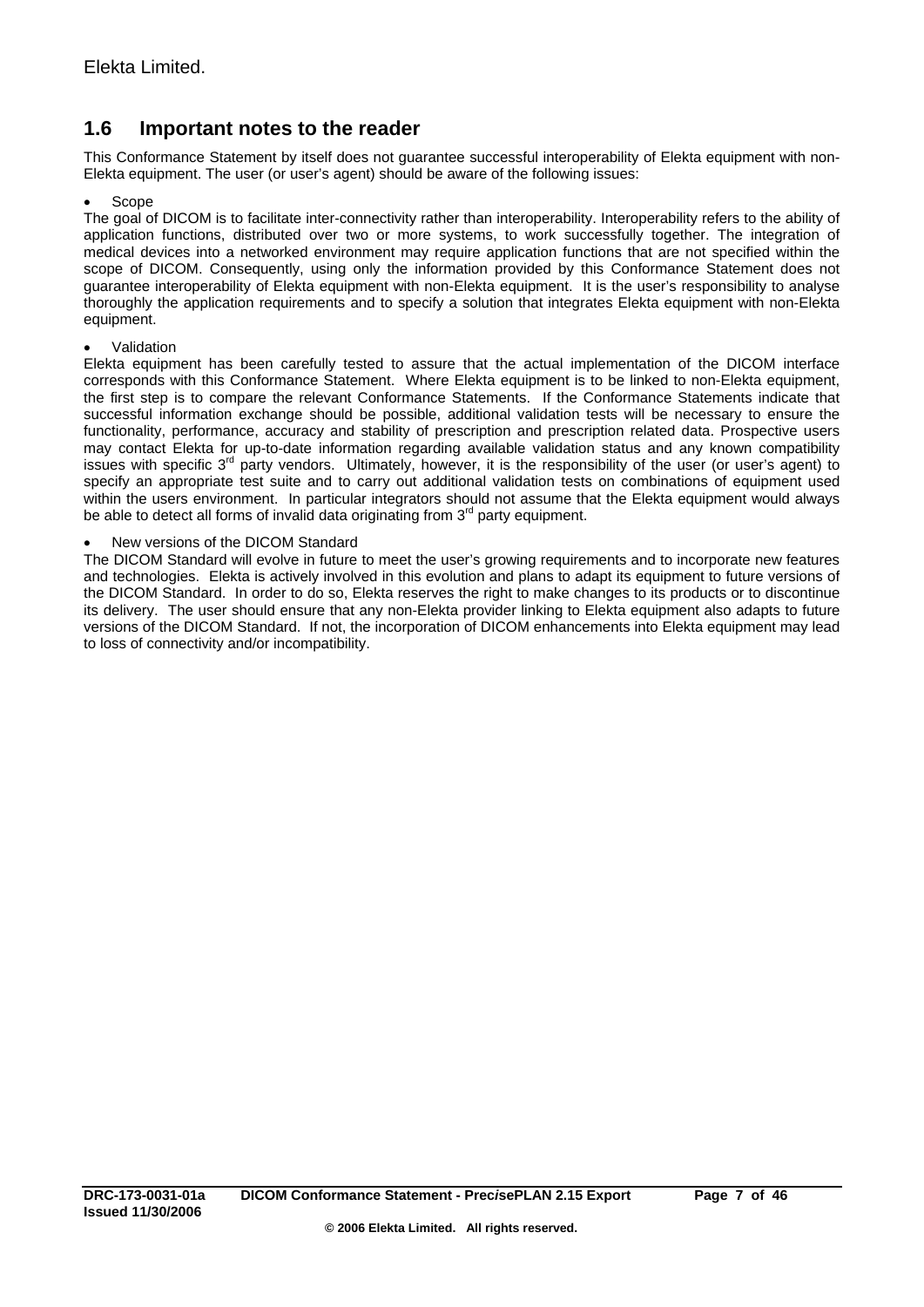## 1.6 Important notes to the reader

This Conformance Statement by itself does not guarantee successful interoperability of Elekta equipment with non-Elekta equipment. The user (or user's agent) should be aware of the following issues:

- Scope

The goal of DICOM is to facilitate inter-connectivity rather than interoperability. Interoperability refers to the ability of application functions, distributed over two or more systems, to work successfully together. The integration of medical devices into a networked environment may require application functions that are not specified within the scope of DICOM. Consequently, using only the information provided by this Conformance Statement does not guarantee interoperability of Elekta equipment with non-Elekta equipment. It is the user's responsibility to analyse thoroughly the application requirements and to specify a solution that integrates Elekta equipment with non-Elekta equipment.

- Validation

Elekta equipment has been carefully tested to assure that the actual implementation of the DICOM interface corresponds with this Conformance Statement. Where Elekta equipment is to be linked to non-Elekta equipment, the first step is to compare the relevant Conformance Statements. If the Conformance Statements indicate that successful information exchange should be possible, additional validation tests will be necessary to ensure the functionality, performance, accuracy and stability of prescription and prescription related data. Prospective users may contact Elekta for up-to-date information regarding available validation status and any known compatibility issues with specific 3rd party vendors. Ultimately, however, it is the responsibility of the user (or user's agent) to specify an appropriate test suite and to carry out additional validation tests on combinations of equipment used within the users environment. In particular integrators should not assume that the Elekta equipment would always be able to detect all forms of invalid data originating from 3rd party equipment.

- New versions of the DICOM Standard

The DICOM Standard will evolve in future to meet the user's growing requirements and to incorporate new features and technologies. Elekta is actively involved in this evolution and plans to adapt its equipment to future versions of the DICOM Standard. In order to do so, Elekta reserves the right to make changes to its products or to discontinue its delivery. The user should ensure that any non-Elekta provider linking to Elekta equipment also adapts to future versions of the DICOM Standard. If not, the incorporation of DICOM enhancements into Elekta equipment may lead to loss of connectivity and/or incompatibility.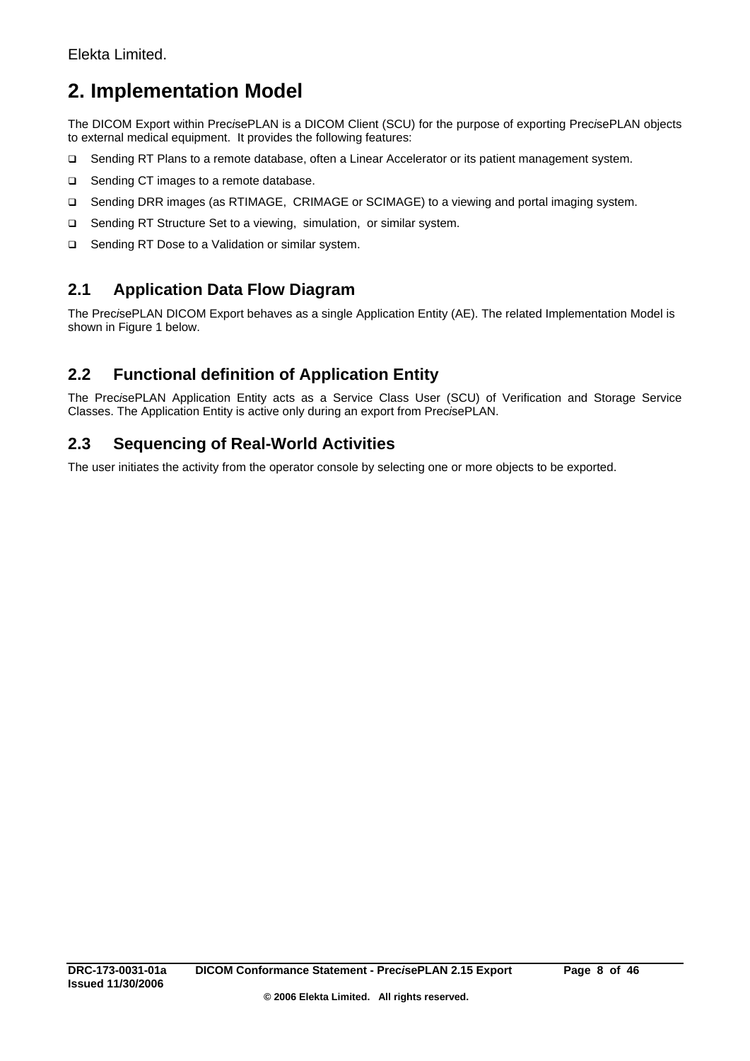# 2. Implementation Model

The DICOM Export within Prec*is*ePLAN is a DICOM Client (SCU) for the purpose of exporting Prec*is*ePLAN objects to external medical equipment. It provides the following features:

- Sending RT Plans to a remote database, often a Linear Accelerator or its patient management system.
- Sending CT images to a remote database.
- Sending DRR images (as RTIMAGE, CRIMAGE or SCIMAGE) to a viewing and portal imaging system.
- Sending RT Structure Set to a viewing, simulation, or similar system.
- Sending RT Dose to a Validation or similar system.

## 2.1 Application Data Flow Diagram

The Prec*is*ePLAN DICOM Export behaves as a single Application Entity (AE). The related Implementation Model is shown in Figure 1 below.

## 2.2 Functional definition of Application Entity

The Prec*is*ePLAN Application Entity acts as a Service Class User (SCU) of Verification and Storage Service Classes. The Application Entity is active only during an export from Prec*is*ePLAN.

## 2.3 Sequencing of Real-World Activities

The user initiates the activity from the operator console by selecting one or more objects to be exported.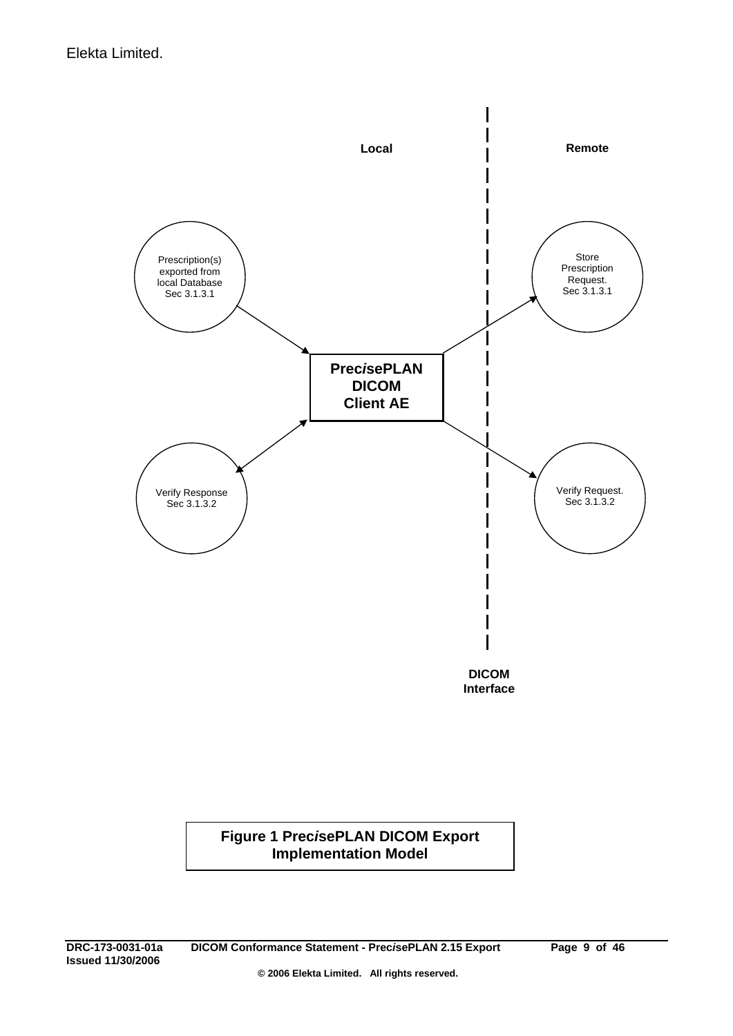Local

Remote

Prescription(s) exported from local Database Sec 3.1.3.1

Store Prescription Request. Sec 3.1.3.1

Prec*ise*PLAN DICOM Client AE

Verify Response Sec 3.1.3.2

Verify Request. Sec 3.1.3.2

DICOM Interface

**Figure 1 Prec*ise*PLAN DICOM Export Implementation Model**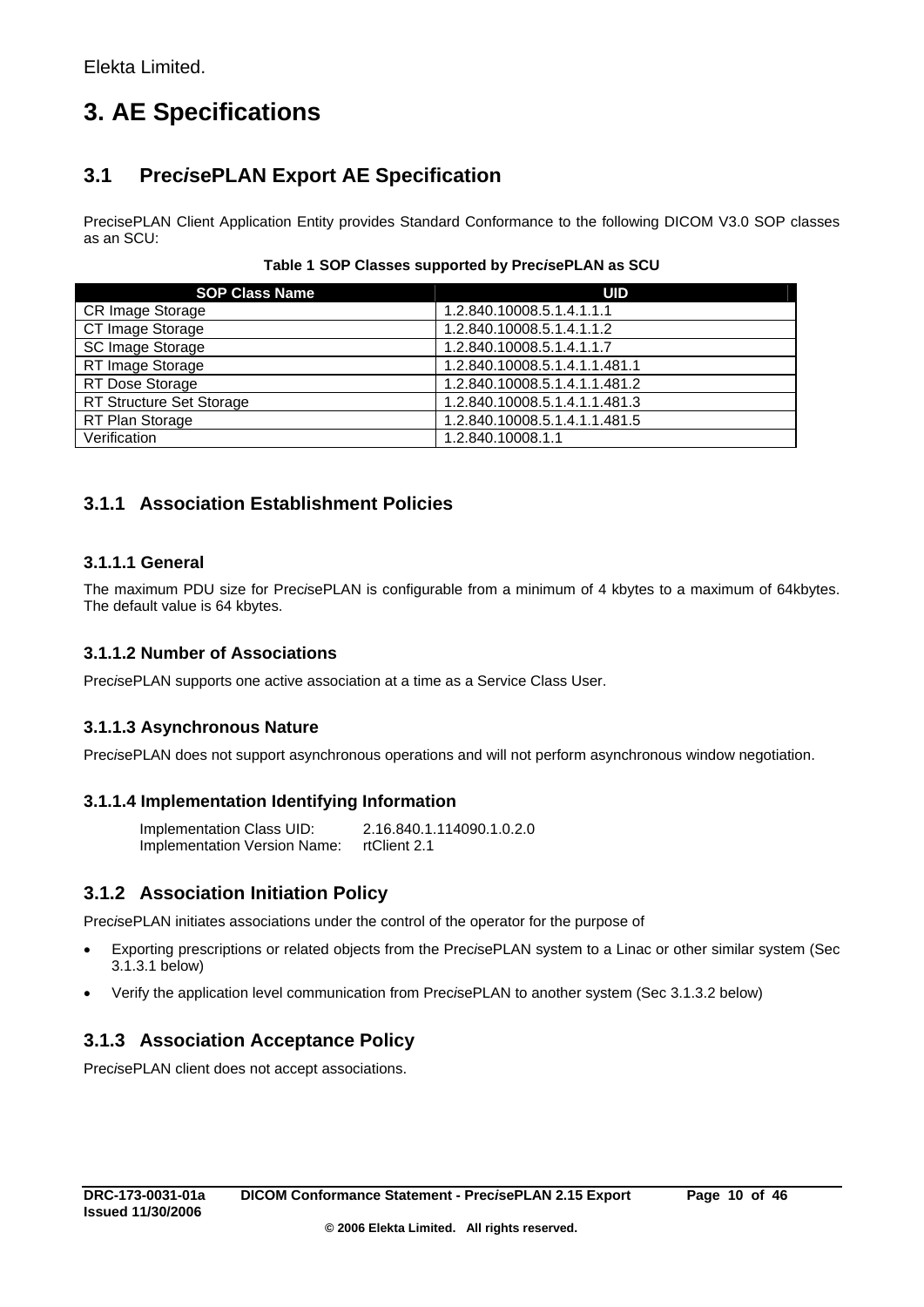# 3. AE Specifications

## 3.1 Prec*is*ePLAN Export AE Specification

PrecisePLAN Client Application Entity provides Standard Conformance to the following DICOM V3.0 SOP classes as an SCU:

**Table 1 SOP Classes supported by Prec*is*ePLAN as SCU**

| SOP Class Name | UID |
|---|---|
| CR Image Storage | 1.2.840.10008.5.1.4.1.1.1 |
| CT Image Storage | 1.2.840.10008.5.1.4.1.1.2 |
| SC Image Storage | 1.2.840.10008.5.1.4.1.1.7 |
| RT Image Storage | 1.2.840.10008.5.1.4.1.1.481.1 |
| RT Dose Storage | 1.2.840.10008.5.1.4.1.1.481.2 |
| RT Structure Set Storage | 1.2.840.10008.5.1.4.1.1.481.3 |
| RT Plan Storage | 1.2.840.10008.5.1.4.1.1.481.5 |
| Verification | 1.2.840.10008.1.1 |

### 3.1.1 Association Establishment Policies

#### 3.1.1.1 General

The maximum PDU size for Prec*is*ePLAN is configurable from a minimum of 4 kbytes to a maximum of 64kbytes. The default value is 64 kbytes.

#### 3.1.1.2 Number of Associations

Prec*is*ePLAN supports one active association at a time as a Service Class User.

#### 3.1.1.3 Asynchronous Nature

Prec*is*ePLAN does not support asynchronous operations and will not perform asynchronous window negotiation.

#### 3.1.1.4 Implementation Identifying Information

Implementation Class UID: 2.16.840.1.114090.1.0.2.0
Implementation Version Name: rtClient 2.1

### 3.1.2 Association Initiation Policy

Prec*is*ePLAN initiates associations under the control of the operator for the purpose of

- Exporting prescriptions or related objects from the Prec*is*ePLAN system to a Linac or other similar system (Sec 3.1.3.1 below)
- Verify the application level communication from Prec*is*ePLAN to another system (Sec 3.1.3.2 below)

### 3.1.3 Association Acceptance Policy

Prec*is*ePLAN client does not accept associations.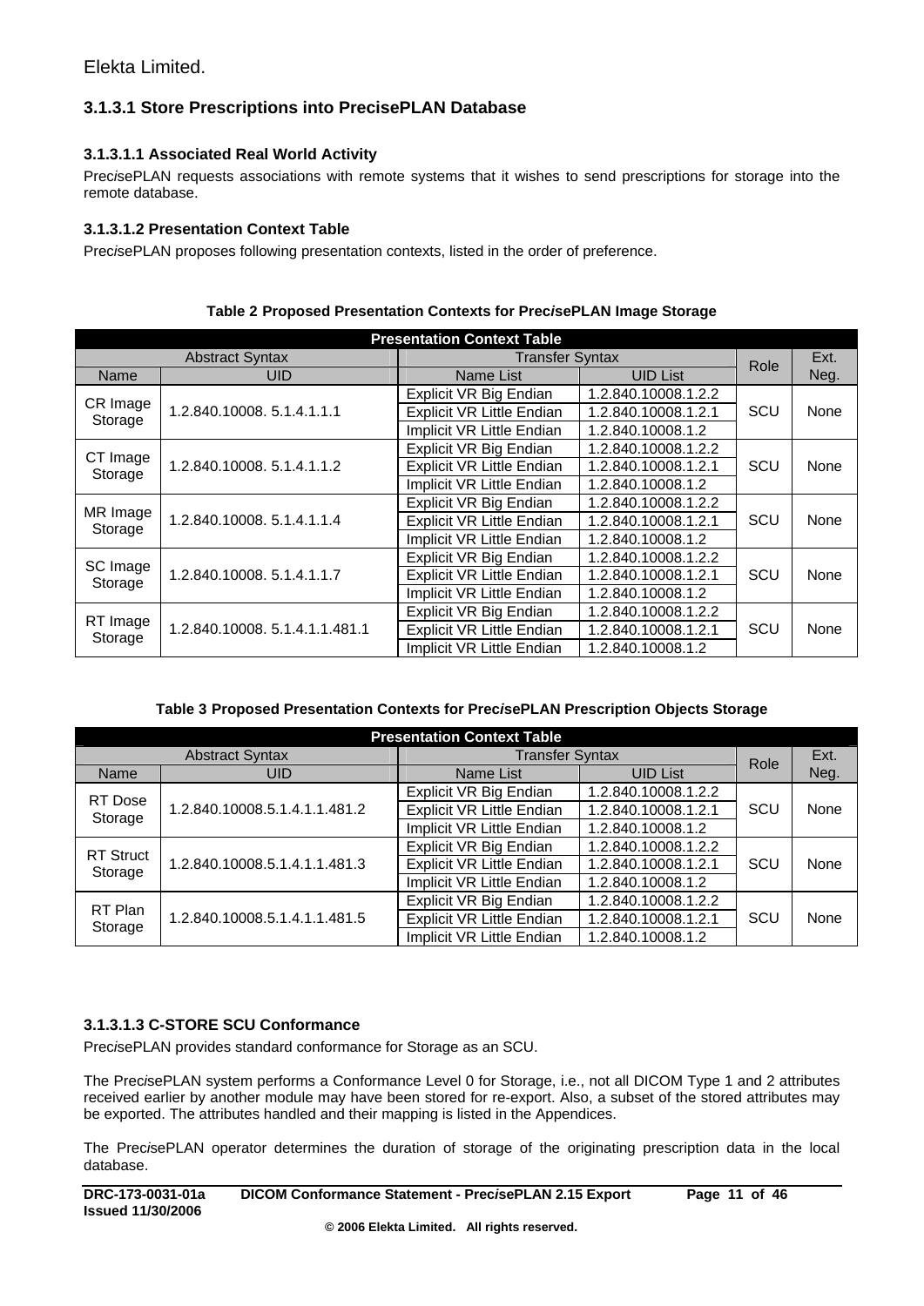### 3.1.3.1 Store Prescriptions into PrecisePLAN Database

#### 3.1.3.1.1 Associated Real World Activity

Prec*is*ePLAN requests associations with remote systems that it wishes to send prescriptions for storage into the remote database.

#### 3.1.3.1.2 Presentation Context Table

Prec*is*ePLAN proposes following presentation contexts, listed in the order of preference.

**Table 2 Proposed Presentation Contexts for Prec*is*ePLAN Image Storage**

| Presentation Context Table | | | | | |
|---|---|---|---|---|---|
| Abstract Syntax | | Transfer Syntax | | Role | Ext. Neg. |
| Name | UID | Name List | UID List | | |
| CR Image Storage | 1.2.840.10008. 5.1.4.1.1.1 | Explicit VR Big Endian | 1.2.840.10008.1.2.2 | SCU | None |
| | | Explicit VR Little Endian | 1.2.840.10008.1.2.1 | | |
| | | Implicit VR Little Endian | 1.2.840.10008.1.2 | | |
| CT Image Storage | 1.2.840.10008. 5.1.4.1.1.2 | Explicit VR Big Endian | 1.2.840.10008.1.2.2 | SCU | None |
| | | Explicit VR Little Endian | 1.2.840.10008.1.2.1 | | |
| | | Implicit VR Little Endian | 1.2.840.10008.1.2 | | |
| MR Image Storage | 1.2.840.10008. 5.1.4.1.1.4 | Explicit VR Big Endian | 1.2.840.10008.1.2.2 | SCU | None |
| | | Explicit VR Little Endian | 1.2.840.10008.1.2.1 | | |
| | | Implicit VR Little Endian | 1.2.840.10008.1.2 | | |
| SC Image Storage | 1.2.840.10008. 5.1.4.1.1.7 | Explicit VR Big Endian | 1.2.840.10008.1.2.2 | SCU | None |
| | | Explicit VR Little Endian | 1.2.840.10008.1.2.1 | | |
| | | Implicit VR Little Endian | 1.2.840.10008.1.2 | | |
| RT Image Storage | 1.2.840.10008. 5.1.4.1.1.481.1 | Explicit VR Big Endian | 1.2.840.10008.1.2.2 | SCU | None |
| | | Explicit VR Little Endian | 1.2.840.10008.1.2.1 | | |
| | | Implicit VR Little Endian | 1.2.840.10008.1.2 | | |

**Table 3 Proposed Presentation Contexts for Prec*is*ePLAN Prescription Objects Storage**

| Presentation Context Table | | | | | |
|---|---|---|---|---|---|
| Abstract Syntax | | Transfer Syntax | | Role | Ext. Neg. |
| Name | UID | Name List | UID List | | |
| RT Dose Storage | 1.2.840.10008.5.1.4.1.1.481.2 | Explicit VR Big Endian | 1.2.840.10008.1.2.2 | SCU | None |
| | | Explicit VR Little Endian | 1.2.840.10008.1.2.1 | | |
| | | Implicit VR Little Endian | 1.2.840.10008.1.2 | | |
| RT Struct Storage | 1.2.840.10008.5.1.4.1.1.481.3 | Explicit VR Big Endian | 1.2.840.10008.1.2.2 | SCU | None |
| | | Explicit VR Little Endian | 1.2.840.10008.1.2.1 | | |
| | | Implicit VR Little Endian | 1.2.840.10008.1.2 | | |
| RT Plan Storage | 1.2.840.10008.5.1.4.1.1.481.5 | Explicit VR Big Endian | 1.2.840.10008.1.2.2 | SCU | None |
| | | Explicit VR Little Endian | 1.2.840.10008.1.2.1 | | |
| | | Implicit VR Little Endian | 1.2.840.10008.1.2 | | |

#### 3.1.3.1.3 C-STORE SCU Conformance

Prec*is*ePLAN provides standard conformance for Storage as an SCU.

The Prec*is*ePLAN system performs a Conformance Level 0 for Storage, i.e., not all DICOM Type 1 and 2 attributes received earlier by another module may have been stored for re-export. Also, a subset of the stored attributes may be exported. The attributes handled and their mapping is listed in the Appendices.

The Prec*is*ePLAN operator determines the duration of storage of the originating prescription data in the local database.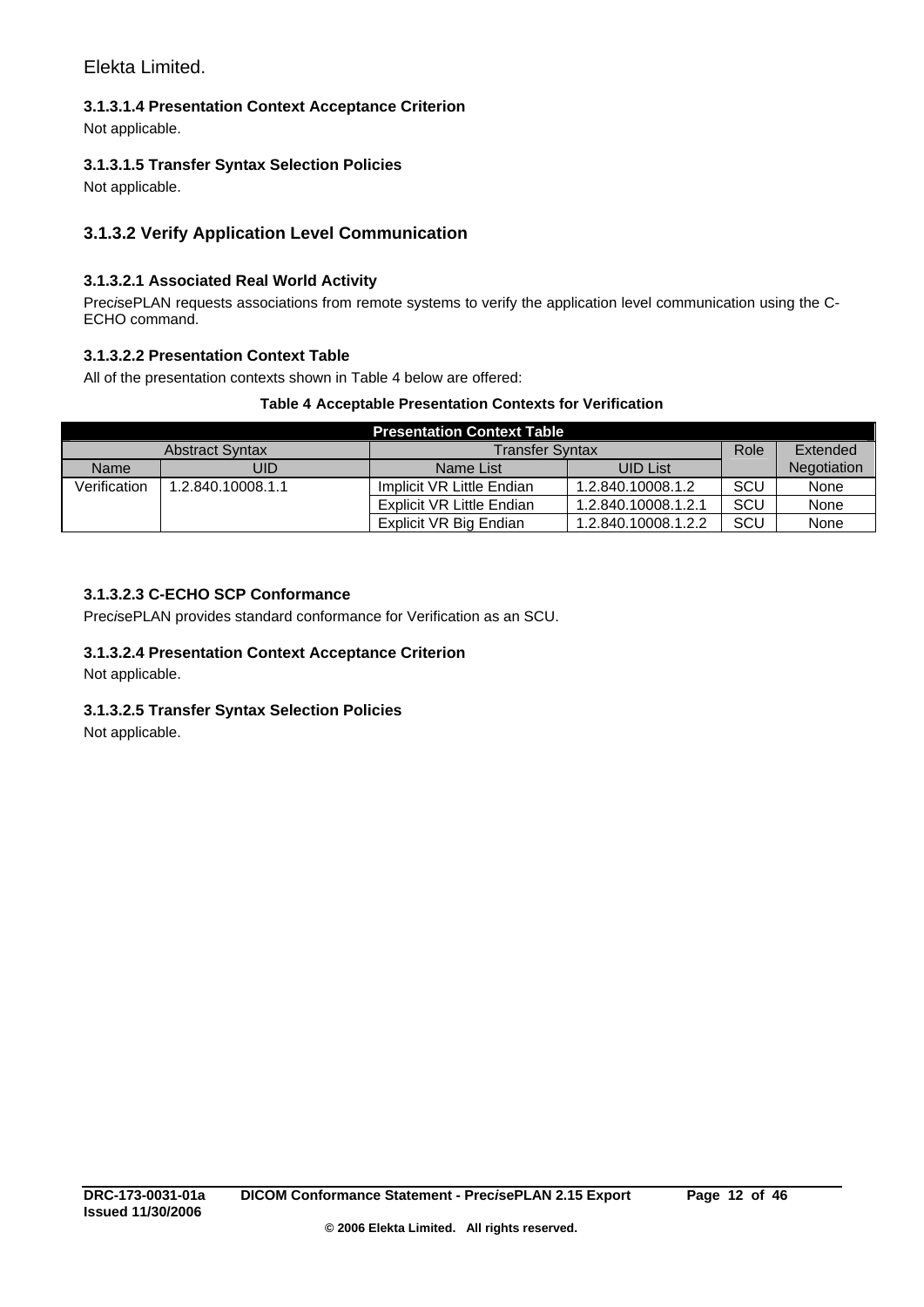Elekta Limited.

#### 3.1.3.1.4 Presentation Context Acceptance Criterion

Not applicable.

#### 3.1.3.1.5 Transfer Syntax Selection Policies

Not applicable.

### 3.1.3.2 Verify Application Level Communication

#### 3.1.3.2.1 Associated Real World Activity

Prec*i*sePLAN requests associations from remote systems to verify the application level communication using the C-ECHO command.

#### 3.1.3.2.2 Presentation Context Table

All of the presentation contexts shown in Table 4 below are offered:

**Table 4 Acceptable Presentation Contexts for Verification**

| Presentation Context Table | | | | | |
|---|---|---|---|---|---|
| Abstract Syntax | | Transfer Syntax | | Role | Extended Negotiation |
| Name | UID | Name List | UID List | | |
| Verification | 1.2.840.10008.1.1 | Implicit VR Little Endian | 1.2.840.10008.1.2 | SCU | None |
| | | Explicit VR Little Endian | 1.2.840.10008.1.2.1 | SCU | None |
| | | Explicit VR Big Endian | 1.2.840.10008.1.2.2 | SCU | None |

#### 3.1.3.2.3 C-ECHO SCP Conformance

Prec*i*sePLAN provides standard conformance for Verification as an SCU.

#### 3.1.3.2.4 Presentation Context Acceptance Criterion

Not applicable.

#### 3.1.3.2.5 Transfer Syntax Selection Policies

Not applicable.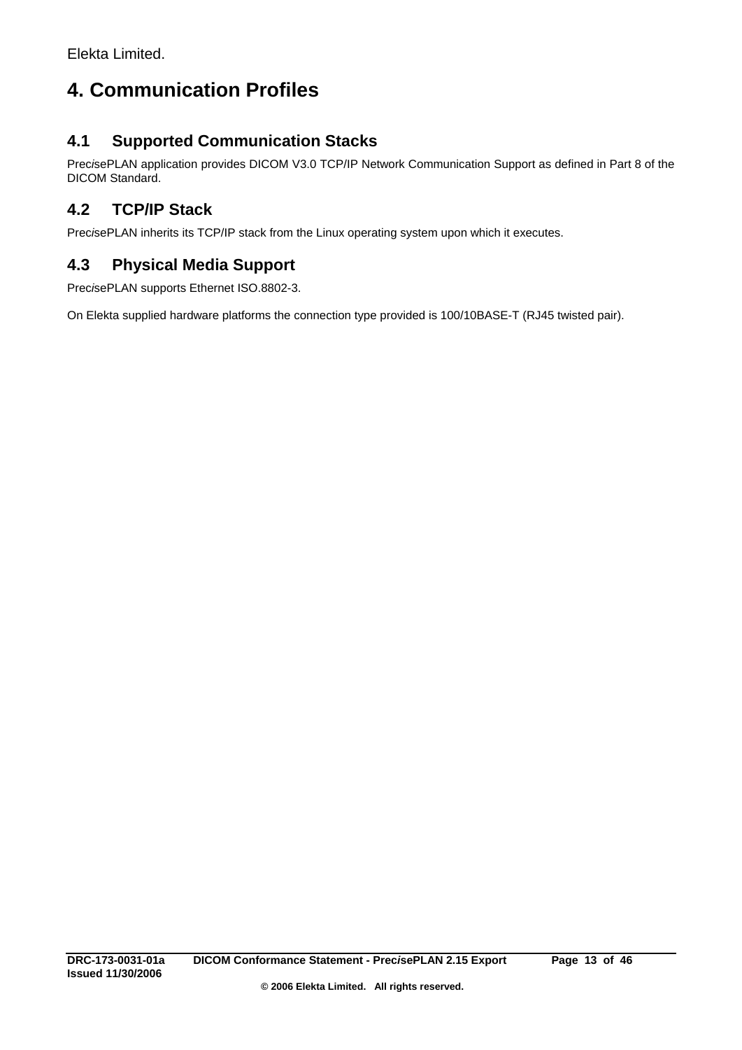# 4. Communication Profiles

## 4.1 Supported Communication Stacks

Prec*i*sePLAN application provides DICOM V3.0 TCP/IP Network Communication Support as defined in Part 8 of the DICOM Standard.

## 4.2 TCP/IP Stack

Prec*i*sePLAN inherits its TCP/IP stack from the Linux operating system upon which it executes.

## 4.3 Physical Media Support

Prec*i*sePLAN supports Ethernet ISO.8802-3.

On Elekta supplied hardware platforms the connection type provided is 100/10BASE-T (RJ45 twisted pair).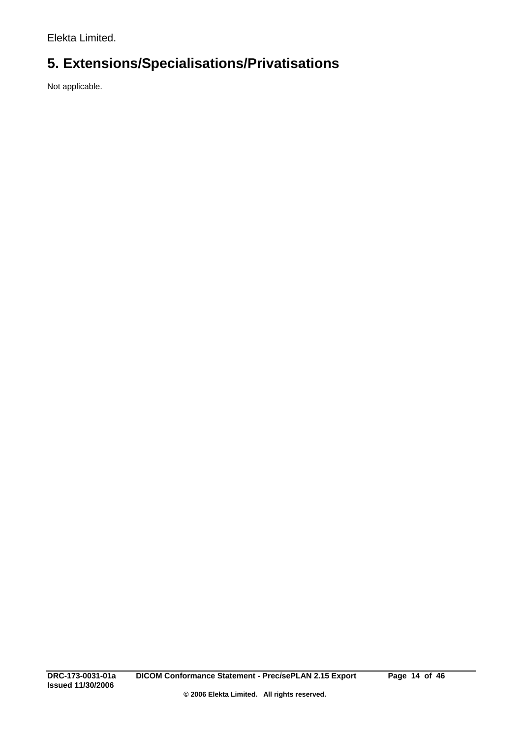# 5. Extensions/Specialisations/Privatisations

Not applicable.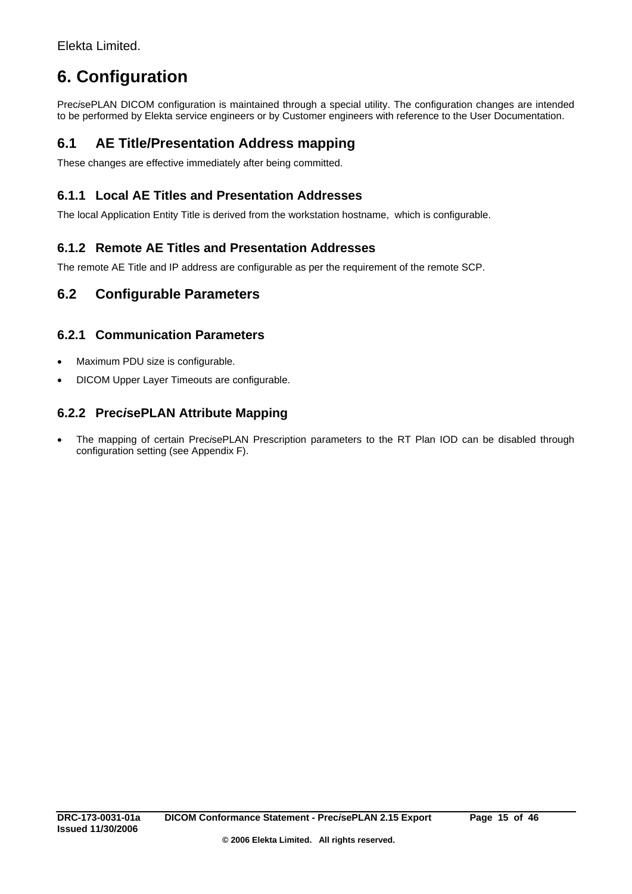# 6. Configuration

Prec*i*sePLAN DICOM configuration is maintained through a special utility. The configuration changes are intended to be performed by Elekta service engineers or by Customer engineers with reference to the User Documentation.

## 6.1 AE Title/Presentation Address mapping

These changes are effective immediately after being committed.

### 6.1.1 Local AE Titles and Presentation Addresses

The local Application Entity Title is derived from the workstation hostname, which is configurable.

### 6.1.2 Remote AE Titles and Presentation Addresses

The remote AE Title and IP address are configurable as per the requirement of the remote SCP.

## 6.2 Configurable Parameters

### 6.2.1 Communication Parameters

- Maximum PDU size is configurable.
- DICOM Upper Layer Timeouts are configurable.

### 6.2.2 Prec*i*sePLAN Attribute Mapping

- The mapping of certain Prec*i*sePLAN Prescription parameters to the RT Plan IOD can be disabled through configuration setting (see Appendix F).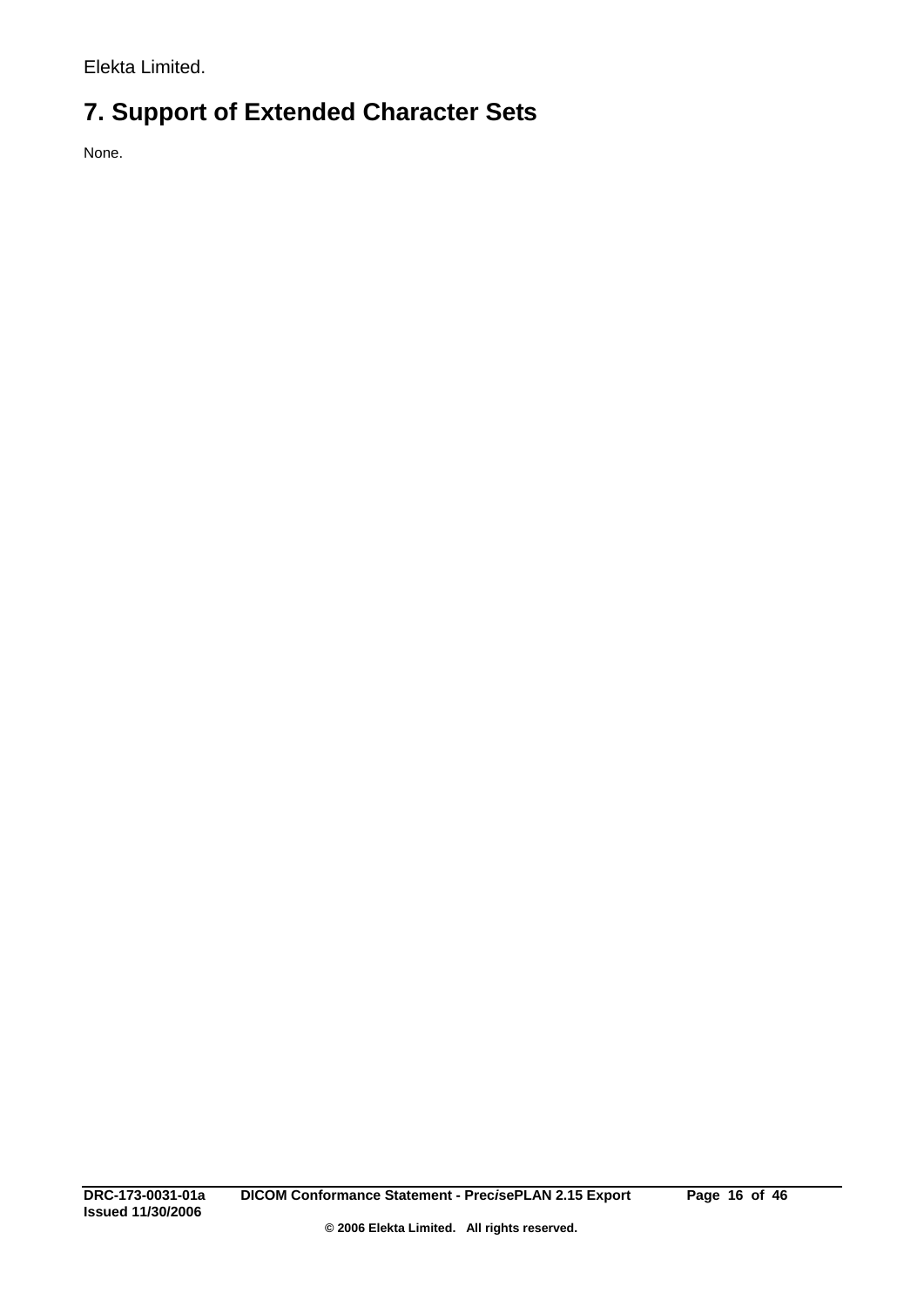# 7. Support of Extended Character Sets

None.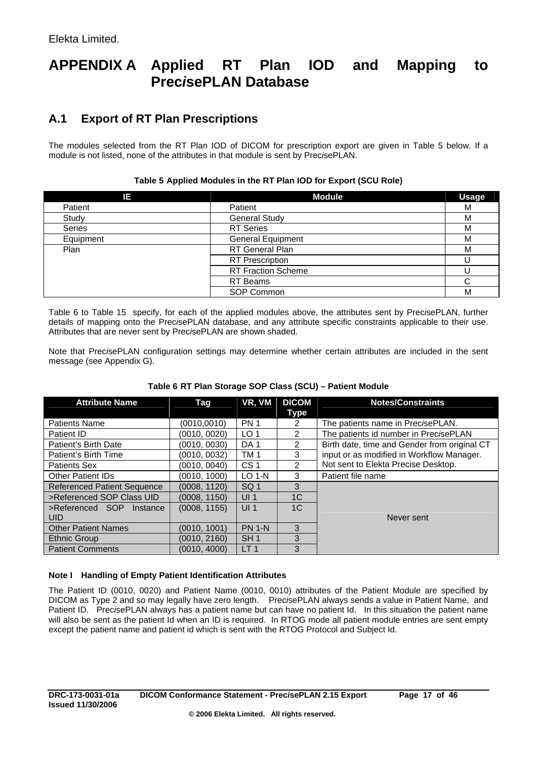# APPENDIX A Applied RT Plan IOD and Mapping to Prec*is*ePLAN Database

## A.1 Export of RT Plan Prescriptions

The modules selected from the RT Plan IOD of DICOM for prescription export are given in Table 5 below. If a module is not listed, none of the attributes in that module is sent by Prec*is*ePLAN.

**Table 5 Applied Modules in the RT Plan IOD for Export (SCU Role)**

| IE | Module | Usage |
|---|---|---|
| Patient | Patient | M |
| Study | General Study | M |
| Series | RT Series | M |
| Equipment | General Equipment | M |
| Plan | RT General Plan | M |
| | RT Prescription | U |
| | RT Fraction Scheme | U |
| | RT Beams | C |
| | SOP Common | M |

Table 6 to Table 15 specify, for each of the applied modules above, the attributes sent by Prec*is*ePLAN, further details of mapping onto the Prec*is*ePLAN database, and any attribute specific constraints applicable to their use. Attributes that are never sent by Prec*is*ePLAN are shown shaded.

Note that Prec*is*ePLAN configuration settings may determine whether certain attributes are included in the sent message (see Appendix G).

**Table 6 RT Plan Storage SOP Class (SCU) – Patient Module**

| Attribute Name | Tag | VR, VM | DICOM Type | Notes/Constraints |
|---|---|---|---|---|
| Patients Name | (0010,0010) | PN 1 | 2 | The patients name in Prec*is*ePLAN. |
| Patient ID | (0010, 0020) | LO 1 | 2 | The patients id number in Prec*is*ePLAN |
| Patient's Birth Date | (0010, 0030) | DA 1 | 2 | Birth date, time and Gender from original CT input or as modified in Workflow Manager. Not sent to Elekta Precise Desktop. |
| Patient's Birth Time | (0010, 0032) | TM 1 | 3 | |
| Patients Sex | (0010, 0040) | CS 1 | 2 | |
| Other Patient IDs | (0010, 1000) | LO 1-N | 3 | Patient file name |
| Referenced Patient Sequence | (0008, 1120) | SQ 1 | 3 | Never sent |
| >Referenced SOP Class UID | (0008, 1150) | UI 1 | 1C | |
| >Referenced SOP Instance UID | (0008, 1155) | UI 1 | 1C | |
| Other Patient Names | (0010, 1001) | PN 1-N | 3 | |
| Ethnic Group | (0010, 2160) | SH 1 | 3 | |
| Patient Comments | (0010, 4000) | LT 1 | 3 | |

**Note I Handling of Empty Patient Identification Attributes**

The Patient ID (0010, 0020) and Patient Name (0010, 0010) attributes of the Patient Module are specified by DICOM as Type 2 and so may legally have zero length. Prec*is*ePLAN always sends a value in Patient Name, and Patient ID. Prec*is*ePLAN always has a patient name but can have no patient Id. In this situation the patient name will also be sent as the patient Id when an ID is required. In RTOG mode all patient module entries are sent empty except the patient name and patient id which is sent with the RTOG Protocol and Subject Id.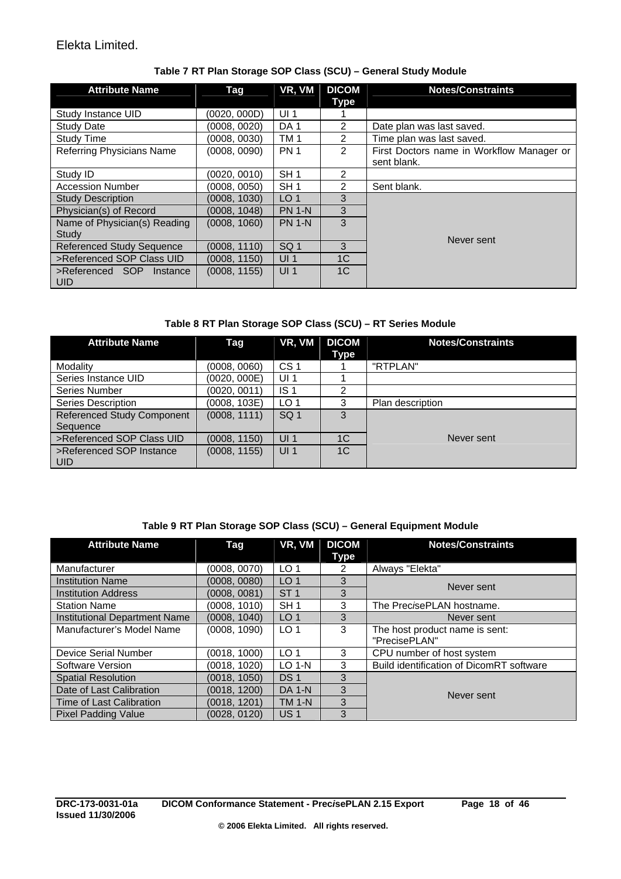Elekta Limited.

**Table 7 RT Plan Storage SOP Class (SCU) – General Study Module**

| Attribute Name | Tag | VR, VM | DICOM Type | Notes/Constraints |
|---|---|---|---|---|
| Study Instance UID | (0020, 000D) | UI 1 | 1 | |
| Study Date | (0008, 0020) | DA 1 | 2 | Date plan was last saved. |
| Study Time | (0008, 0030) | TM 1 | 2 | Time plan was last saved. |
| Referring Physicians Name | (0008, 0090) | PN 1 | 2 | First Doctors name in Workflow Manager or sent blank. |
| Study ID | (0020, 0010) | SH 1 | 2 | |
| Accession Number | (0008, 0050) | SH 1 | 2 | Sent blank. |
| Study Description | (0008, 1030) | LO 1 | 3 | Never sent |
| Physician(s) of Record | (0008, 1048) | PN 1-N | 3 | |
| Name of Physician(s) Reading Study | (0008, 1060) | PN 1-N | 3 | |
| Referenced Study Sequence | (0008, 1110) | SQ 1 | 3 | |
| >Referenced SOP Class UID | (0008, 1150) | UI 1 | 1C | |
| >Referenced SOP Instance UID | (0008, 1155) | UI 1 | 1C | |

**Table 8 RT Plan Storage SOP Class (SCU) – RT Series Module**

| Attribute Name | Tag | VR, VM | DICOM Type | Notes/Constraints |
|---|---|---|---|---|
| Modality | (0008, 0060) | CS 1 | 1 | "RTPLAN" |
| Series Instance UID | (0020, 000E) | UI 1 | 1 | |
| Series Number | (0020, 0011) | IS 1 | 2 | |
| Series Description | (0008, 103E) | LO 1 | 3 | Plan description |
| Referenced Study Component Sequence | (0008, 1111) | SQ 1 | 3 | Never sent |
| >Referenced SOP Class UID | (0008, 1150) | UI 1 | 1C | |
| >Referenced SOP Instance UID | (0008, 1155) | UI 1 | 1C | |

**Table 9 RT Plan Storage SOP Class (SCU) – General Equipment Module**

| Attribute Name | Tag | VR, VM | DICOM Type | Notes/Constraints |
|---|---|---|---|---|
| Manufacturer | (0008, 0070) | LO 1 | 2 | Always "Elekta" |
| Institution Name | (0008, 0080) | LO 1 | 3 | Never sent |
| Institution Address | (0008, 0081) | ST 1 | 3 | |
| Station Name | (0008, 1010) | SH 1 | 3 | The Prec*is*ePLAN hostname. |
| Institutional Department Name | (0008, 1040) | LO 1 | 3 | Never sent |
| Manufacturer's Model Name | (0008, 1090) | LO 1 | 3 | The host product name is sent: "PrecisePLAN" |
| Device Serial Number | (0018, 1000) | LO 1 | 3 | CPU number of host system |
| Software Version | (0018, 1020) | LO 1-N | 3 | Build identification of DicomRT software |
| Spatial Resolution | (0018, 1050) | DS 1 | 3 | Never sent |
| Date of Last Calibration | (0018, 1200) | DA 1-N | 3 | |
| Time of Last Calibration | (0018, 1201) | TM 1-N | 3 | |
| Pixel Padding Value | (0028, 0120) | US 1 | 3 | |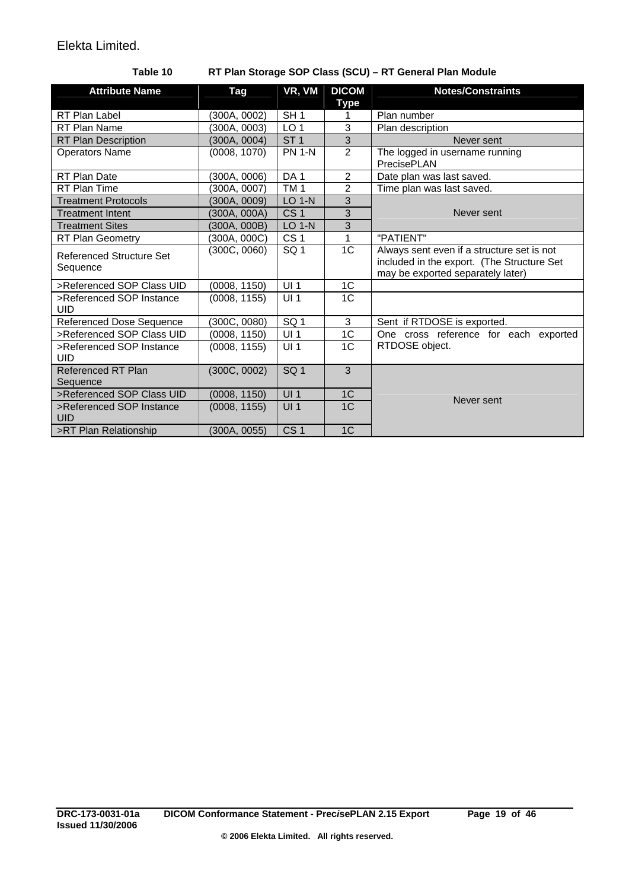Elekta Limited.

**Table 10 RT Plan Storage SOP Class (SCU) – RT General Plan Module**

| Attribute Name | Tag | VR, VM | DICOM Type | Notes/Constraints |
|---|---|---|---|---|
| RT Plan Label | (300A, 0002) | SH 1 | 1 | Plan number |
| RT Plan Name | (300A, 0003) | LO 1 | 3 | Plan description |
| RT Plan Description | (300A, 0004) | ST 1 | 3 | Never sent |
| Operators Name | (0008, 1070) | PN 1-N | 2 | The logged in username running PrecisePLAN |
| RT Plan Date | (300A, 0006) | DA 1 | 2 | Date plan was last saved. |
| RT Plan Time | (300A, 0007) | TM 1 | 2 | Time plan was last saved. |
| Treatment Protocols | (300A, 0009) | LO 1-N | 3 | Never sent |
| Treatment Intent | (300A, 000A) | CS 1 | 3 | |
| Treatment Sites | (300A, 000B) | LO 1-N | 3 | |
| RT Plan Geometry | (300A, 000C) | CS 1 | 1 | "PATIENT" |
| Referenced Structure Set Sequence | (300C, 0060) | SQ 1 | 1C | Always sent even if a structure set is not included in the export. (The Structure Set may be exported separately later) |
| >Referenced SOP Class UID | (0008, 1150) | UI 1 | 1C | |
| >Referenced SOP Instance UID | (0008, 1155) | UI 1 | 1C | |
| Referenced Dose Sequence | (300C, 0080) | SQ 1 | 3 | Sent if RTDOSE is exported. |
| >Referenced SOP Class UID | (0008, 1150) | UI 1 | 1C | One cross reference for each exported RTDOSE object. |
| >Referenced SOP Instance UID | (0008, 1155) | UI 1 | 1C | |
| Referenced RT Plan Sequence | (300C, 0002) | SQ 1 | 3 | Never sent |
| >Referenced SOP Class UID | (0008, 1150) | UI 1 | 1C | |
| >Referenced SOP Instance UID | (0008, 1155) | UI 1 | 1C | |
| >RT Plan Relationship | (300A, 0055) | CS 1 | 1C | |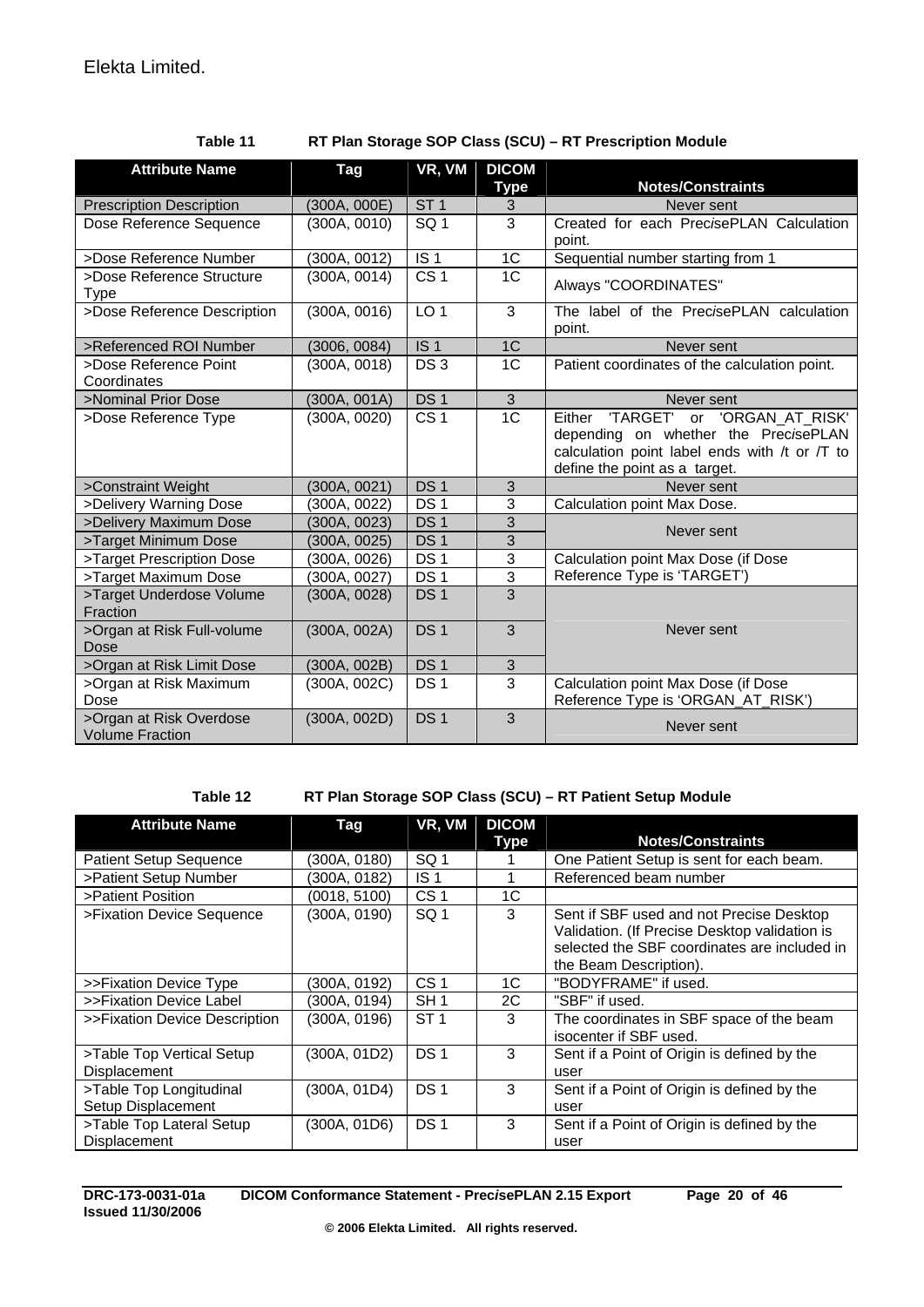Table 11 RT Plan Storage SOP Class (SCU) – RT Prescription Module

| Attribute Name | Tag | VR, VM | DICOM Type | Notes/Constraints |
|---|---|---|---|---|
| Prescription Description | (300A, 000E) | ST 1 | 3 | Never sent |
| Dose Reference Sequence | (300A, 0010) | SQ 1 | 3 | Created for each Pre*c*isePLAN Calculation point. |
| >Dose Reference Number | (300A, 0012) | IS 1 | 1C | Sequential number starting from 1 |
| >Dose Reference Structure Type | (300A, 0014) | CS 1 | 1C | Always "COORDINATES" |
| >Dose Reference Description | (300A, 0016) | LO 1 | 3 | The label of the Pre*c*isePLAN calculation point. |
| >Referenced ROI Number | (3006, 0084) | IS 1 | 1C | Never sent |
| >Dose Reference Point Coordinates | (300A, 0018) | DS 3 | 1C | Patient coordinates of the calculation point. |
| >Nominal Prior Dose | (300A, 001A) | DS 1 | 3 | Never sent |
| >Dose Reference Type | (300A, 0020) | CS 1 | 1C | Either 'TARGET' or 'ORGAN_AT_RISK' depending on whether the Pre*c*isePLAN calculation point label ends with /t or /T to define the point as a target. |
| >Constraint Weight | (300A, 0021) | DS 1 | 3 | Never sent |
| >Delivery Warning Dose | (300A, 0022) | DS 1 | 3 | Calculation point Max Dose. |
| >Delivery Maximum Dose | (300A, 0023) | DS 1 | 3 | Never sent |
| >Target Minimum Dose | (300A, 0025) | DS 1 | 3 | |
| >Target Prescription Dose | (300A, 0026) | DS 1 | 3 | Calculation point Max Dose (if Dose Reference Type is 'TARGET') |
| >Target Maximum Dose | (300A, 0027) | DS 1 | 3 | |
| >Target Underdose Volume Fraction | (300A, 0028) | DS 1 | 3 | Never sent |
| >Organ at Risk Full-volume Dose | (300A, 002A) | DS 1 | 3 | |
| >Organ at Risk Limit Dose | (300A, 002B) | DS 1 | 3 | |
| >Organ at Risk Maximum Dose | (300A, 002C) | DS 1 | 3 | Calculation point Max Dose (if Dose Reference Type is 'ORGAN_AT_RISK') |
| >Organ at Risk Overdose Volume Fraction | (300A, 002D) | DS 1 | 3 | Never sent |

Table 12 RT Plan Storage SOP Class (SCU) – RT Patient Setup Module

| Attribute Name | Tag | VR, VM | DICOM Type | Notes/Constraints |
|---|---|---|---|---|
| Patient Setup Sequence | (300A, 0180) | SQ 1 | 1 | One Patient Setup is sent for each beam. |
| >Patient Setup Number | (300A, 0182) | IS 1 | 1 | Referenced beam number |
| >Patient Position | (0018, 5100) | CS 1 | 1C | |
| >Fixation Device Sequence | (300A, 0190) | SQ 1 | 3 | Sent if SBF used and not Precise Desktop Validation. (If Precise Desktop validation is selected the SBF coordinates are included in the Beam Description). |
| >>Fixation Device Type | (300A, 0192) | CS 1 | 1C | "BODYFRAME" if used. |
| >>Fixation Device Label | (300A, 0194) | SH 1 | 2C | "SBF" if used. |
| >>Fixation Device Description | (300A, 0196) | ST 1 | 3 | The coordinates in SBF space of the beam isocenter if SBF used. |
| >Table Top Vertical Setup Displacement | (300A, 01D2) | DS 1 | 3 | Sent if a Point of Origin is defined by the user |
| >Table Top Longitudinal Setup Displacement | (300A, 01D4) | DS 1 | 3 | Sent if a Point of Origin is defined by the user |
| >Table Top Lateral Setup Displacement | (300A, 01D6) | DS 1 | 3 | Sent if a Point of Origin is defined by the user |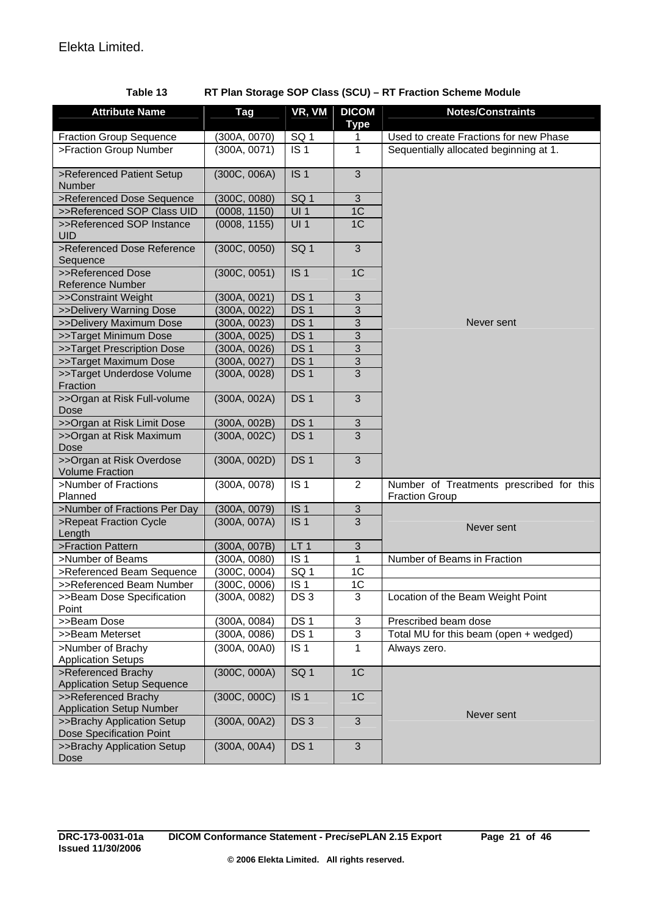Elekta Limited.

**Table 13 RT Plan Storage SOP Class (SCU) – RT Fraction Scheme Module**

| Attribute Name | Tag | VR, VM | DICOM Type | Notes/Constraints |
|---|---|---|---|---|
| Fraction Group Sequence | (300A, 0070) | SQ 1 | 1 | Used to create Fractions for new Phase |
| >Fraction Group Number | (300A, 0071) | IS 1 | 1 | Sequentially allocated beginning at 1. |
| >Referenced Patient Setup Number | (300C, 006A) | IS 1 | 3 | Never sent |
| >Referenced Dose Sequence | (300C, 0080) | SQ 1 | 3 | |
| >>Referenced SOP Class UID | (0008, 1150) | UI 1 | 1C | |
| >>Referenced SOP Instance UID | (0008, 1155) | UI 1 | 1C | |
| >Referenced Dose Reference Sequence | (300C, 0050) | SQ 1 | 3 | |
| >>Referenced Dose Reference Number | (300C, 0051) | IS 1 | 1C | |
| >>Constraint Weight | (300A, 0021) | DS 1 | 3 | |
| >>Delivery Warning Dose | (300A, 0022) | DS 1 | 3 | |
| >>Delivery Maximum Dose | (300A, 0023) | DS 1 | 3 | |
| >>Target Minimum Dose | (300A, 0025) | DS 1 | 3 | |
| >>Target Prescription Dose | (300A, 0026) | DS 1 | 3 | |
| >>Target Maximum Dose | (300A, 0027) | DS 1 | 3 | |
| >>Target Underdose Volume Fraction | (300A, 0028) | DS 1 | 3 | |
| >>Organ at Risk Full-volume Dose | (300A, 002A) | DS 1 | 3 | |
| >>Organ at Risk Limit Dose | (300A, 002B) | DS 1 | 3 | |
| >>Organ at Risk Maximum Dose | (300A, 002C) | DS 1 | 3 | |
| >>Organ at Risk Overdose Volume Fraction | (300A, 002D) | DS 1 | 3 | |
| >Number of Fractions Planned | (300A, 0078) | IS 1 | 2 | Number of Treatments prescribed for this Fraction Group |
| >Number of Fractions Per Day | (300A, 0079) | IS 1 | 3 | Never sent |
| >Repeat Fraction Cycle Length | (300A, 007A) | IS 1 | 3 | |
| >Fraction Pattern | (300A, 007B) | LT 1 | 3 | |
| >Number of Beams | (300A, 0080) | IS 1 | 1 | Number of Beams in Fraction |
| >Referenced Beam Sequence | (300C, 0004) | SQ 1 | 1C | |
| >>Referenced Beam Number | (300C, 0006) | IS 1 | 1C | |
| >>Beam Dose Specification Point | (300A, 0082) | DS 3 | 3 | Location of the Beam Weight Point |
| >>Beam Dose | (300A, 0084) | DS 1 | 3 | Prescribed beam dose |
| >>Beam Meterset | (300A, 0086) | DS 1 | 3 | Total MU for this beam (open + wedged) |
| >Number of Brachy Application Setups | (300A, 00A0) | IS 1 | 1 | Always zero. |
| >Referenced Brachy Application Setup Sequence | (300C, 000A) | SQ 1 | 1C | Never sent |
| >>Referenced Brachy Application Setup Number | (300C, 000C) | IS 1 | 1C | |
| >>Brachy Application Setup Dose Specification Point | (300A, 00A2) | DS 3 | 3 | |
| >>Brachy Application Setup Dose | (300A, 00A4) | DS 1 | 3 | |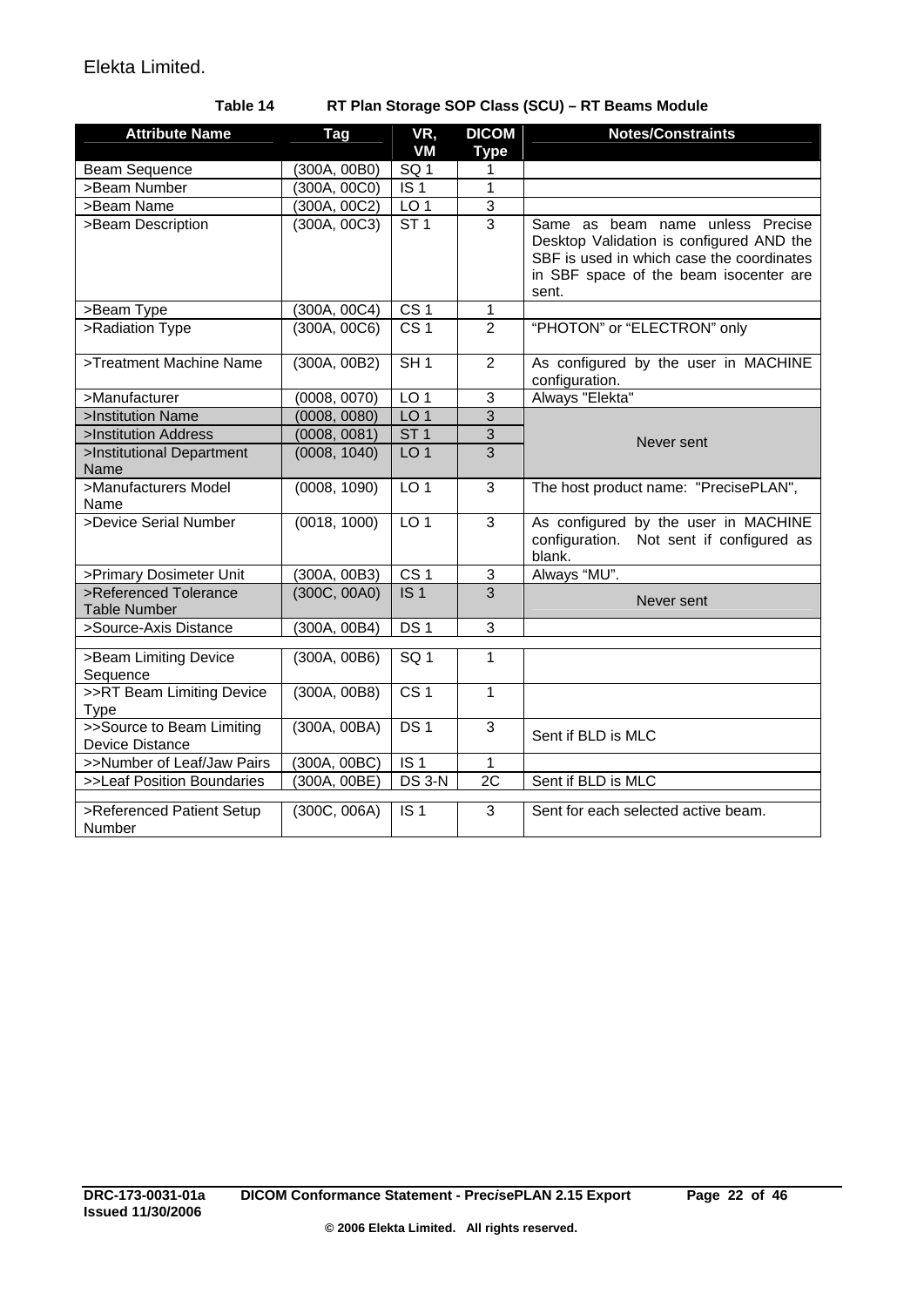Elekta Limited.

**Table 14 RT Plan Storage SOP Class (SCU) – RT Beams Module**

| Attribute Name | Tag | VR, VM | DICOM Type | Notes/Constraints |
|---|---|---|---|---|
| Beam Sequence | (300A, 00B0) | SQ 1 | 1 | |
| >Beam Number | (300A, 00C0) | IS 1 | 1 | |
| >Beam Name | (300A, 00C2) | LO 1 | 3 | |
| >Beam Description | (300A, 00C3) | ST 1 | 3 | Same as beam name unless Precise Desktop Validation is configured AND the SBF is used in which case the coordinates in SBF space of the beam isocenter are sent. |
| >Beam Type | (300A, 00C4) | CS 1 | 1 | |
| >Radiation Type | (300A, 00C6) | CS 1 | 2 | "PHOTON" or "ELECTRON" only |
| >Treatment Machine Name | (300A, 00B2) | SH 1 | 2 | As configured by the user in MACHINE configuration. |
| >Manufacturer | (0008, 0070) | LO 1 | 3 | Always "Elekta" |
| >Institution Name | (0008, 0080) | LO 1 | 3 | Never sent |
| >Institution Address | (0008, 0081) | ST 1 | 3 | Never sent |
| >Institutional Department Name | (0008, 1040) | LO 1 | 3 | Never sent |
| >Manufacturers Model Name | (0008, 1090) | LO 1 | 3 | The host product name: "PrecisePLAN", |
| >Device Serial Number | (0018, 1000) | LO 1 | 3 | As configured by the user in MACHINE configuration. Not sent if configured as blank. |
| >Primary Dosimeter Unit | (300A, 00B3) | CS 1 | 3 | Always "MU". |
| >Referenced Tolerance Table Number | (300C, 00A0) | IS 1 | 3 | Never sent |
| >Source-Axis Distance | (300A, 00B4) | DS 1 | 3 | |
| | | | | |
| >Beam Limiting Device Sequence | (300A, 00B6) | SQ 1 | 1 | |
| >>RT Beam Limiting Device Type | (300A, 00B8) | CS 1 | 1 | |
| >>Source to Beam Limiting Device Distance | (300A, 00BA) | DS 1 | 3 | Sent if BLD is MLC |
| >>Number of Leaf/Jaw Pairs | (300A, 00BC) | IS 1 | 1 | |
| >>Leaf Position Boundaries | (300A, 00BE) | DS 3-N | 2C | Sent if BLD is MLC |
| | | | | |
| >Referenced Patient Setup Number | (300C, 006A) | IS 1 | 3 | Sent for each selected active beam. |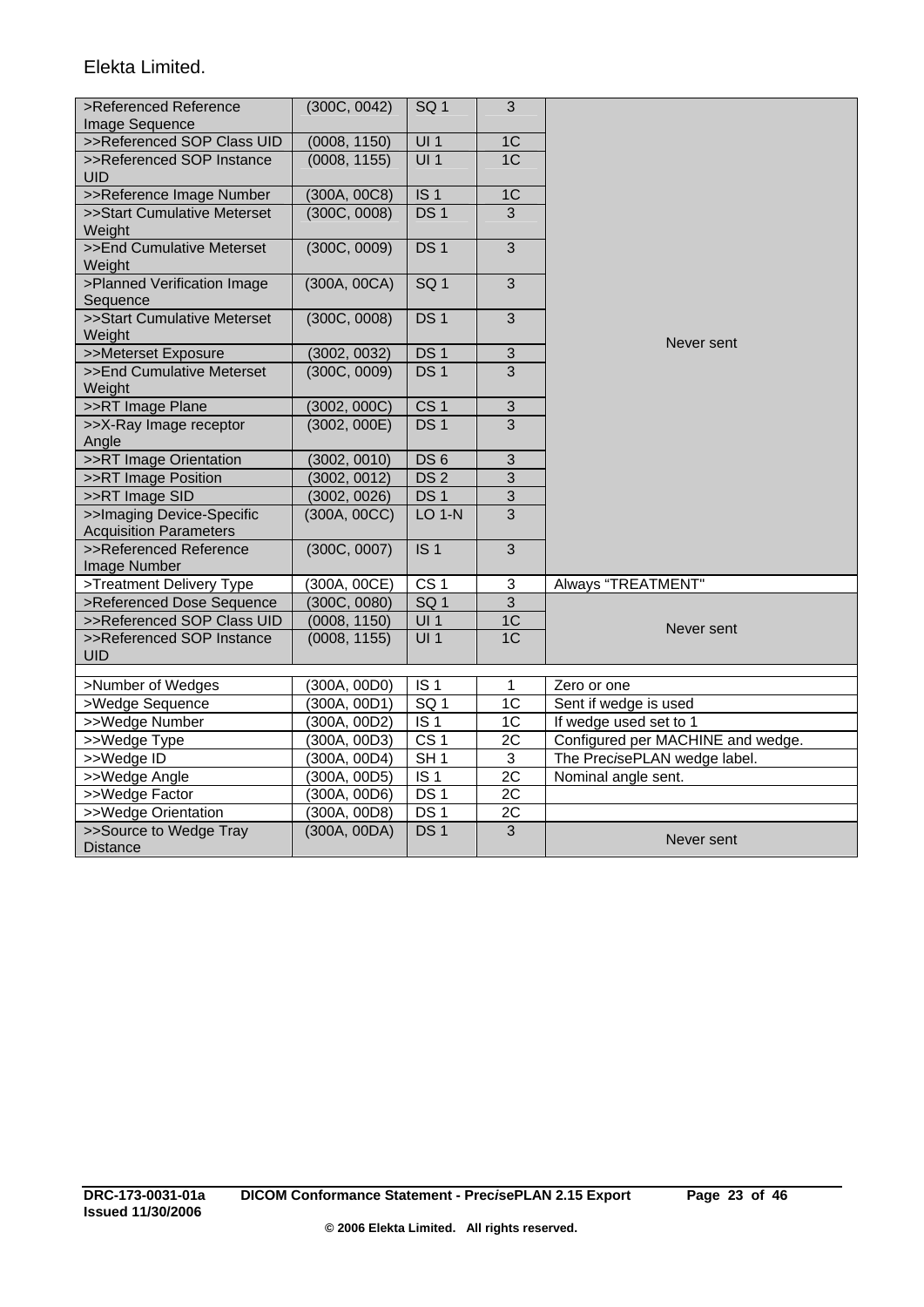| | | | | |
|---|---|---|---|---|
| >Referenced Reference Image Sequence | (300C, 0042) | SQ 1 | 3 | Never sent |
| >>Referenced SOP Class UID | (0008, 1150) | UI 1 | 1C | |
| >>Referenced SOP Instance UID | (0008, 1155) | UI 1 | 1C | |
| >>Reference Image Number | (300A, 00C8) | IS 1 | 1C | |
| >>Start Cumulative Meterset Weight | (300C, 0008) | DS 1 | 3 | |
| >>End Cumulative Meterset Weight | (300C, 0009) | DS 1 | 3 | |
| >Planned Verification Image Sequence | (300A, 00CA) | SQ 1 | 3 | |
| >>Start Cumulative Meterset Weight | (300C, 0008) | DS 1 | 3 | |
| >>Meterset Exposure | (3002, 0032) | DS 1 | 3 | |
| >>End Cumulative Meterset Weight | (300C, 0009) | DS 1 | 3 | |
| >>RT Image Plane | (3002, 000C) | CS 1 | 3 | |
| >>X-Ray Image receptor Angle | (3002, 000E) | DS 1 | 3 | |
| >>RT Image Orientation | (3002, 0010) | DS 6 | 3 | |
| >>RT Image Position | (3002, 0012) | DS 2 | 3 | |
| >>RT Image SID | (3002, 0026) | DS 1 | 3 | |
| >>Imaging Device-Specific Acquisition Parameters | (300A, 00CC) | LO 1-N | 3 | |
| >>Referenced Reference Image Number | (300C, 0007) | IS 1 | 3 | |
| >Treatment Delivery Type | (300A, 00CE) | CS 1 | 3 | Always "TREATMENT" |
| >Referenced Dose Sequence | (300C, 0080) | SQ 1 | 3 | Never sent |
| >>Referenced SOP Class UID | (0008, 1150) | UI 1 | 1C | |
| >>Referenced SOP Instance UID | (0008, 1155) | UI 1 | 1C | |
| | | | | |
| >Number of Wedges | (300A, 00D0) | IS 1 | 1 | Zero or one |
| >Wedge Sequence | (300A, 00D1) | SQ 1 | 1C | Sent if wedge is used |
| >>Wedge Number | (300A, 00D2) | IS 1 | 1C | If wedge used set to 1 |
| >>Wedge Type | (300A, 00D3) | CS 1 | 2C | Configured per MACHINE and wedge. |
| >>Wedge ID | (300A, 00D4) | SH 1 | 3 | The Pre*c*isePLAN wedge label. |
| >>Wedge Angle | (300A, 00D5) | IS 1 | 2C | Nominal angle sent. |
| >>Wedge Factor | (300A, 00D6) | DS 1 | 2C | |
| >>Wedge Orientation | (300A, 00D8) | DS 1 | 2C | |
| >>Source to Wedge Tray Distance | (300A, 00DA) | DS 1 | 3 | Never sent |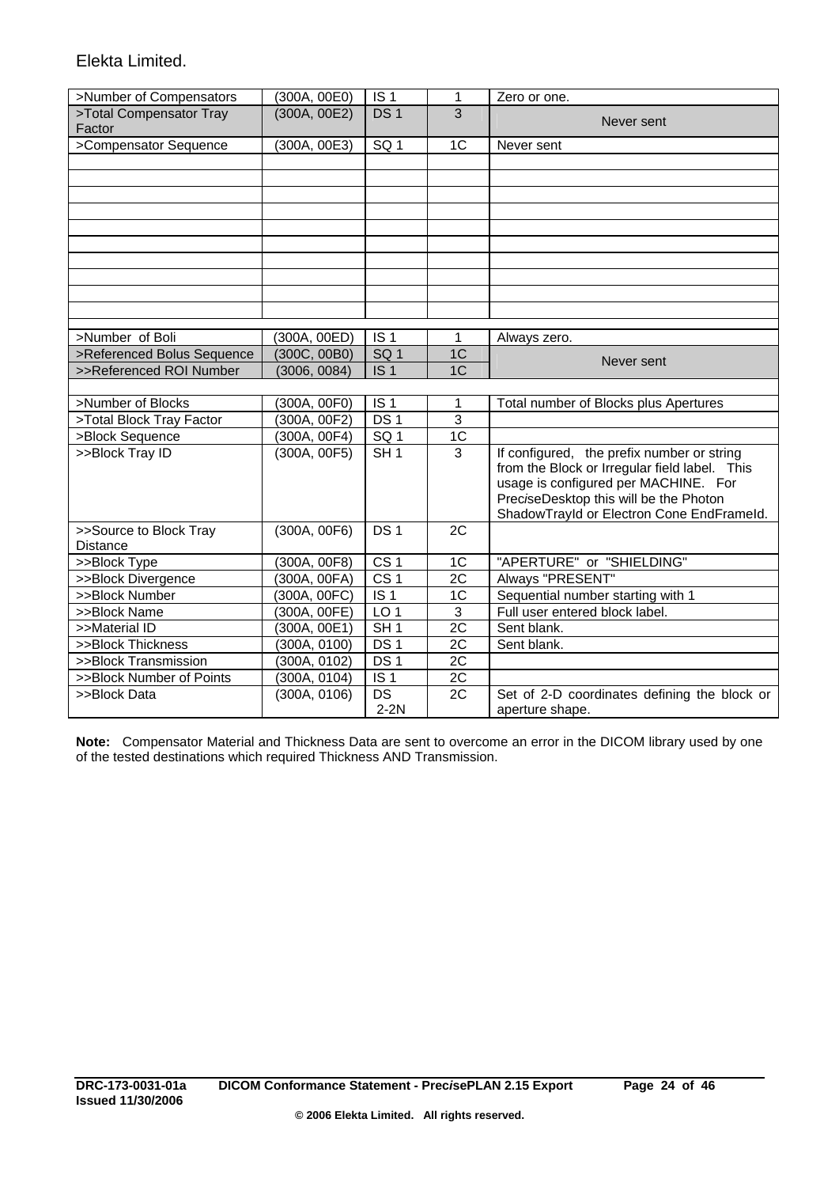Elekta Limited.

| | | | | |
|---|---|---|---|---|
| >Number of Compensators | (300A, 00E0) | IS 1 | 1 | Zero or one. |
| >Total Compensator Tray Factor | (300A, 00E2) | DS 1 | 3 | Never sent |
| >Compensator Sequence | (300A, 00E3) | SQ 1 | 1C | Never sent |
| | | | | |
| | | | | |
| | | | | |
| | | | | |
| | | | | |
| | | | | |
| | | | | |
| | | | | |
| | | | | |
| | | | | |
| | | | | |
| >Number of Boli | (300A, 00ED) | IS 1 | 1 | Always zero. |
| >Referenced Bolus Sequence | (300C, 00B0) | SQ 1 | 1C | Never sent |
| >>Referenced ROI Number | (3006, 0084) | IS 1 | 1C | |
| | | | | |
| >Number of Blocks | (300A, 00F0) | IS 1 | 1 | Total number of Blocks plus Apertures |
| >Total Block Tray Factor | (300A, 00F2) | DS 1 | 3 | |
| >Block Sequence | (300A, 00F4) | SQ 1 | 1C | |
| >>Block Tray ID | (300A, 00F5) | SH 1 | 3 | If configured, the prefix number or string from the Block or Irregular field label. This usage is configured per MACHINE. For Prec*i*seDesktop this will be the Photon ShadowTrayId or Electron Cone EndFrameId. |
| >>Source to Block Tray Distance | (300A, 00F6) | DS 1 | 2C | |
| >>Block Type | (300A, 00F8) | CS 1 | 1C | "APERTURE" or "SHIELDING" |
| >>Block Divergence | (300A, 00FA) | CS 1 | 2C | Always "PRESENT" |
| >>Block Number | (300A, 00FC) | IS 1 | 1C | Sequential number starting with 1 |
| >>Block Name | (300A, 00FE) | LO 1 | 3 | Full user entered block label. |
| >>Material ID | (300A, 00E1) | SH 1 | 2C | Sent blank. |
| >>Block Thickness | (300A, 0100) | DS 1 | 2C | Sent blank. |
| >>Block Transmission | (300A, 0102) | DS 1 | 2C | |
| >>Block Number of Points | (300A, 0104) | IS 1 | 2C | |
| >>Block Data | (300A, 0106) | DS 2-2N | 2C | Set of 2-D coordinates defining the block or aperture shape. |

**Note:** Compensator Material and Thickness Data are sent to overcome an error in the DICOM library used by one of the tested destinations which required Thickness AND Transmission.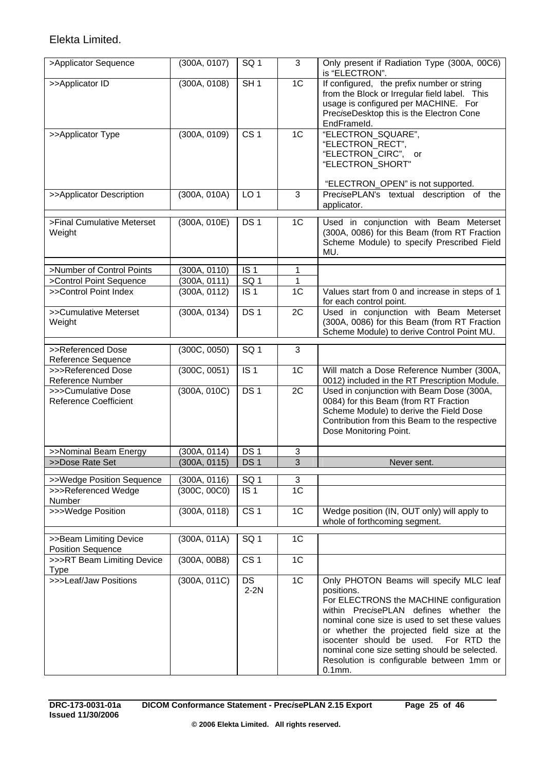| | | | | |
|---|---|---|---|---|
| >Applicator Sequence | (300A, 0107) | SQ 1 | 3 | Only present if Radiation Type (300A, 00C6) is "ELECTRON". |
| >>Applicator ID | (300A, 0108) | SH 1 | 1C | If configured, the prefix number or string from the Block or Irregular field label. This usage is configured per MACHINE. For Pre*cise*Desktop this is the Electron Cone EndFrameId. |
| >>Applicator Type | (300A, 0109) | CS 1 | 1C | "ELECTRON_SQUARE", "ELECTRON_RECT", "ELECTRON_CIRC", or "ELECTRON_SHORT"<br><br>"ELECTRON_OPEN" is not supported. |
| >>Applicator Description | (300A, 010A) | LO 1 | 3 | Pre*cise*PLAN's textual description of the applicator. |
| | | | | |
| >Final Cumulative Meterset Weight | (300A, 010E) | DS 1 | 1C | Used in conjunction with Beam Meterset (300A, 0086) for this Beam (from RT Fraction Scheme Module) to specify Prescribed Field MU. |
| | | | | |
| >Number of Control Points | (300A, 0110) | IS 1 | 1 | |
| >Control Point Sequence | (300A, 0111) | SQ 1 | 1 | |
| >>Control Point Index | (300A, 0112) | IS 1 | 1C | Values start from 0 and increase in steps of 1 for each control point. |
| >>Cumulative Meterset Weight | (300A, 0134) | DS 1 | 2C | Used in conjunction with Beam Meterset (300A, 0086) for this Beam (from RT Fraction Scheme Module) to derive Control Point MU. |
| | | | | |
| >>Referenced Dose Reference Sequence | (300C, 0050) | SQ 1 | 3 | |
| >>>Referenced Dose Reference Number | (300C, 0051) | IS 1 | 1C | Will match a Dose Reference Number (300A, 0012) included in the RT Prescription Module. |
| >>>Cumulative Dose Reference Coefficient | (300A, 010C) | DS 1 | 2C | Used in conjunction with Beam Dose (300A, 0084) for this Beam (from RT Fraction Scheme Module) to derive the Field Dose Contribution from this Beam to the respective Dose Monitoring Point. |
| >>Nominal Beam Energy | (300A, 0114) | DS 1 | 3 | |
| >>Dose Rate Set | (300A, 0115) | DS 1 | 3 | Never sent. |
| | | | | |
| >>Wedge Position Sequence | (300A, 0116) | SQ 1 | 3 | |
| >>>Referenced Wedge Number | (300C, 00C0) | IS 1 | 1C | |
| >>>Wedge Position | (300A, 0118) | CS 1 | 1C | Wedge position (IN, OUT only) will apply to whole of forthcoming segment. |
| | | | | |
| >>Beam Limiting Device Position Sequence | (300A, 011A) | SQ 1 | 1C | |
| >>>RT Beam Limiting Device Type | (300A, 00B8) | CS 1 | 1C | |
| >>>Leaf/Jaw Positions | (300A, 011C) | DS 2-2N | 1C | Only PHOTON Beams will specify MLC leaf positions.<br>For ELECTRONS the MACHINE configuration within Pre*cise*PLAN defines whether the nominal cone size is used to set these values or whether the projected field size at the isocenter should be used. For RTD the nominal cone size setting should be selected. Resolution is configurable between 1mm or 0.1mm. |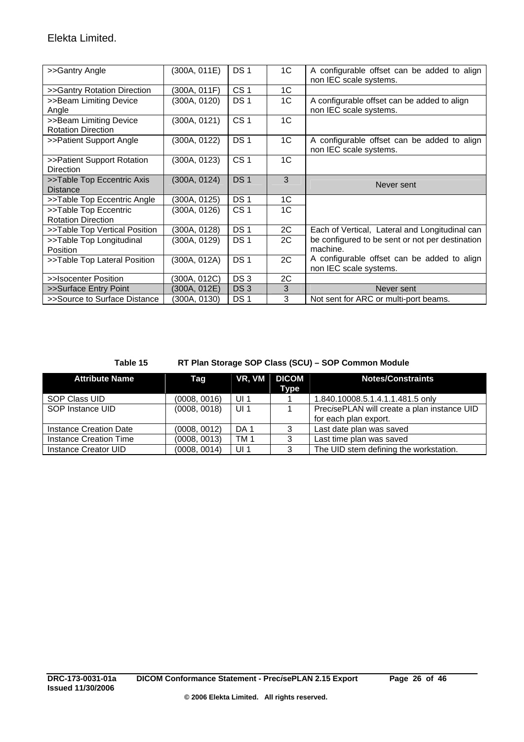| | | | | |
|---|---|---|---|---|
| >>Gantry Angle | (300A, 011E) | DS 1 | 1C | A configurable offset can be added to align non IEC scale systems. |
| >>Gantry Rotation Direction | (300A, 011F) | CS 1 | 1C | |
| >>Beam Limiting Device Angle | (300A, 0120) | DS 1 | 1C | A configurable offset can be added to align non IEC scale systems. |
| >>Beam Limiting Device Rotation Direction | (300A, 0121) | CS 1 | 1C | |
| >>Patient Support Angle | (300A, 0122) | DS 1 | 1C | A configurable offset can be added to align non IEC scale systems. |
| >>Patient Support Rotation Direction | (300A, 0123) | CS 1 | 1C | |
| >>Table Top Eccentric Axis Distance | (300A, 0124) | DS 1 | 3 | Never sent |
| >>Table Top Eccentric Angle | (300A, 0125) | DS 1 | 1C | |
| >>Table Top Eccentric Rotation Direction | (300A, 0126) | CS 1 | 1C | |
| >>Table Top Vertical Position | (300A, 0128) | DS 1 | 2C | Each of Vertical, Lateral and Longitudinal can be configured to be sent or not per destination machine. A configurable offset can be added to align non IEC scale systems. |
| >>Table Top Longitudinal Position | (300A, 0129) | DS 1 | 2C | |
| >>Table Top Lateral Position | (300A, 012A) | DS 1 | 2C | |
| >>Isocenter Position | (300A, 012C) | DS 3 | 2C | |
| >>Surface Entry Point | (300A, 012E) | DS 3 | 3 | Never sent |
| >>Source to Surface Distance | (300A, 0130) | DS 1 | 3 | Not sent for ARC or multi-port beams. |

**Table 15 RT Plan Storage SOP Class (SCU) – SOP Common Module**

| Attribute Name | Tag | VR, VM | DICOM Type | Notes/Constraints |
|---|---|---|---|---|
| SOP Class UID | (0008, 0016) | UI 1 | 1 | 1.840.10008.5.1.4.1.1.481.5 only |
| SOP Instance UID | (0008, 0018) | UI 1 | 1 | Prec*is*ePLAN will create a plan instance UID for each plan export. |
| Instance Creation Date | (0008, 0012) | DA 1 | 3 | Last date plan was saved |
| Instance Creation Time | (0008, 0013) | TM 1 | 3 | Last time plan was saved |
| Instance Creator UID | (0008, 0014) | UI 1 | 3 | The UID stem defining the workstation. |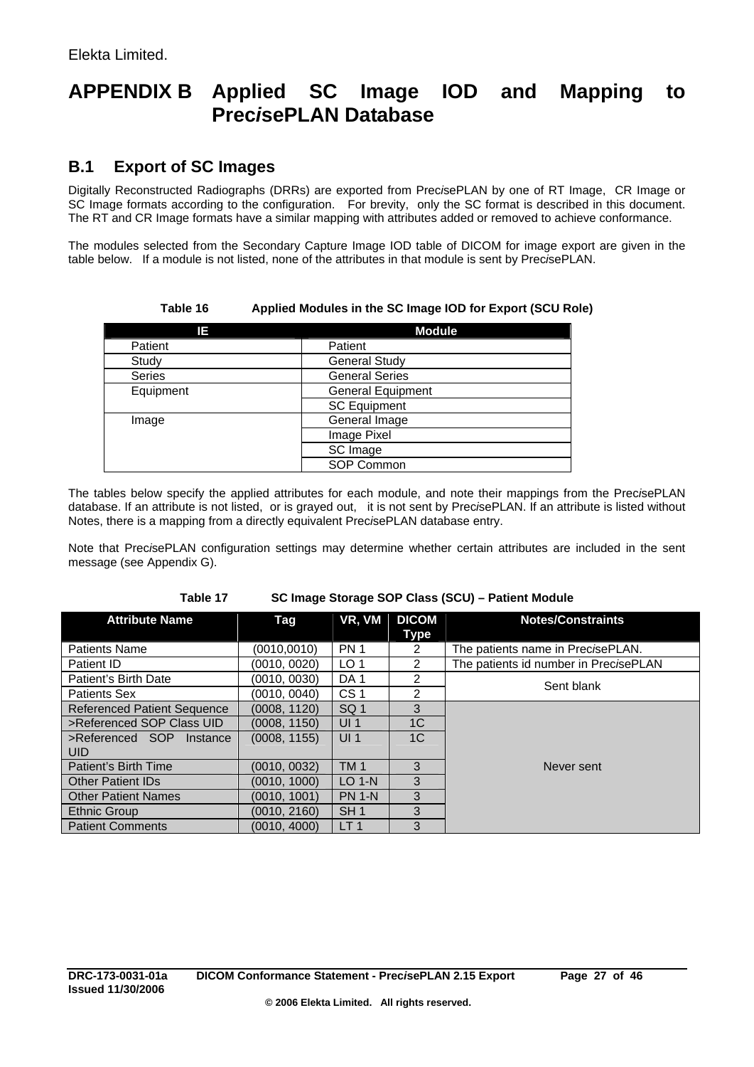Elekta Limited.

# APPENDIX B Applied SC Image IOD and Mapping to PrecisePLAN Database

## B.1 Export of SC Images

Digitally Reconstructed Radiographs (DRRs) are exported from PrecisePLAN by one of RT Image, CR Image or SC Image formats according to the configuration. For brevity, only the SC format is described in this document. The RT and CR Image formats have a similar mapping with attributes added or removed to achieve conformance.

The modules selected from the Secondary Capture Image IOD table of DICOM for image export are given in the table below. If a module is not listed, none of the attributes in that module is sent by PrecisePLAN.

**Table 16 Applied Modules in the SC Image IOD for Export (SCU Role)**

| IE | Module |
|---|---|
| Patient | Patient |
| Study | General Study |
| Series | General Series |
| Equipment | General Equipment |
| | SC Equipment |
| Image | General Image |
| | Image Pixel |
| | SC Image |
| | SOP Common |

The tables below specify the applied attributes for each module, and note their mappings from the PrecisePLAN database. If an attribute is not listed, or is grayed out, it is not sent by PrecisePLAN. If an attribute is listed without Notes, there is a mapping from a directly equivalent PrecisePLAN database entry.

Note that PrecisePLAN configuration settings may determine whether certain attributes are included in the sent message (see Appendix G).

**Table 17 SC Image Storage SOP Class (SCU) – Patient Module**

| Attribute Name | Tag | VR, VM | DICOM Type | Notes/Constraints |
|---|---|---|---|---|
| Patients Name | (0010,0010) | PN 1 | 2 | The patients name in PrecisePLAN. |
| Patient ID | (0010, 0020) | LO 1 | 2 | The patients id number in PrecisePLAN |
| Patient's Birth Date | (0010, 0030) | DA 1 | 2 | Sent blank |
| Patients Sex | (0010, 0040) | CS 1 | 2 | |
| Referenced Patient Sequence | (0008, 1120) | SQ 1 | 3 | Never sent |
| >Referenced SOP Class UID | (0008, 1150) | UI 1 | 1C | |
| >Referenced SOP Instance UID | (0008, 1155) | UI 1 | 1C | |
| Patient's Birth Time | (0010, 0032) | TM 1 | 3 | |
| Other Patient IDs | (0010, 1000) | LO 1-N | 3 | |
| Other Patient Names | (0010, 1001) | PN 1-N | 3 | |
| Ethnic Group | (0010, 2160) | SH 1 | 3 | |
| Patient Comments | (0010, 4000) | LT 1 | 3 | |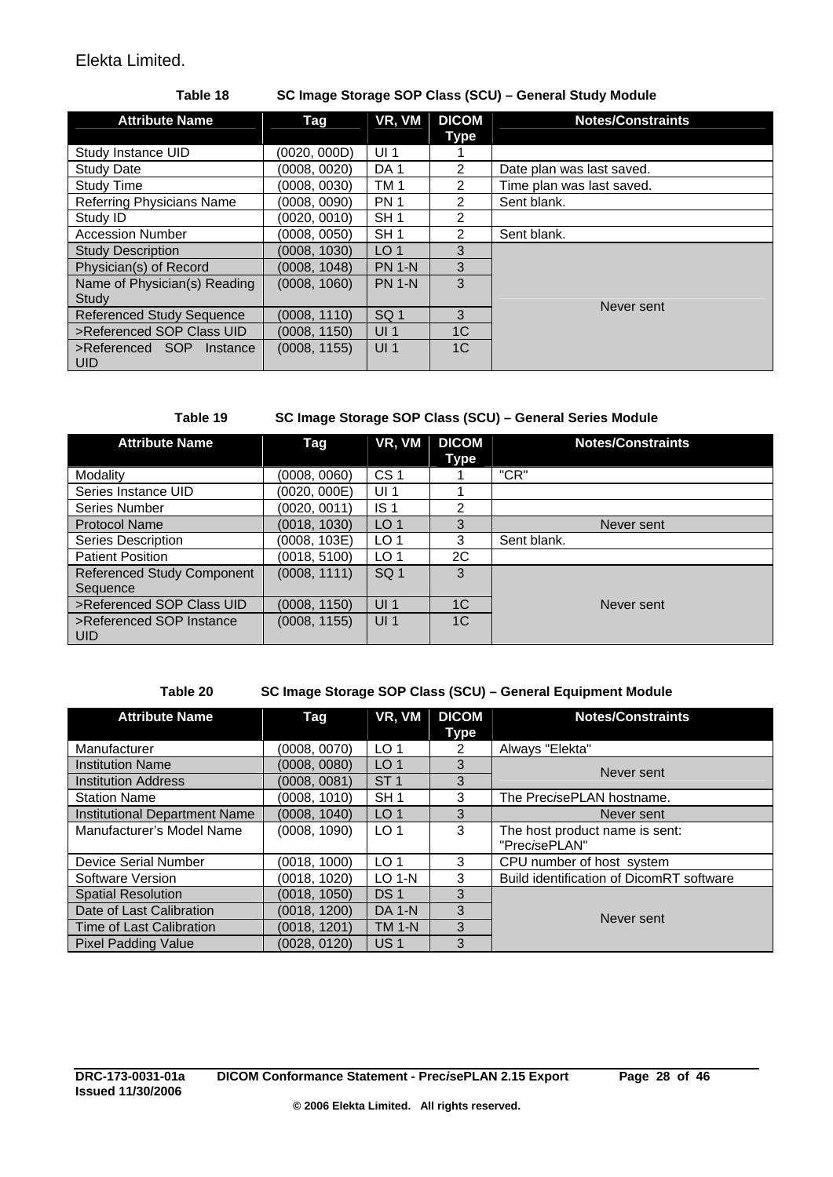**Table 18 SC Image Storage SOP Class (SCU) – General Study Module**

| Attribute Name | Tag | VR, VM | DICOM Type | Notes/Constraints |
|---|---|---|---|---|
| Study Instance UID | (0020, 000D) | UI 1 | 1 | |
| Study Date | (0008, 0020) | DA 1 | 2 | Date plan was last saved. |
| Study Time | (0008, 0030) | TM 1 | 2 | Time plan was last saved. |
| Referring Physicians Name | (0008, 0090) | PN 1 | 2 | Sent blank. |
| Study ID | (0020, 0010) | SH 1 | 2 | |
| Accession Number | (0008, 0050) | SH 1 | 2 | Sent blank. |
| Study Description | (0008, 1030) | LO 1 | 3 | Never sent |
| Physician(s) of Record | (0008, 1048) | PN 1-N | 3 | |
| Name of Physician(s) Reading Study | (0008, 1060) | PN 1-N | 3 | |
| Referenced Study Sequence | (0008, 1110) | SQ 1 | 3 | |
| >Referenced SOP Class UID | (0008, 1150) | UI 1 | 1C | |
| >Referenced SOP Instance UID | (0008, 1155) | UI 1 | 1C | |

**Table 19 SC Image Storage SOP Class (SCU) – General Series Module**

| Attribute Name | Tag | VR, VM | DICOM Type | Notes/Constraints |
|---|---|---|---|---|
| Modality | (0008, 0060) | CS 1 | 1 | "CR" |
| Series Instance UID | (0020, 000E) | UI 1 | 1 | |
| Series Number | (0020, 0011) | IS 1 | 2 | |
| Protocol Name | (0018, 1030) | LO 1 | 3 | Never sent |
| Series Description | (0008, 103E) | LO 1 | 3 | Sent blank. |
| Patient Position | (0018, 5100) | LO 1 | 2C | |
| Referenced Study Component Sequence | (0008, 1111) | SQ 1 | 3 | Never sent |
| >Referenced SOP Class UID | (0008, 1150) | UI 1 | 1C | |
| >Referenced SOP Instance UID | (0008, 1155) | UI 1 | 1C | |

**Table 20 SC Image Storage SOP Class (SCU) – General Equipment Module**

| Attribute Name | Tag | VR, VM | DICOM Type | Notes/Constraints |
|---|---|---|---|---|
| Manufacturer | (0008, 0070) | LO 1 | 2 | Always "Elekta" |
| Institution Name | (0008, 0080) | LO 1 | 3 | Never sent |
| Institution Address | (0008, 0081) | ST 1 | 3 | |
| Station Name | (0008, 1010) | SH 1 | 3 | The Prec*is*ePLAN hostname. |
| Institutional Department Name | (0008, 1040) | LO 1 | 3 | Never sent |
| Manufacturer's Model Name | (0008, 1090) | LO 1 | 3 | The host product name is sent: "Prec*is*ePLAN" |
| Device Serial Number | (0018, 1000) | LO 1 | 3 | CPU number of host system |
| Software Version | (0018, 1020) | LO 1-N | 3 | Build identification of DicomRT software |
| Spatial Resolution | (0018, 1050) | DS 1 | 3 | Never sent |
| Date of Last Calibration | (0018, 1200) | DA 1-N | 3 | |
| Time of Last Calibration | (0018, 1201) | TM 1-N | 3 | |
| Pixel Padding Value | (0028, 0120) | US 1 | 3 | |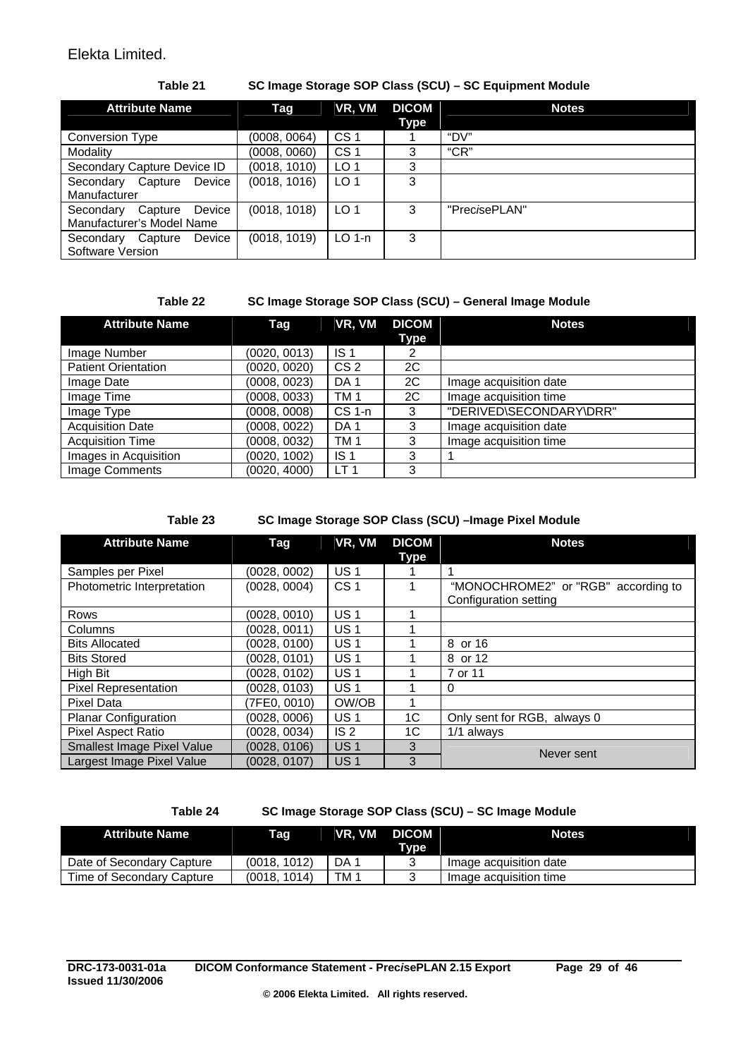Elekta Limited.

**Table 21 SC Image Storage SOP Class (SCU) – SC Equipment Module**

| Attribute Name | Tag | VR, VM | DICOM Type | Notes |
|---|---|---|---|---|
| Conversion Type | (0008, 0064) | CS 1 | 1 | “DV” |
| Modality | (0008, 0060) | CS 1 | 3 | “CR” |
| Secondary Capture Device ID | (0018, 1010) | LO 1 | 3 | |
| Secondary Capture Device Manufacturer | (0018, 1016) | LO 1 | 3 | |
| Secondary Capture Device Manufacturer’s Model Name | (0018, 1018) | LO 1 | 3 | "PrecisePLAN" |
| Secondary Capture Device Software Version | (0018, 1019) | LO 1-n | 3 | |

**Table 22 SC Image Storage SOP Class (SCU) – General Image Module**

| Attribute Name | Tag | VR, VM | DICOM Type | Notes |
|---|---|---|---|---|
| Image Number | (0020, 0013) | IS 1 | 2 | |
| Patient Orientation | (0020, 0020) | CS 2 | 2C | |
| Image Date | (0008, 0023) | DA 1 | 2C | Image acquisition date |
| Image Time | (0008, 0033) | TM 1 | 2C | Image acquisition time |
| Image Type | (0008, 0008) | CS 1-n | 3 | "DERIVED\SECONDARY\DRR" |
| Acquisition Date | (0008, 0022) | DA 1 | 3 | Image acquisition date |
| Acquisition Time | (0008, 0032) | TM 1 | 3 | Image acquisition time |
| Images in Acquisition | (0020, 1002) | IS 1 | 3 | 1 |
| Image Comments | (0020, 4000) | LT 1 | 3 | |

**Table 23 SC Image Storage SOP Class (SCU) –Image Pixel Module**

| Attribute Name | Tag | VR, VM | DICOM Type | Notes |
|---|---|---|---|---|
| Samples per Pixel | (0028, 0002) | US 1 | 1 | 1 |
| Photometric Interpretation | (0028, 0004) | CS 1 | 1 | “MONOCHROME2” or "RGB" according to Configuration setting |
| Rows | (0028, 0010) | US 1 | 1 | |
| Columns | (0028, 0011) | US 1 | 1 | |
| Bits Allocated | (0028, 0100) | US 1 | 1 | 8 or 16 |
| Bits Stored | (0028, 0101) | US 1 | 1 | 8 or 12 |
| High Bit | (0028, 0102) | US 1 | 1 | 7 or 11 |
| Pixel Representation | (0028, 0103) | US 1 | 1 | 0 |
| Pixel Data | (7FE0, 0010) | OW/OB | 1 | |
| Planar Configuration | (0028, 0006) | US 1 | 1C | Only sent for RGB, always 0 |
| Pixel Aspect Ratio | (0028, 0034) | IS 2 | 1C | 1/1 always |
| Smallest Image Pixel Value | (0028, 0106) | US 1 | 3 | Never sent |
| Largest Image Pixel Value | (0028, 0107) | US 1 | 3 | |

**Table 24 SC Image Storage SOP Class (SCU) – SC Image Module**

| Attribute Name | Tag | VR, VM | DICOM Type | Notes |
|---|---|---|---|---|
| Date of Secondary Capture | (0018, 1012) | DA 1 | 3 | Image acquisition date |
| Time of Secondary Capture | (0018, 1014) | TM 1 | 3 | Image acquisition time |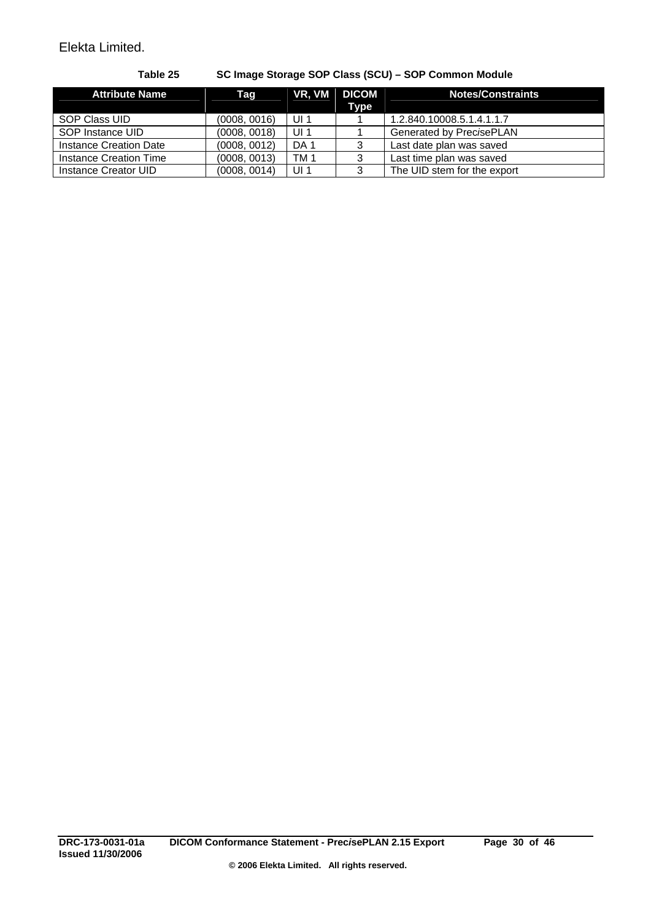**Table 25 SC Image Storage SOP Class (SCU) – SOP Common Module**

| Attribute Name | Tag | VR, VM | DICOM Type | Notes/Constraints |
|---|---|---|---|---|
| SOP Class UID | (0008, 0016) | UI 1 | 1 | 1.2.840.10008.5.1.4.1.1.7 |
| SOP Instance UID | (0008, 0018) | UI 1 | 1 | Generated by Prec*i*sePLAN |
| Instance Creation Date | (0008, 0012) | DA 1 | 3 | Last date plan was saved |
| Instance Creation Time | (0008, 0013) | TM 1 | 3 | Last time plan was saved |
| Instance Creator UID | (0008, 0014) | UI 1 | 3 | The UID stem for the export |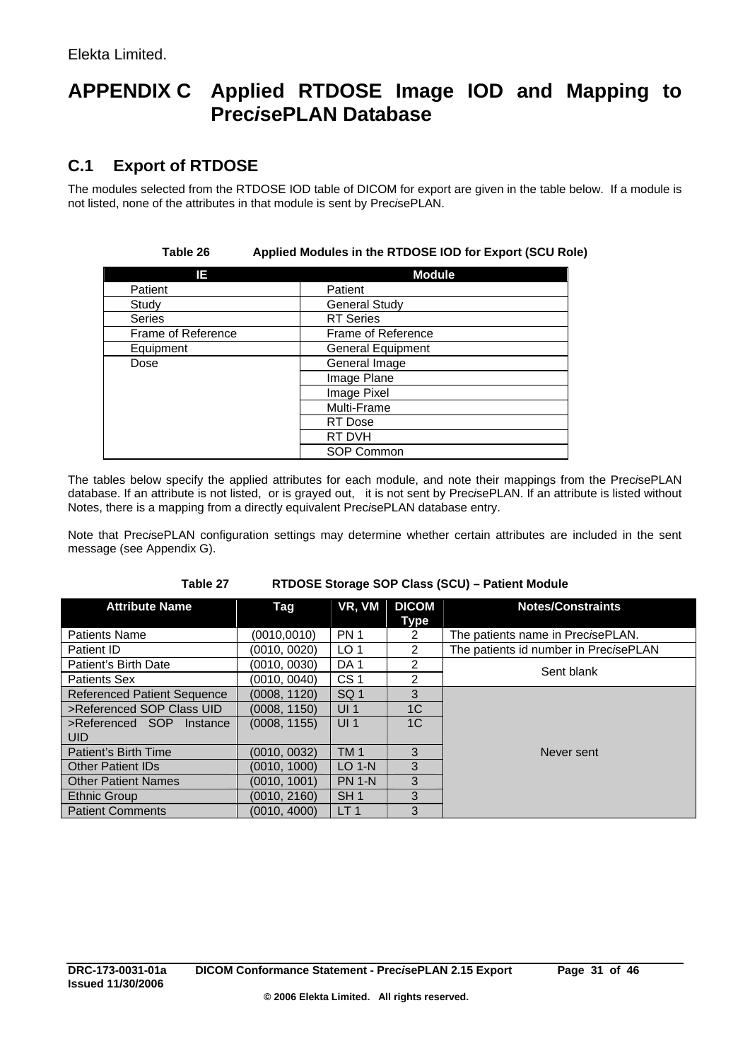Elekta Limited.

# APPENDIX C Applied RTDOSE Image IOD and Mapping to Prec*i*sePLAN Database

## C.1 Export of RTDOSE

The modules selected from the RTDOSE IOD table of DICOM for export are given in the table below. If a module is not listed, none of the attributes in that module is sent by Prec*i*sePLAN.

**Table 26 Applied Modules in the RTDOSE IOD for Export (SCU Role)**

| IE | Module |
|---|---|
| Patient | Patient |
| Study | General Study |
| Series | RT Series |
| Frame of Reference | Frame of Reference |
| Equipment | General Equipment |
| Dose | General Image |
| | Image Plane |
| | Image Pixel |
| | Multi-Frame |
| | RT Dose |
| | RT DVH |
| | SOP Common |

The tables below specify the applied attributes for each module, and note their mappings from the Prec*i*sePLAN database. If an attribute is not listed, or is grayed out, it is not sent by Prec*i*sePLAN. If an attribute is listed without Notes, there is a mapping from a directly equivalent Prec*i*sePLAN database entry.

Note that Prec*i*sePLAN configuration settings may determine whether certain attributes are included in the sent message (see Appendix G).

**Table 27 RTDOSE Storage SOP Class (SCU) – Patient Module**

| Attribute Name | Tag | VR, VM | DICOM Type | Notes/Constraints |
|---|---|---|---|---|
| Patients Name | (0010,0010) | PN 1 | 2 | The patients name in Prec*i*sePLAN. |
| Patient ID | (0010, 0020) | LO 1 | 2 | The patients id number in Prec*i*sePLAN |
| Patient's Birth Date | (0010, 0030) | DA 1 | 2 | Sent blank |
| Patients Sex | (0010, 0040) | CS 1 | 2 | |
| Referenced Patient Sequence | (0008, 1120) | SQ 1 | 3 | Never sent |
| >Referenced SOP Class UID | (0008, 1150) | UI 1 | 1C | |
| >Referenced SOP Instance UID | (0008, 1155) | UI 1 | 1C | |
| Patient's Birth Time | (0010, 0032) | TM 1 | 3 | |
| Other Patient IDs | (0010, 1000) | LO 1-N | 3 | |
| Other Patient Names | (0010, 1001) | PN 1-N | 3 | |
| Ethnic Group | (0010, 2160) | SH 1 | 3 | |
| Patient Comments | (0010, 4000) | LT 1 | 3 | |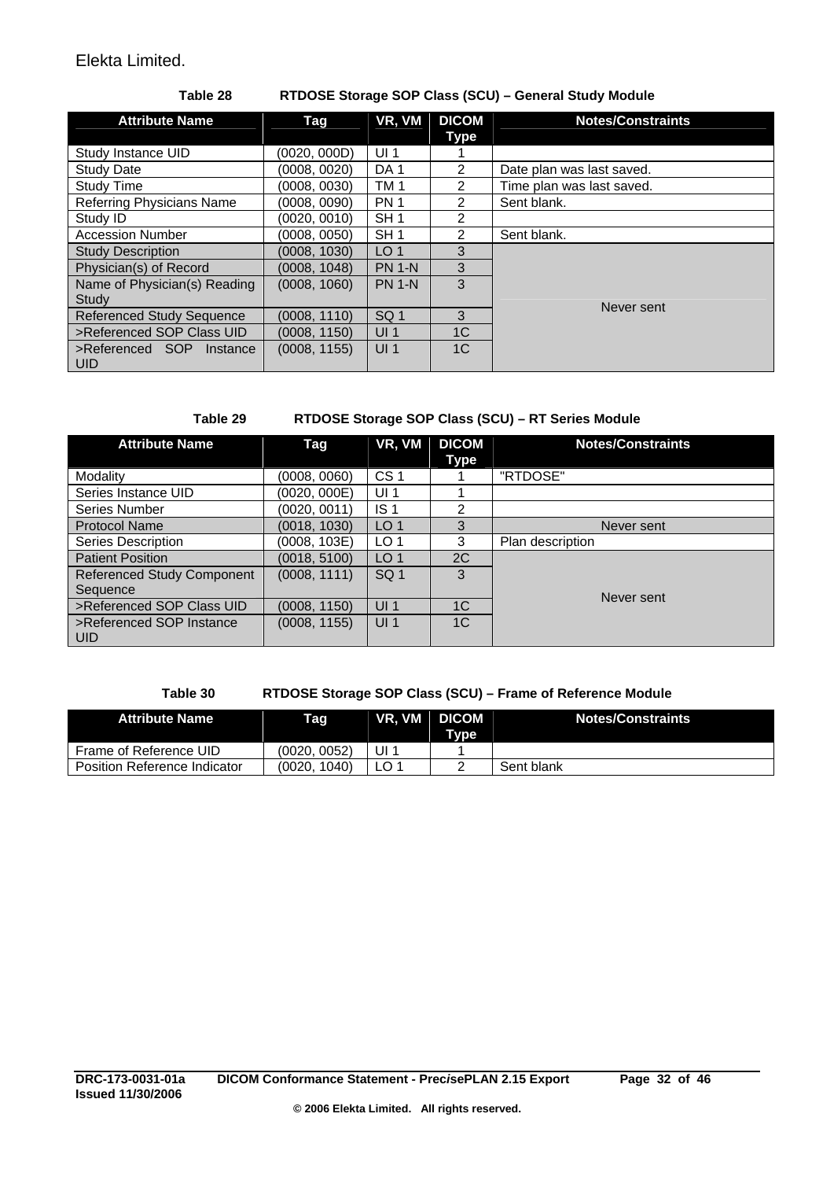**Table 28 RTDOSE Storage SOP Class (SCU) – General Study Module**

| Attribute Name | Tag | VR, VM | DICOM Type | Notes/Constraints |
|---|---|---|---|---|
| Study Instance UID | (0020, 000D) | UI 1 | 1 | |
| Study Date | (0008, 0020) | DA 1 | 2 | Date plan was last saved. |
| Study Time | (0008, 0030) | TM 1 | 2 | Time plan was last saved. |
| Referring Physicians Name | (0008, 0090) | PN 1 | 2 | Sent blank. |
| Study ID | (0020, 0010) | SH 1 | 2 | |
| Accession Number | (0008, 0050) | SH 1 | 2 | Sent blank. |
| Study Description | (0008, 1030) | LO 1 | 3 | Never sent |
| Physician(s) of Record | (0008, 1048) | PN 1-N | 3 | |
| Name of Physician(s) Reading Study | (0008, 1060) | PN 1-N | 3 | |
| Referenced Study Sequence | (0008, 1110) | SQ 1 | 3 | |
| >Referenced SOP Class UID | (0008, 1150) | UI 1 | 1C | |
| >Referenced SOP Instance UID | (0008, 1155) | UI 1 | 1C | |

**Table 29 RTDOSE Storage SOP Class (SCU) – RT Series Module**

| Attribute Name | Tag | VR, VM | DICOM Type | Notes/Constraints |
|---|---|---|---|---|
| Modality | (0008, 0060) | CS 1 | 1 | "RTDOSE" |
| Series Instance UID | (0020, 000E) | UI 1 | 1 | |
| Series Number | (0020, 0011) | IS 1 | 2 | |
| Protocol Name | (0018, 1030) | LO 1 | 3 | Never sent |
| Series Description | (0008, 103E) | LO 1 | 3 | Plan description |
| Patient Position | (0018, 5100) | LO 1 | 2C | Never sent |
| Referenced Study Component Sequence | (0008, 1111) | SQ 1 | 3 | |
| >Referenced SOP Class UID | (0008, 1150) | UI 1 | 1C | |
| >Referenced SOP Instance UID | (0008, 1155) | UI 1 | 1C | |

**Table 30 RTDOSE Storage SOP Class (SCU) – Frame of Reference Module**

| Attribute Name | Tag | VR, VM | DICOM Type | Notes/Constraints |
|---|---|---|---|---|
| Frame of Reference UID | (0020, 0052) | UI 1 | 1 | |
| Position Reference Indicator | (0020, 1040) | LO 1 | 2 | Sent blank |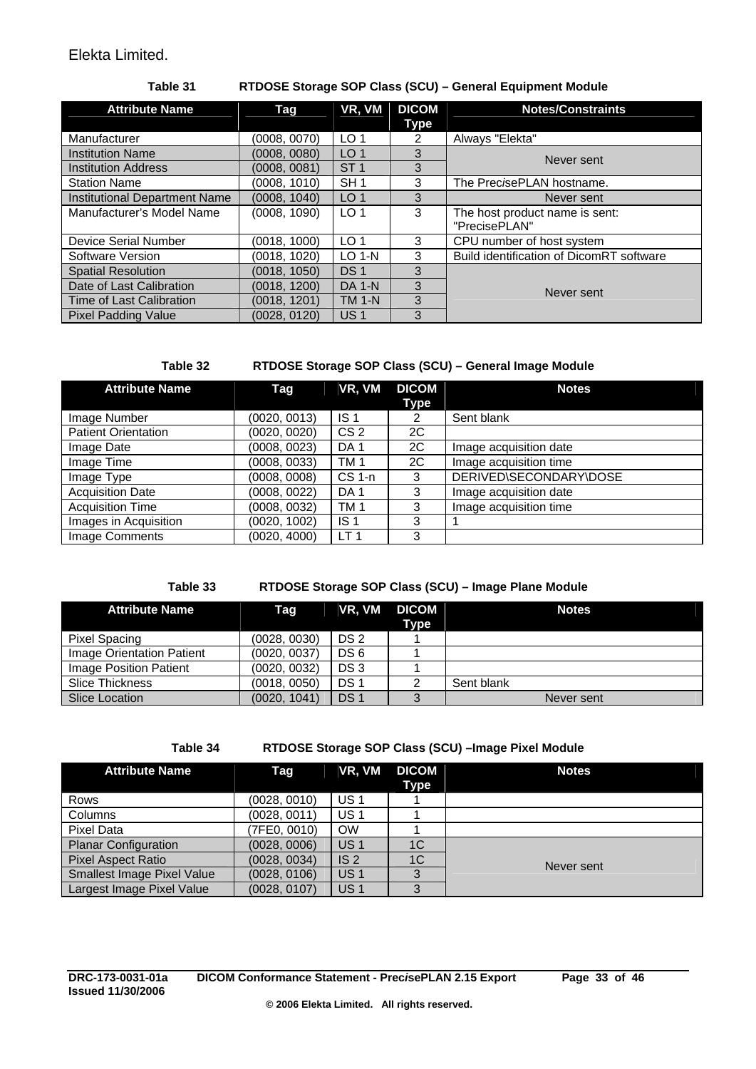Table 31 RTDOSE Storage SOP Class (SCU) – General Equipment Module

| Attribute Name | Tag | VR, VM | DICOM Type | Notes/Constraints |
|---|---|---|---|---|
| Manufacturer | (0008, 0070) | LO 1 | 2 | Always "Elekta" |
| Institution Name | (0008, 0080) | LO 1 | 3 | Never sent |
| Institution Address | (0008, 0081) | ST 1 | 3 | |
| Station Name | (0008, 1010) | SH 1 | 3 | The PrecisePLAN hostname. |
| Institutional Department Name | (0008, 1040) | LO 1 | 3 | Never sent |
| Manufacturer's Model Name | (0008, 1090) | LO 1 | 3 | The host product name is sent: "PrecisePLAN" |
| Device Serial Number | (0018, 1000) | LO 1 | 3 | CPU number of host system |
| Software Version | (0018, 1020) | LO 1-N | 3 | Build identification of DicomRT software |
| Spatial Resolution | (0018, 1050) | DS 1 | 3 | Never sent |
| Date of Last Calibration | (0018, 1200) | DA 1-N | 3 | |
| Time of Last Calibration | (0018, 1201) | TM 1-N | 3 | |
| Pixel Padding Value | (0028, 0120) | US 1 | 3 | |

Table 32 RTDOSE Storage SOP Class (SCU) – General Image Module

| Attribute Name | Tag | VR, VM | DICOM Type | Notes |
|---|---|---|---|---|
| Image Number | (0020, 0013) | IS 1 | 2 | Sent blank |
| Patient Orientation | (0020, 0020) | CS 2 | 2C | |
| Image Date | (0008, 0023) | DA 1 | 2C | Image acquisition date |
| Image Time | (0008, 0033) | TM 1 | 2C | Image acquisition time |
| Image Type | (0008, 0008) | CS 1-n | 3 | DERIVED\SECONDARY\DOSE |
| Acquisition Date | (0008, 0022) | DA 1 | 3 | Image acquisition date |
| Acquisition Time | (0008, 0032) | TM 1 | 3 | Image acquisition time |
| Images in Acquisition | (0020, 1002) | IS 1 | 3 | 1 |
| Image Comments | (0020, 4000) | LT 1 | 3 | |

Table 33 RTDOSE Storage SOP Class (SCU) – Image Plane Module

| Attribute Name | Tag | VR, VM | DICOM Type | Notes |
|---|---|---|---|---|
| Pixel Spacing | (0028, 0030) | DS 2 | 1 | |
| Image Orientation Patient | (0020, 0037) | DS 6 | 1 | |
| Image Position Patient | (0020, 0032) | DS 3 | 1 | |
| Slice Thickness | (0018, 0050) | DS 1 | 2 | Sent blank |
| Slice Location | (0020, 1041) | DS 1 | 3 | Never sent |

Table 34 RTDOSE Storage SOP Class (SCU) –Image Pixel Module

| Attribute Name | Tag | VR, VM | DICOM Type | Notes |
|---|---|---|---|---|
| Rows | (0028, 0010) | US 1 | 1 | |
| Columns | (0028, 0011) | US 1 | 1 | |
| Pixel Data | (7FE0, 0010) | OW | 1 | |
| Planar Configuration | (0028, 0006) | US 1 | 1C | Never sent |
| Pixel Aspect Ratio | (0028, 0034) | IS 2 | 1C | |
| Smallest Image Pixel Value | (0028, 0106) | US 1 | 3 | |
| Largest Image Pixel Value | (0028, 0107) | US 1 | 3 | |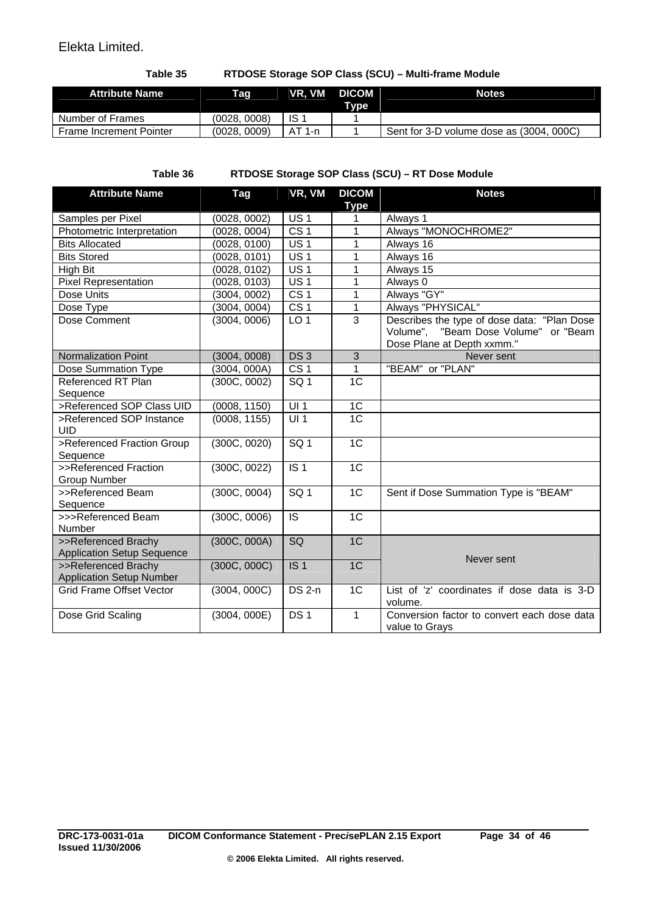Elekta Limited.

**Table 35 RTDOSE Storage SOP Class (SCU) – Multi-frame Module**

| Attribute Name | Tag | VR, VM | DICOM Type | Notes |
|---|---|---|---|---|
| Number of Frames | (0028, 0008) | IS 1 | 1 | |
| Frame Increment Pointer | (0028, 0009) | AT 1-n | 1 | Sent for 3-D volume dose as (3004, 000C) |

**Table 36 RTDOSE Storage SOP Class (SCU) – RT Dose Module**

| Attribute Name | Tag | VR, VM | DICOM Type | Notes |
|---|---|---|---|---|
| Samples per Pixel | (0028, 0002) | US 1 | 1 | Always 1 |
| Photometric Interpretation | (0028, 0004) | CS 1 | 1 | Always "MONOCHROME2" |
| Bits Allocated | (0028, 0100) | US 1 | 1 | Always 16 |
| Bits Stored | (0028, 0101) | US 1 | 1 | Always 16 |
| High Bit | (0028, 0102) | US 1 | 1 | Always 15 |
| Pixel Representation | (0028, 0103) | US 1 | 1 | Always 0 |
| Dose Units | (3004, 0002) | CS 1 | 1 | Always "GY" |
| Dose Type | (3004, 0004) | CS 1 | 1 | Always "PHYSICAL" |
| Dose Comment | (3004, 0006) | LO 1 | 3 | Describes the type of dose data: "Plan Dose Volume", "Beam Dose Volume" or "Beam Dose Plane at Depth xxmm." |
| Normalization Point | (3004, 0008) | DS 3 | 3 | Never sent |
| Dose Summation Type | (3004, 000A) | CS 1 | 1 | "BEAM" or "PLAN" |
| Referenced RT Plan Sequence | (300C, 0002) | SQ 1 | 1C | |
| >Referenced SOP Class UID | (0008, 1150) | UI 1 | 1C | |
| >Referenced SOP Instance UID | (0008, 1155) | UI 1 | 1C | |
| >Referenced Fraction Group Sequence | (300C, 0020) | SQ 1 | 1C | |
| >>Referenced Fraction Group Number | (300C, 0022) | IS 1 | 1C | |
| >>Referenced Beam Sequence | (300C, 0004) | SQ 1 | 1C | Sent if Dose Summation Type is "BEAM" |
| >>>Referenced Beam Number | (300C, 0006) | IS | 1C | |
| >>Referenced Brachy Application Setup Sequence | (300C, 000A) | SQ | 1C | Never sent |
| >>Referenced Brachy Application Setup Number | (300C, 000C) | IS 1 | 1C | |
| Grid Frame Offset Vector | (3004, 000C) | DS 2-n | 1C | List of 'z' coordinates if dose data is 3-D volume. |
| Dose Grid Scaling | (3004, 000E) | DS 1 | 1 | Conversion factor to convert each dose data value to Grays |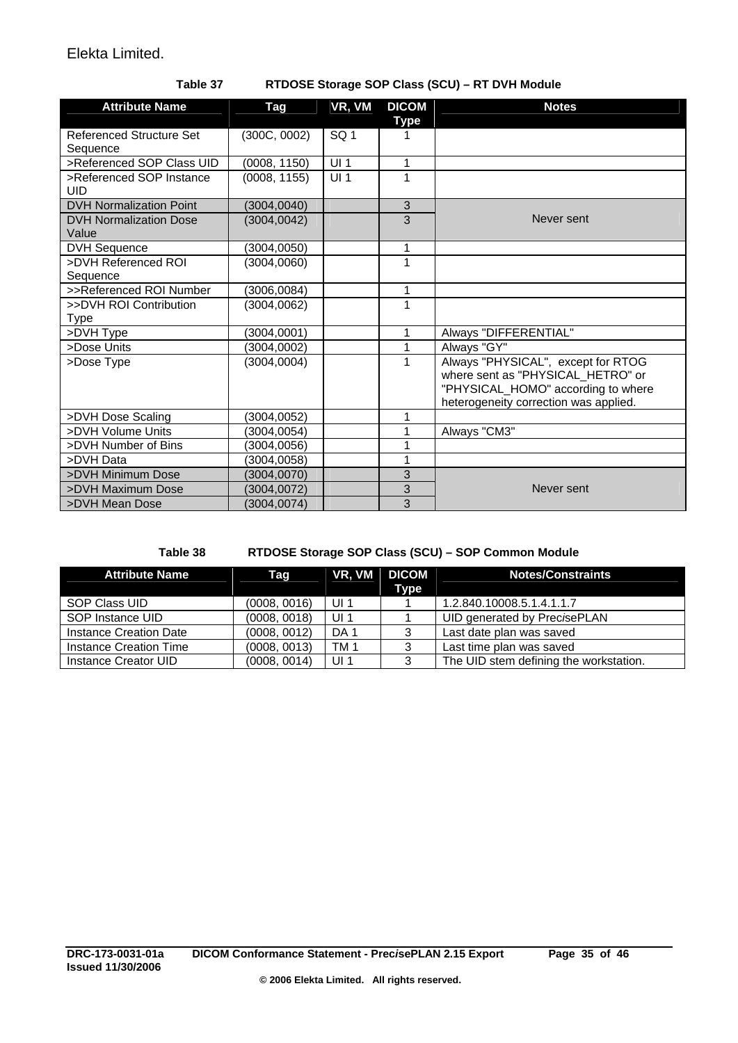Elekta Limited.

**Table 37 RTDOSE Storage SOP Class (SCU) – RT DVH Module**

| Attribute Name | Tag | VR, VM | DICOM Type | Notes |
|---|---|---|---|---|
| Referenced Structure Set Sequence | (300C, 0002) | SQ 1 | 1 | |
| >Referenced SOP Class UID | (0008, 1150) | UI 1 | 1 | |
| >Referenced SOP Instance UID | (0008, 1155) | UI 1 | 1 | |
| DVH Normalization Point | (3004,0040) | | 3 | Never sent |
| DVH Normalization Dose Value | (3004,0042) | | 3 | |
| DVH Sequence | (3004,0050) | | 1 | |
| >DVH Referenced ROI Sequence | (3004,0060) | | 1 | |
| >>Referenced ROI Number | (3006,0084) | | 1 | |
| >>DVH ROI Contribution Type | (3004,0062) | | 1 | |
| >DVH Type | (3004,0001) | | 1 | Always "DIFFERENTIAL" |
| >Dose Units | (3004,0002) | | 1 | Always "GY" |
| >Dose Type | (3004,0004) | | 1 | Always "PHYSICAL", except for RTOG where sent as "PHYSICAL_HETRO" or "PHYSICAL_HOMO" according to where heterogeneity correction was applied. |
| >DVH Dose Scaling | (3004,0052) | | 1 | |
| >DVH Volume Units | (3004,0054) | | 1 | Always "CM3" |
| >DVH Number of Bins | (3004,0056) | | 1 | |
| >DVH Data | (3004,0058) | | 1 | |
| >DVH Minimum Dose | (3004,0070) | | 3 | Never sent |
| >DVH Maximum Dose | (3004,0072) | | 3 | |
| >DVH Mean Dose | (3004,0074) | | 3 | |

**Table 38 RTDOSE Storage SOP Class (SCU) – SOP Common Module**

| Attribute Name | Tag | VR, VM | DICOM Type | Notes/Constraints |
|---|---|---|---|---|
| SOP Class UID | (0008, 0016) | UI 1 | 1 | 1.2.840.10008.5.1.4.1.1.7 |
| SOP Instance UID | (0008, 0018) | UI 1 | 1 | UID generated by PrecisePLAN |
| Instance Creation Date | (0008, 0012) | DA 1 | 3 | Last date plan was saved |
| Instance Creation Time | (0008, 0013) | TM 1 | 3 | Last time plan was saved |
| Instance Creator UID | (0008, 0014) | UI 1 | 3 | The UID stem defining the workstation. |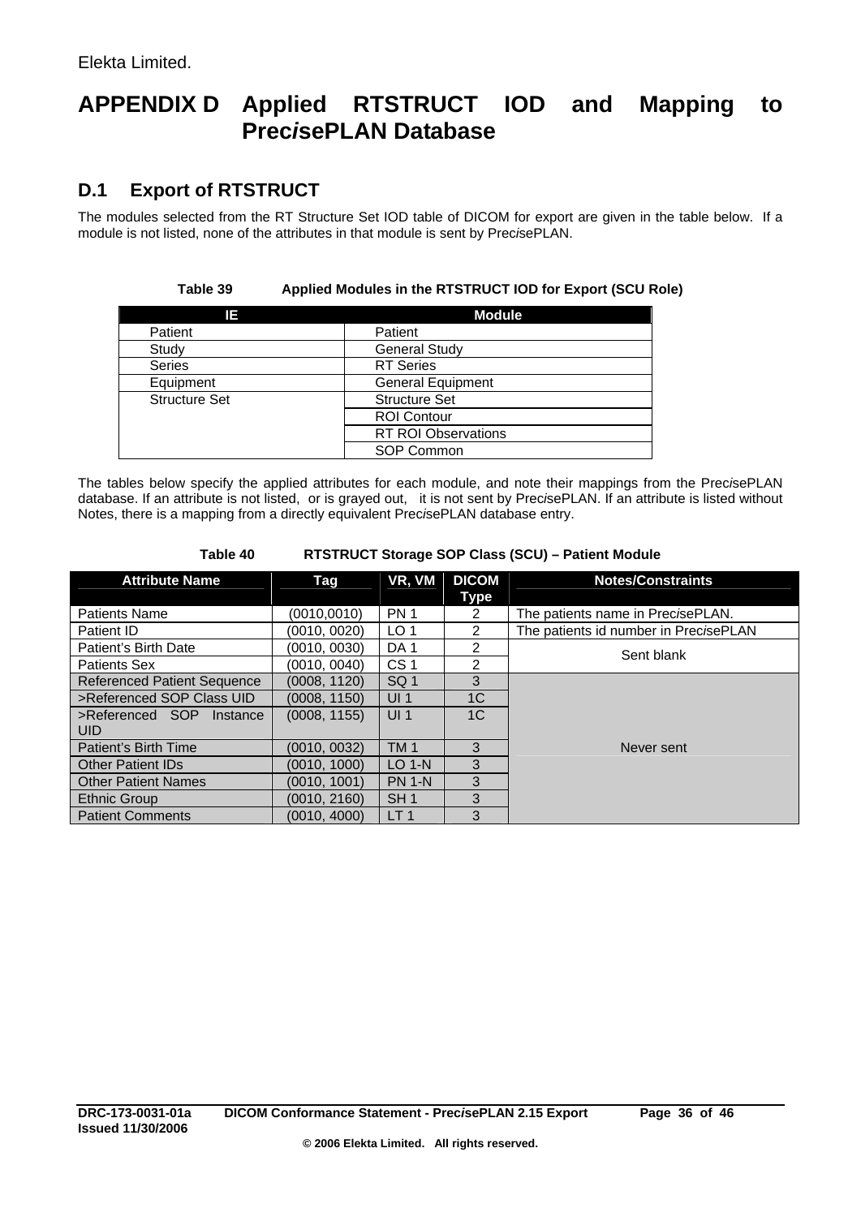# APPENDIX D Applied RTSTRUCT IOD and Mapping to Prec*is*ePLAN Database

## D.1 Export of RTSTRUCT

The modules selected from the RT Structure Set IOD table of DICOM for export are given in the table below. If a module is not listed, none of the attributes in that module is sent by Prec*is*ePLAN.

**Table 39 Applied Modules in the RTSTRUCT IOD for Export (SCU Role)**

| IE | Module |
|---|---|
| Patient | Patient |
| Study | General Study |
| Series | RT Series |
| Equipment | General Equipment |
| Structure Set | Structure Set |
| | ROI Contour |
| | RT ROI Observations |
| | SOP Common |

The tables below specify the applied attributes for each module, and note their mappings from the Prec*is*ePLAN database. If an attribute is not listed, or is grayed out, it is not sent by Prec*is*ePLAN. If an attribute is listed without Notes, there is a mapping from a directly equivalent Prec*is*ePLAN database entry.

**Table 40 RTSTRUCT Storage SOP Class (SCU) – Patient Module**

| Attribute Name | Tag | VR, VM | DICOM Type | Notes/Constraints |
|---|---|---|---|---|
| Patients Name | (0010,0010) | PN 1 | 2 | The patients name in Prec*is*ePLAN. |
| Patient ID | (0010, 0020) | LO 1 | 2 | The patients id number in Prec*is*ePLAN |
| Patient's Birth Date | (0010, 0030) | DA 1 | 2 | Sent blank |
| Patients Sex | (0010, 0040) | CS 1 | 2 | |
| Referenced Patient Sequence | (0008, 1120) | SQ 1 | 3 | Never sent |
| >Referenced SOP Class UID | (0008, 1150) | UI 1 | 1C | |
| >Referenced SOP Instance UID | (0008, 1155) | UI 1 | 1C | |
| Patient's Birth Time | (0010, 0032) | TM 1 | 3 | |
| Other Patient IDs | (0010, 1000) | LO 1-N | 3 | |
| Other Patient Names | (0010, 1001) | PN 1-N | 3 | |
| Ethnic Group | (0010, 2160) | SH 1 | 3 | |
| Patient Comments | (0010, 4000) | LT 1 | 3 | |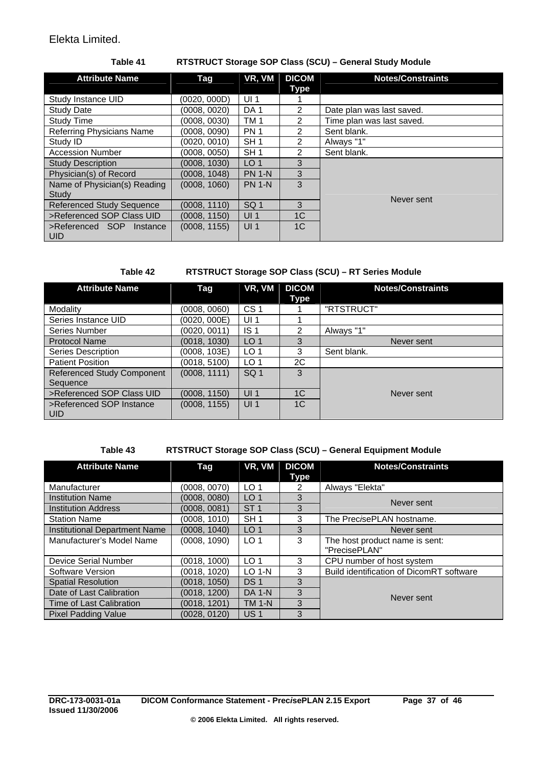**Table 41 RTSTRUCT Storage SOP Class (SCU) – General Study Module**

| Attribute Name | Tag | VR, VM | DICOM Type | Notes/Constraints |
|---|---|---|---|---|
| Study Instance UID | (0020, 000D) | UI 1 | 1 | |
| Study Date | (0008, 0020) | DA 1 | 2 | Date plan was last saved. |
| Study Time | (0008, 0030) | TM 1 | 2 | Time plan was last saved. |
| Referring Physicians Name | (0008, 0090) | PN 1 | 2 | Sent blank. |
| Study ID | (0020, 0010) | SH 1 | 2 | Always "1" |
| Accession Number | (0008, 0050) | SH 1 | 2 | Sent blank. |
| Study Description | (0008, 1030) | LO 1 | 3 | Never sent |
| Physician(s) of Record | (0008, 1048) | PN 1-N | 3 | |
| Name of Physician(s) Reading Study | (0008, 1060) | PN 1-N | 3 | |
| Referenced Study Sequence | (0008, 1110) | SQ 1 | 3 | |
| >Referenced SOP Class UID | (0008, 1150) | UI 1 | 1C | |
| >Referenced SOP Instance UID | (0008, 1155) | UI 1 | 1C | |

**Table 42 RTSTRUCT Storage SOP Class (SCU) – RT Series Module**

| Attribute Name | Tag | VR, VM | DICOM Type | Notes/Constraints |
|---|---|---|---|---|
| Modality | (0008, 0060) | CS 1 | 1 | "RTSTRUCT" |
| Series Instance UID | (0020, 000E) | UI 1 | 1 | |
| Series Number | (0020, 0011) | IS 1 | 2 | Always "1" |
| Protocol Name | (0018, 1030) | LO 1 | 3 | Never sent |
| Series Description | (0008, 103E) | LO 1 | 3 | Sent blank. |
| Patient Position | (0018, 5100) | LO 1 | 2C | |
| Referenced Study Component Sequence | (0008, 1111) | SQ 1 | 3 | Never sent |
| >Referenced SOP Class UID | (0008, 1150) | UI 1 | 1C | |
| >Referenced SOP Instance UID | (0008, 1155) | UI 1 | 1C | |

**Table 43 RTSTRUCT Storage SOP Class (SCU) – General Equipment Module**

| Attribute Name | Tag | VR, VM | DICOM Type | Notes/Constraints |
|---|---|---|---|---|
| Manufacturer | (0008, 0070) | LO 1 | 2 | Always "Elekta" |
| Institution Name | (0008, 0080) | LO 1 | 3 | Never sent |
| Institution Address | (0008, 0081) | ST 1 | 3 | |
| Station Name | (0008, 1010) | SH 1 | 3 | The Prec*i*sePLAN hostname. |
| Institutional Department Name | (0008, 1040) | LO 1 | 3 | Never sent |
| Manufacturer's Model Name | (0008, 1090) | LO 1 | 3 | The host product name is sent: "PrecisePLAN" |
| Device Serial Number | (0018, 1000) | LO 1 | 3 | CPU number of host system |
| Software Version | (0018, 1020) | LO 1-N | 3 | Build identification of DicomRT software |
| Spatial Resolution | (0018, 1050) | DS 1 | 3 | Never sent |
| Date of Last Calibration | (0018, 1200) | DA 1-N | 3 | |
| Time of Last Calibration | (0018, 1201) | TM 1-N | 3 | |
| Pixel Padding Value | (0028, 0120) | US 1 | 3 | |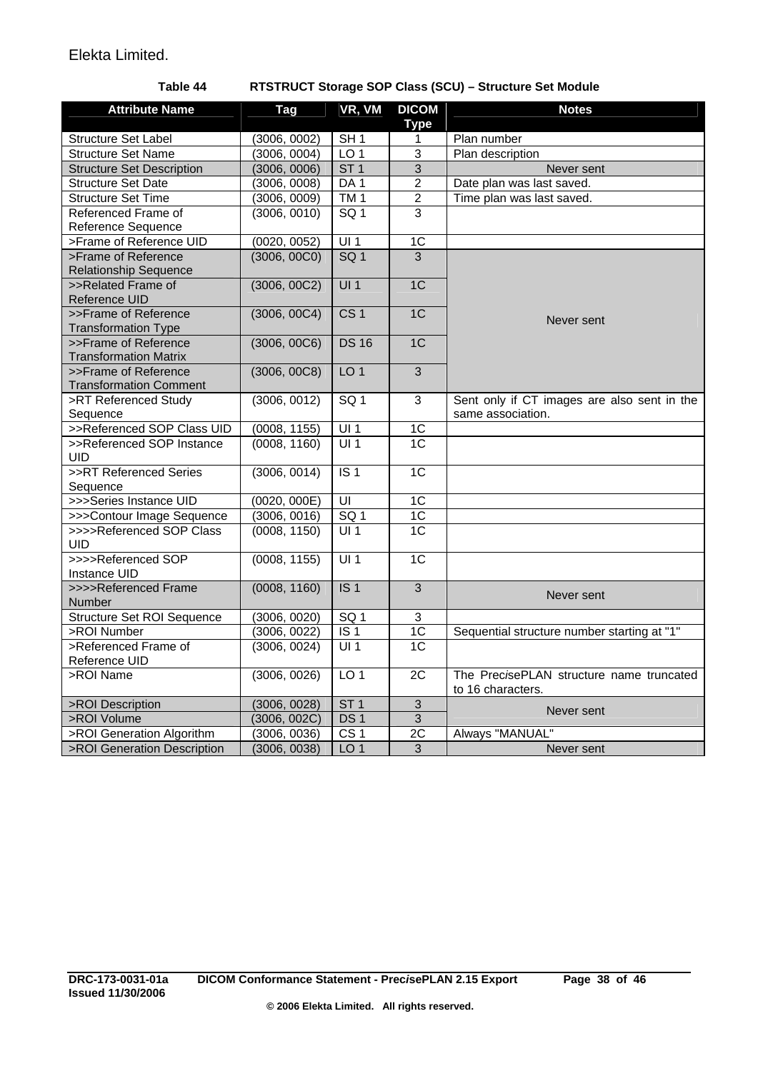Table 44 RTSTRUCT Storage SOP Class (SCU) – Structure Set Module

| Attribute Name | Tag | VR, VM | DICOM Type | Notes |
|---|---|---|---|---|
| Structure Set Label | (3006, 0002) | SH 1 | 1 | Plan number |
| Structure Set Name | (3006, 0004) | LO 1 | 3 | Plan description |
| Structure Set Description | (3006, 0006) | ST 1 | 3 | Never sent |
| Structure Set Date | (3006, 0008) | DA 1 | 2 | Date plan was last saved. |
| Structure Set Time | (3006, 0009) | TM 1 | 2 | Time plan was last saved. |
| Referenced Frame of Reference Sequence | (3006, 0010) | SQ 1 | 3 | |
| >Frame of Reference UID | (0020, 0052) | UI 1 | 1C | |
| >Frame of Reference Relationship Sequence | (3006, 00C0) | SQ 1 | 3 | Never sent |
| >>Related Frame of Reference UID | (3006, 00C2) | UI 1 | 1C | |
| >>Frame of Reference Transformation Type | (3006, 00C4) | CS 1 | 1C | |
| >>Frame of Reference Transformation Matrix | (3006, 00C6) | DS 16 | 1C | |
| >>Frame of Reference Transformation Comment | (3006, 00C8) | LO 1 | 3 | |
| >RT Referenced Study Sequence | (3006, 0012) | SQ 1 | 3 | Sent only if CT images are also sent in the same association. |
| >>Referenced SOP Class UID | (0008, 1155) | UI 1 | 1C | |
| >>Referenced SOP Instance UID | (0008, 1160) | UI 1 | 1C | |
| >>RT Referenced Series Sequence | (3006, 0014) | IS 1 | 1C | |
| >>>Series Instance UID | (0020, 000E) | UI | 1C | |
| >>>Contour Image Sequence | (3006, 0016) | SQ 1 | 1C | |
| >>>>Referenced SOP Class UID | (0008, 1150) | UI 1 | 1C | |
| >>>>Referenced SOP Instance UID | (0008, 1155) | UI 1 | 1C | |
| >>>>Referenced Frame Number | (0008, 1160) | IS 1 | 3 | Never sent |
| Structure Set ROI Sequence | (3006, 0020) | SQ 1 | 3 | |
| >ROI Number | (3006, 0022) | IS 1 | 1C | Sequential structure number starting at "1" |
| >Referenced Frame of Reference UID | (3006, 0024) | UI 1 | 1C | |
| >ROI Name | (3006, 0026) | LO 1 | 2C | The PrecisePLAN structure name truncated to 16 characters. |
| >ROI Description | (3006, 0028) | ST 1 | 3 | Never sent |
| >ROI Volume | (3006, 002C) | DS 1 | 3 | |
| >ROI Generation Algorithm | (3006, 0036) | CS 1 | 2C | Always "MANUAL" |
| >ROI Generation Description | (3006, 0038) | LO 1 | 3 | Never sent |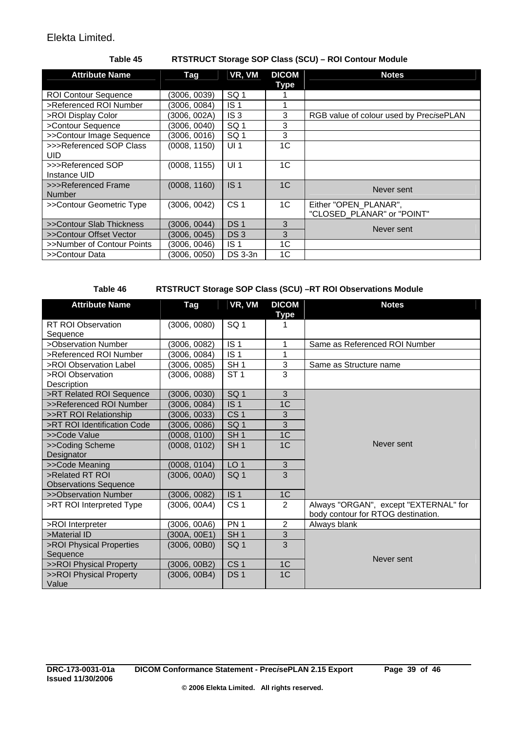Table 45 RTSTRUCT Storage SOP Class (SCU) – ROI Contour Module

| Attribute Name | Tag | VR, VM | DICOM Type | Notes |
|---|---|---|---|---|
| ROI Contour Sequence | (3006, 0039) | SQ 1 | 1 | |
| >Referenced ROI Number | (3006, 0084) | IS 1 | 1 | |
| >ROI Display Color | (3006, 002A) | IS 3 | 3 | RGB value of colour used by PrecisePLAN |
| >Contour Sequence | (3006, 0040) | SQ 1 | 3 | |
| >>Contour Image Sequence | (3006, 0016) | SQ 1 | 3 | |
| >>>Referenced SOP Class UID | (0008, 1150) | UI 1 | 1C | |
| >>>Referenced SOP Instance UID | (0008, 1155) | UI 1 | 1C | |
| >>>Referenced Frame Number | (0008, 1160) | IS 1 | 1C | Never sent |
| >>Contour Geometric Type | (3006, 0042) | CS 1 | 1C | Either "OPEN_PLANAR", "CLOSED_PLANAR" or "POINT" |
| >>Contour Slab Thickness | (3006, 0044) | DS 1 | 3 | Never sent |
| >>Contour Offset Vector | (3006, 0045) | DS 3 | 3 | |
| >>Number of Contour Points | (3006, 0046) | IS 1 | 1C | |
| >>Contour Data | (3006, 0050) | DS 3-3n | 1C | |

Table 46 RTSTRUCT Storage SOP Class (SCU) –RT ROI Observations Module

| Attribute Name | Tag | VR, VM | DICOM Type | Notes |
|---|---|---|---|---|
| RT ROI Observation Sequence | (3006, 0080) | SQ 1 | 1 | |
| >Observation Number | (3006, 0082) | IS 1 | 1 | Same as Referenced ROI Number |
| >Referenced ROI Number | (3006, 0084) | IS 1 | 1 | |
| >ROI Observation Label | (3006, 0085) | SH 1 | 3 | Same as Structure name |
| >ROI Observation Description | (3006, 0088) | ST 1 | 3 | |
| >RT Related ROI Sequence | (3006, 0030) | SQ 1 | 3 | Never sent |
| >>Referenced ROI Number | (3006, 0084) | IS 1 | 1C | |
| >>RT ROI Relationship | (3006, 0033) | CS 1 | 3 | |
| >RT ROI Identification Code | (3006, 0086) | SQ 1 | 3 | |
| >>Code Value | (0008, 0100) | SH 1 | 1C | |
| >>Coding Scheme Designator | (0008, 0102) | SH 1 | 1C | |
| >>Code Meaning | (0008, 0104) | LO 1 | 3 | |
| >Related RT ROI Observations Sequence | (3006, 00A0) | SQ 1 | 3 | |
| >>Observation Number | (3006, 0082) | IS 1 | 1C | |
| >RT ROI Interpreted Type | (3006, 00A4) | CS 1 | 2 | Always "ORGAN", except "EXTERNAL" for body contour for RTOG destination. |
| >ROI Interpreter | (3006, 00A6) | PN 1 | 2 | Always blank |
| >Material ID | (300A, 00E1) | SH 1 | 3 | Never sent |
| >ROI Physical Properties Sequence | (3006, 00B0) | SQ 1 | 3 | |
| >>ROI Physical Property | (3006, 00B2) | CS 1 | 1C | |
| >>ROI Physical Property Value | (3006, 00B4) | DS 1 | 1C | |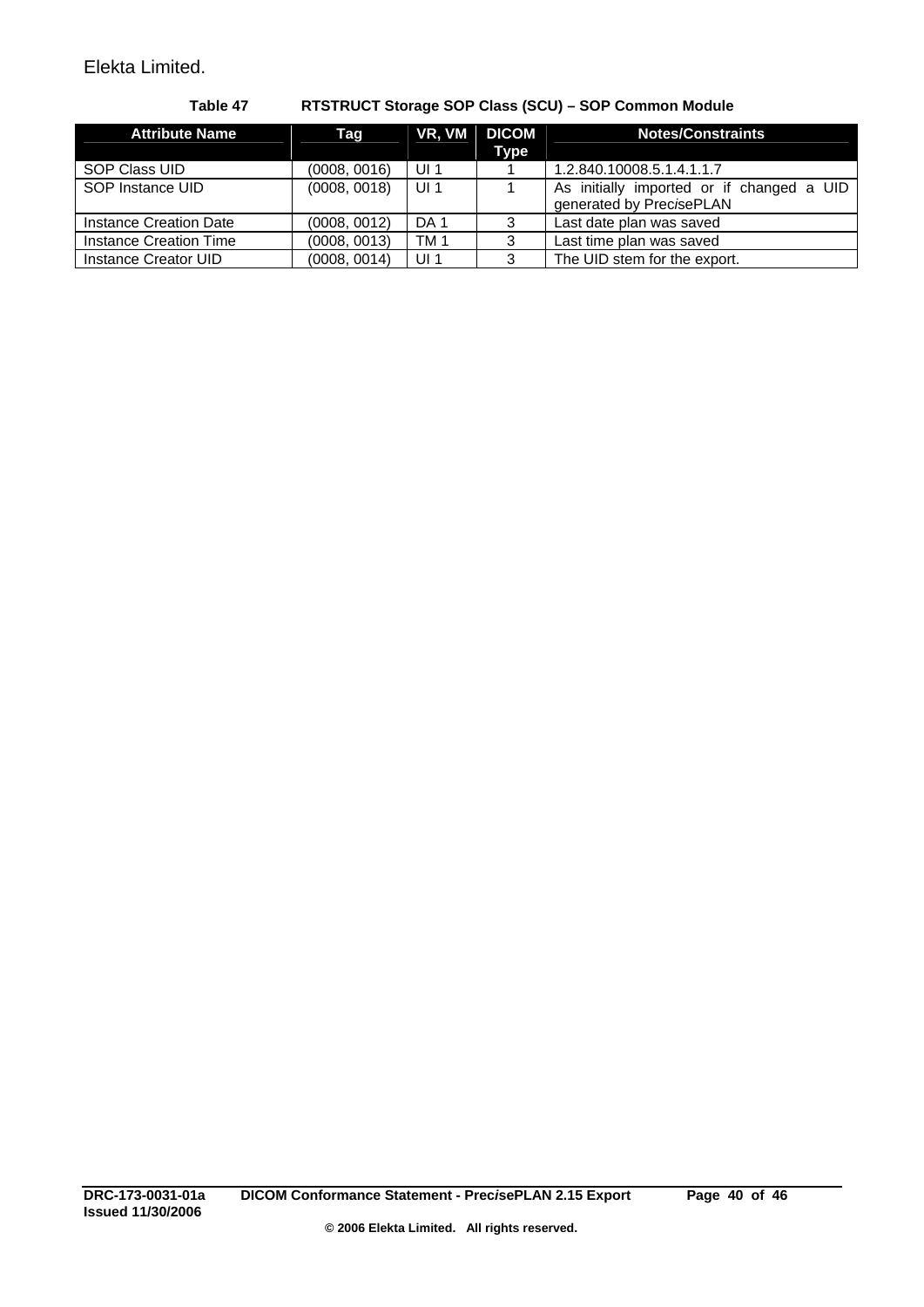**Table 47 RTSTRUCT Storage SOP Class (SCU) – SOP Common Module**

| Attribute Name | Tag | VR, VM | DICOM Type | Notes/Constraints |
|---|---|---|---|---|
| SOP Class UID | (0008, 0016) | UI 1 | 1 | 1.2.840.10008.5.1.4.1.1.7 |
| SOP Instance UID | (0008, 0018) | UI 1 | 1 | As initially imported or if changed a UID generated by Prec*i*sePLAN |
| Instance Creation Date | (0008, 0012) | DA 1 | 3 | Last date plan was saved |
| Instance Creation Time | (0008, 0013) | TM 1 | 3 | Last time plan was saved |
| Instance Creator UID | (0008, 0014) | UI 1 | 3 | The UID stem for the export. |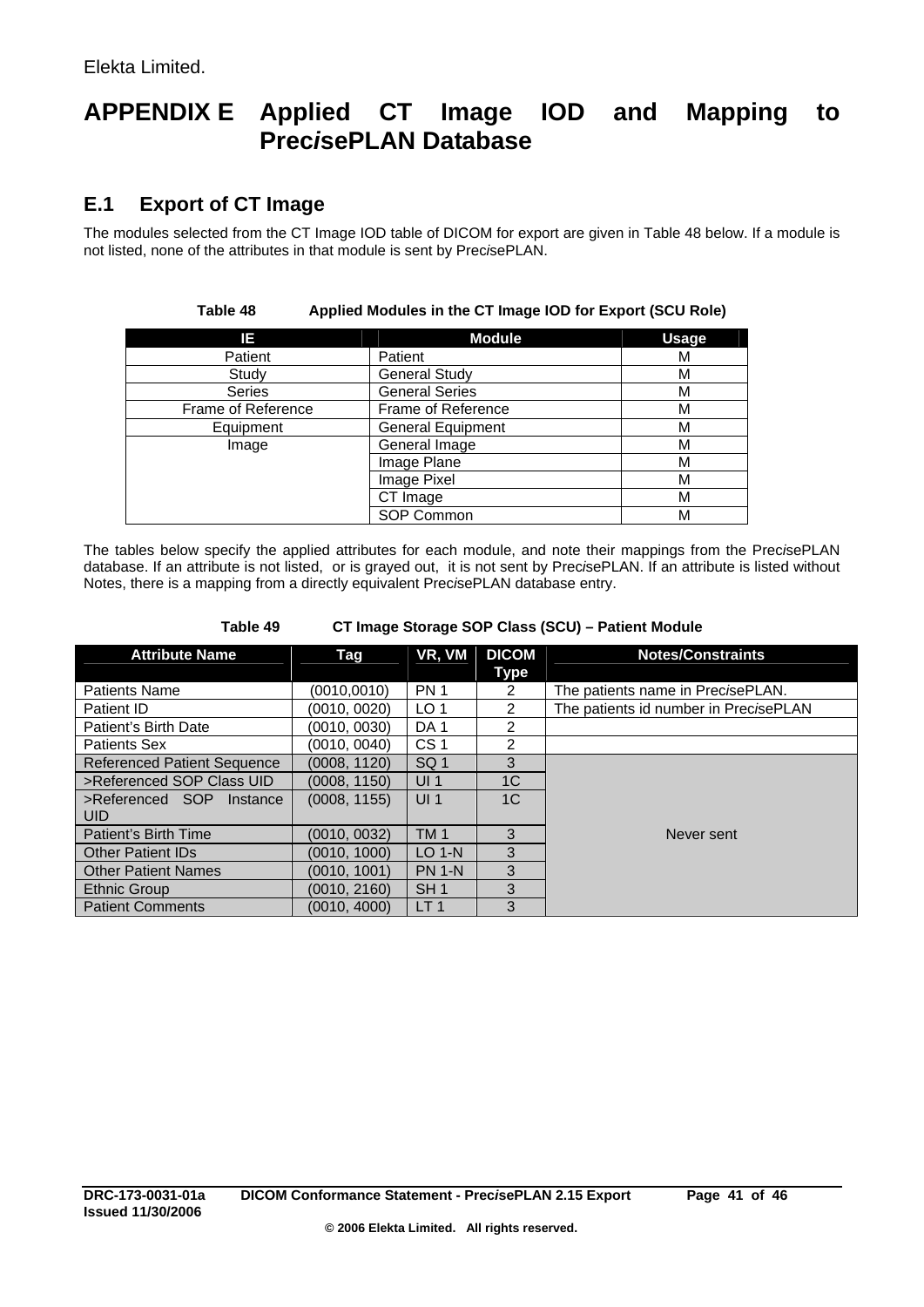# APPENDIX E Applied CT Image IOD and Mapping to Prec*is*ePLAN Database

## E.1 Export of CT Image

The modules selected from the CT Image IOD table of DICOM for export are given in Table 48 below. If a module is not listed, none of the attributes in that module is sent by Prec*is*ePLAN.

**Table 48 Applied Modules in the CT Image IOD for Export (SCU Role)**

| IE | Module | Usage |
|---|---|---|
| Patient | Patient | M |
| Study | General Study | M |
| Series | General Series | M |
| Frame of Reference | Frame of Reference | M |
| Equipment | General Equipment | M |
| Image | General Image | M |
| | Image Plane | M |
| | Image Pixel | M |
| | CT Image | M |
| | SOP Common | M |

The tables below specify the applied attributes for each module, and note their mappings from the Prec*is*ePLAN database. If an attribute is not listed, or is grayed out, it is not sent by Prec*is*ePLAN. If an attribute is listed without Notes, there is a mapping from a directly equivalent Prec*is*ePLAN database entry.

**Table 49 CT Image Storage SOP Class (SCU) – Patient Module**

| Attribute Name | Tag | VR, VM | DICOM Type | Notes/Constraints |
|---|---|---|---|---|
| Patients Name | (0010,0010) | PN 1 | 2 | The patients name in Prec*is*ePLAN. |
| Patient ID | (0010, 0020) | LO 1 | 2 | The patients id number in Prec*is*ePLAN |
| Patient's Birth Date | (0010, 0030) | DA 1 | 2 | |
| Patients Sex | (0010, 0040) | CS 1 | 2 | |
| Referenced Patient Sequence | (0008, 1120) | SQ 1 | 3 | Never sent |
| >Referenced SOP Class UID | (0008, 1150) | UI 1 | 1C | |
| >Referenced SOP Instance UID | (0008, 1155) | UI 1 | 1C | |
| Patient's Birth Time | (0010, 0032) | TM 1 | 3 | |
| Other Patient IDs | (0010, 1000) | LO 1-N | 3 | |
| Other Patient Names | (0010, 1001) | PN 1-N | 3 | |
| Ethnic Group | (0010, 2160) | SH 1 | 3 | |
| Patient Comments | (0010, 4000) | LT 1 | 3 | |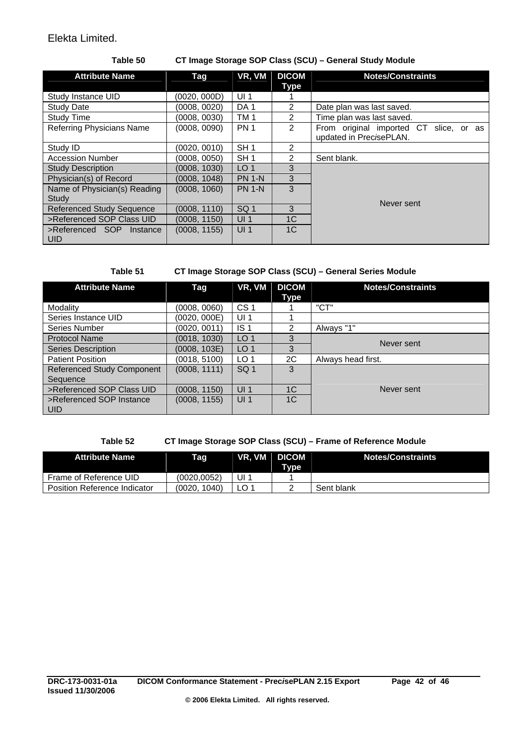Elekta Limited.

**Table 50 CT Image Storage SOP Class (SCU) – General Study Module**

| Attribute Name | Tag | VR, VM | DICOM Type | Notes/Constraints |
|---|---|---|---|---|
| Study Instance UID | (0020, 000D) | UI 1 | 1 | |
| Study Date | (0008, 0020) | DA 1 | 2 | Date plan was last saved. |
| Study Time | (0008, 0030) | TM 1 | 2 | Time plan was last saved. |
| Referring Physicians Name | (0008, 0090) | PN 1 | 2 | From original imported CT slice, or as updated in Prec*i*sePLAN. |
| Study ID | (0020, 0010) | SH 1 | 2 | |
| Accession Number | (0008, 0050) | SH 1 | 2 | Sent blank. |
| Study Description | (0008, 1030) | LO 1 | 3 | Never sent |
| Physician(s) of Record | (0008, 1048) | PN 1-N | 3 | |
| Name of Physician(s) Reading Study | (0008, 1060) | PN 1-N | 3 | |
| Referenced Study Sequence | (0008, 1110) | SQ 1 | 3 | |
| >Referenced SOP Class UID | (0008, 1150) | UI 1 | 1C | |
| >Referenced SOP Instance UID | (0008, 1155) | UI 1 | 1C | |

**Table 51 CT Image Storage SOP Class (SCU) – General Series Module**

| Attribute Name | Tag | VR, VM | DICOM Type | Notes/Constraints |
|---|---|---|---|---|
| Modality | (0008, 0060) | CS 1 | 1 | "CT" |
| Series Instance UID | (0020, 000E) | UI 1 | 1 | |
| Series Number | (0020, 0011) | IS 1 | 2 | Always "1" |
| Protocol Name | (0018, 1030) | LO 1 | 3 | Never sent |
| Series Description | (0008, 103E) | LO 1 | 3 | |
| Patient Position | (0018, 5100) | LO 1 | 2C | Always head first. |
| Referenced Study Component Sequence | (0008, 1111) | SQ 1 | 3 | Never sent |
| >Referenced SOP Class UID | (0008, 1150) | UI 1 | 1C | |
| >Referenced SOP Instance UID | (0008, 1155) | UI 1 | 1C | |

**Table 52 CT Image Storage SOP Class (SCU) – Frame of Reference Module**

| Attribute Name | Tag | VR, VM | DICOM Type | Notes/Constraints |
|---|---|---|---|---|
| Frame of Reference UID | (0020,0052) | UI 1 | 1 | |
| Position Reference Indicator | (0020, 1040) | LO 1 | 2 | Sent blank |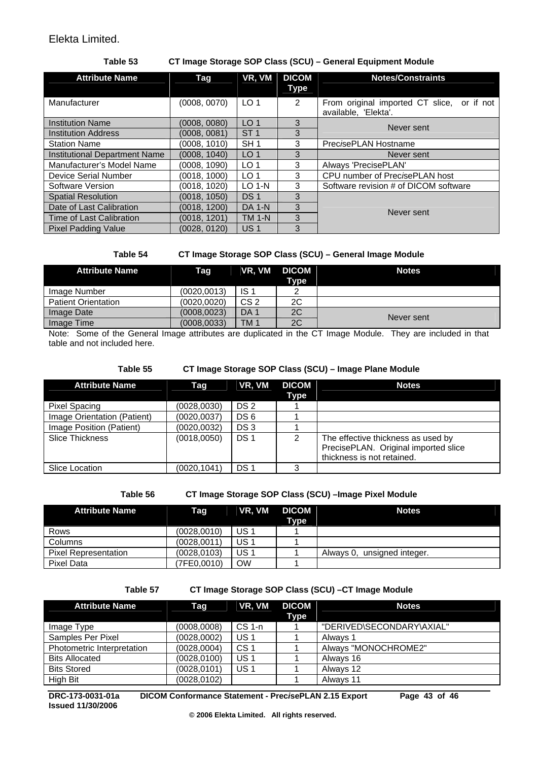Table 53 CT Image Storage SOP Class (SCU) – General Equipment Module

| Attribute Name | Tag | VR, VM | DICOM Type | Notes/Constraints |
|---|---|---|---|---|
| Manufacturer | (0008, 0070) | LO 1 | 2 | From original imported CT slice, or if not available, 'Elekta'. |
| Institution Name | (0008, 0080) | LO 1 | 3 | Never sent |
| Institution Address | (0008, 0081) | ST 1 | 3 | |
| Station Name | (0008, 1010) | SH 1 | 3 | Pre*cise*PLAN Hostname |
| Institutional Department Name | (0008, 1040) | LO 1 | 3 | Never sent |
| Manufacturer's Model Name | (0008, 1090) | LO 1 | 3 | Always 'PrecisePLAN' |
| Device Serial Number | (0018, 1000) | LO 1 | 3 | CPU number of Pre*cise*PLAN host |
| Software Version | (0018, 1020) | LO 1-N | 3 | Software revision # of DICOM software |
| Spatial Resolution | (0018, 1050) | DS 1 | 3 | Never sent |
| Date of Last Calibration | (0018, 1200) | DA 1-N | 3 | |
| Time of Last Calibration | (0018, 1201) | TM 1-N | 3 | |
| Pixel Padding Value | (0028, 0120) | US 1 | 3 | |

Table 54 CT Image Storage SOP Class (SCU) – General Image Module

| Attribute Name | Tag | VR, VM | DICOM Type | Notes |
|---|---|---|---|---|
| Image Number | (0020,0013) | IS 1 | 2 | |
| Patient Orientation | (0020,0020) | CS 2 | 2C | |
| Image Date | (0008,0023) | DA 1 | 2C | Never sent |
| Image Time | (0008,0033) | TM 1 | 2C | |

Note: Some of the General Image attributes are duplicated in the CT Image Module. They are included in that table and not included here.

Table 55 CT Image Storage SOP Class (SCU) – Image Plane Module

| Attribute Name | Tag | VR, VM | DICOM Type | Notes |
|---|---|---|---|---|
| Pixel Spacing | (0028,0030) | DS 2 | 1 | |
| Image Orientation (Patient) | (0020,0037) | DS 6 | 1 | |
| Image Position (Patient) | (0020,0032) | DS 3 | 1 | |
| Slice Thickness | (0018,0050) | DS 1 | 2 | The effective thickness as used by PrecisePLAN. Original imported slice thickness is not retained. |
| Slice Location | (0020,1041) | DS 1 | 3 | |

Table 56 CT Image Storage SOP Class (SCU) –Image Pixel Module

| Attribute Name | Tag | VR, VM | DICOM Type | Notes |
|---|---|---|---|---|
| Rows | (0028,0010) | US 1 | 1 | |
| Columns | (0028,0011) | US 1 | 1 | |
| Pixel Representation | (0028,0103) | US 1 | 1 | Always 0, unsigned integer. |
| Pixel Data | (7FE0,0010) | OW | 1 | |

Table 57 CT Image Storage SOP Class (SCU) –CT Image Module

| Attribute Name | Tag | VR, VM | DICOM Type | Notes |
|---|---|---|---|---|
| Image Type | (0008,0008) | CS 1-n | 1 | "DERIVED\SECONDARY\AXIAL" |
| Samples Per Pixel | (0028,0002) | US 1 | 1 | Always 1 |
| Photometric Interpretation | (0028,0004) | CS 1 | 1 | Always "MONOCHROME2" |
| Bits Allocated | (0028,0100) | US 1 | 1 | Always 16 |
| Bits Stored | (0028,0101) | US 1 | 1 | Always 12 |
| High Bit | (0028,0102) | | 1 | Always 11 |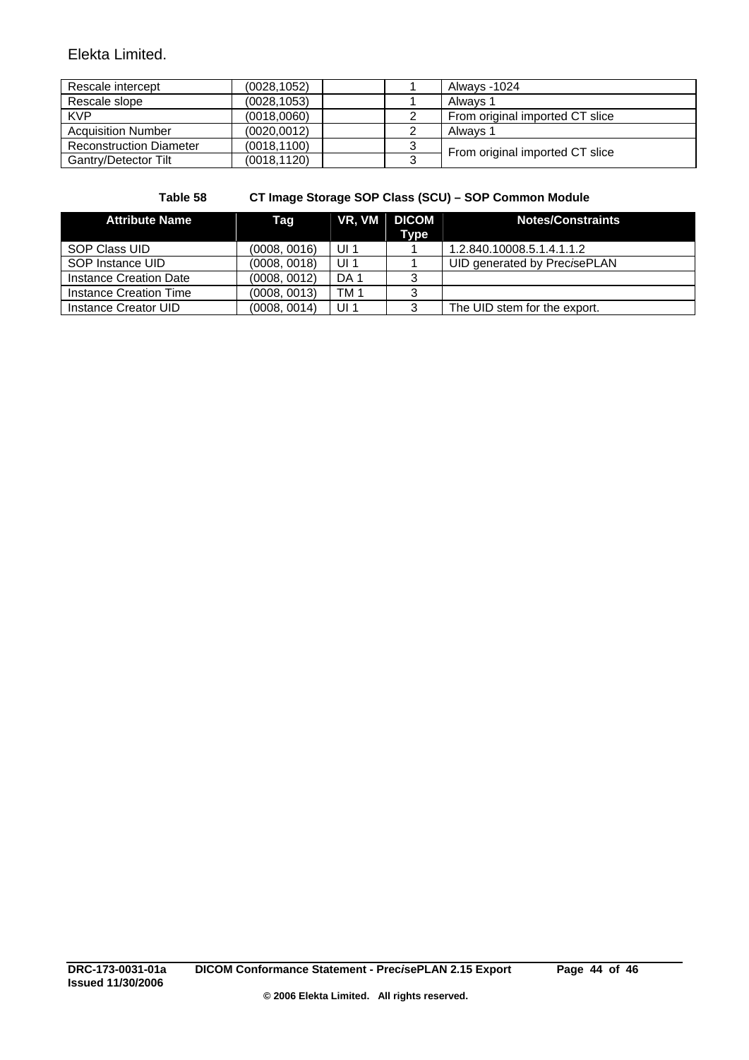| | | | | |
|---|---|---|---|---|
| Rescale intercept | (0028,1052) | | 1 | Always -1024 |
| Rescale slope | (0028,1053) | | 1 | Always 1 |
| KVP | (0018,0060) | | 2 | From original imported CT slice |
| Acquisition Number | (0020,0012) | | 2 | Always 1 |
| Reconstruction Diameter | (0018,1100) | | 3 | From original imported CT slice |
| Gantry/Detector Tilt | (0018,1120) | | 3 | |

**Table 58 CT Image Storage SOP Class (SCU) – SOP Common Module**

| Attribute Name | Tag | VR, VM | DICOM Type | Notes/Constraints |
|---|---|---|---|---|
| SOP Class UID | (0008, 0016) | UI 1 | 1 | 1.2.840.10008.5.1.4.1.1.2 |
| SOP Instance UID | (0008, 0018) | UI 1 | 1 | UID generated by Prec*i*sePLAN |
| Instance Creation Date | (0008, 0012) | DA 1 | 3 | |
| Instance Creation Time | (0008, 0013) | TM 1 | 3 | |
| Instance Creator UID | (0008, 0014) | UI 1 | 3 | The UID stem for the export. |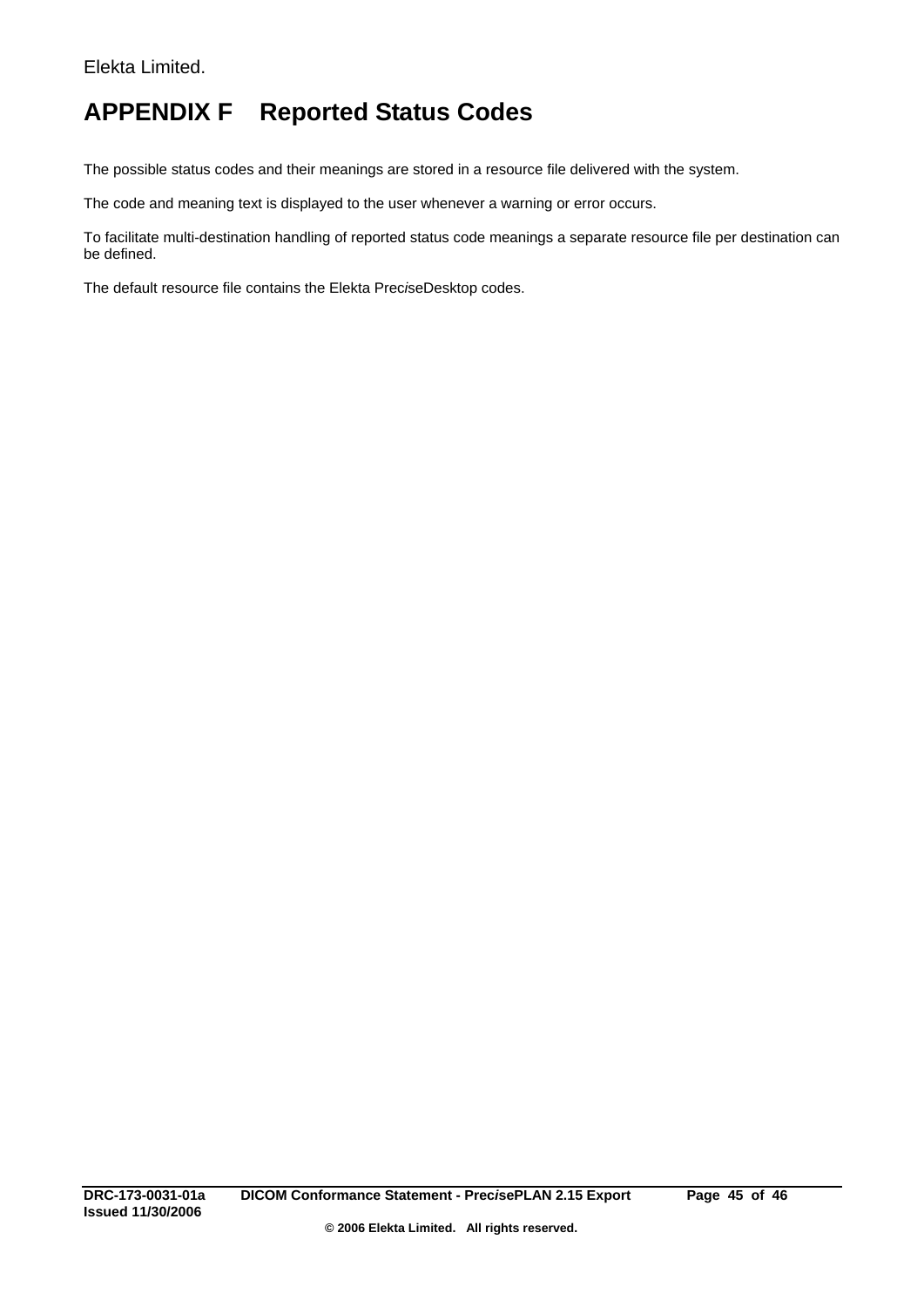# APPENDIX F Reported Status Codes

The possible status codes and their meanings are stored in a resource file delivered with the system.

The code and meaning text is displayed to the user whenever a warning or error occurs.

To facilitate multi-destination handling of reported status code meanings a separate resource file per destination can be defined.

The default resource file contains the Elekta Prec*i*seDesktop codes.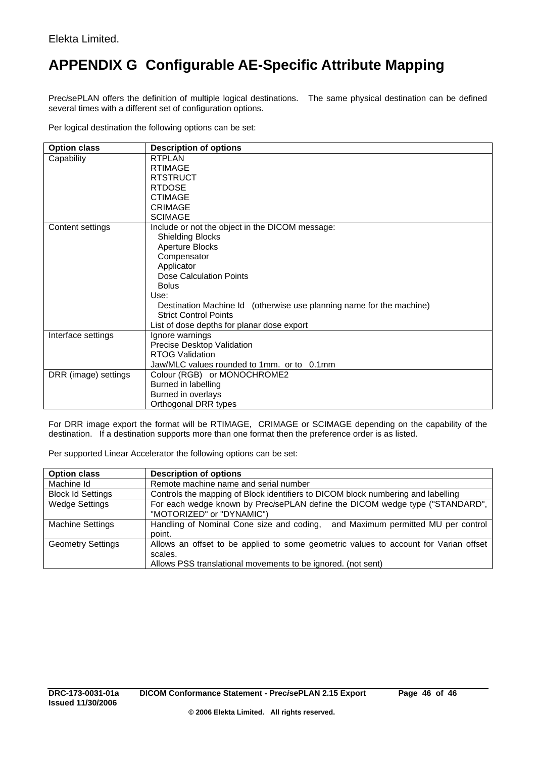# APPENDIX G Configurable AE-Specific Attribute Mapping

Prec*i*sePLAN offers the definition of multiple logical destinations. The same physical destination can be defined several times with a different set of configuration options.

Per logical destination the following options can be set:

| Option class | Description of options |
|---|---|
| Capability | RTPLAN<br>RTIMAGE<br>RTSTRUCT<br>RTDOSE<br>CTIMAGE<br>CRIMAGE<br>SCIMAGE |
| Content settings | Include or not the object in the DICOM message:<br>Shielding Blocks<br>Aperture Blocks<br>Compensator<br>Applicator<br>Dose Calculation Points<br>Bolus<br>Use:<br>Destination Machine Id (otherwise use planning name for the machine)<br>Strict Control Points<br>List of dose depths for planar dose export |
| Interface settings | Ignore warnings<br>Precise Desktop Validation<br>RTOG Validation<br>Jaw/MLC values rounded to 1mm. or to 0.1mm |
| DRR (image) settings | Colour (RGB) or MONOCHROME2<br>Burned in labelling<br>Burned in overlays<br>Orthogonal DRR types |

For DRR image export the format will be RTIMAGE, CRIMAGE or SCIMAGE depending on the capability of the destination. If a destination supports more than one format then the preference order is as listed.

Per supported Linear Accelerator the following options can be set:

| Option class | Description of options |
|---|---|
| Machine Id | Remote machine name and serial number |
| Block Id Settings | Controls the mapping of Block identifiers to DICOM block numbering and labelling |
| Wedge Settings | For each wedge known by Prec*i*sePLAN define the DICOM wedge type ("STANDARD", "MOTORIZED" or "DYNAMIC") |
| Machine Settings | Handling of Nominal Cone size and coding, and Maximum permitted MU per control point. |
| Geometry Settings | Allows an offset to be applied to some geometric values to account for Varian offset scales.<br>Allows PSS translational movements to be ignored. (not sent) |